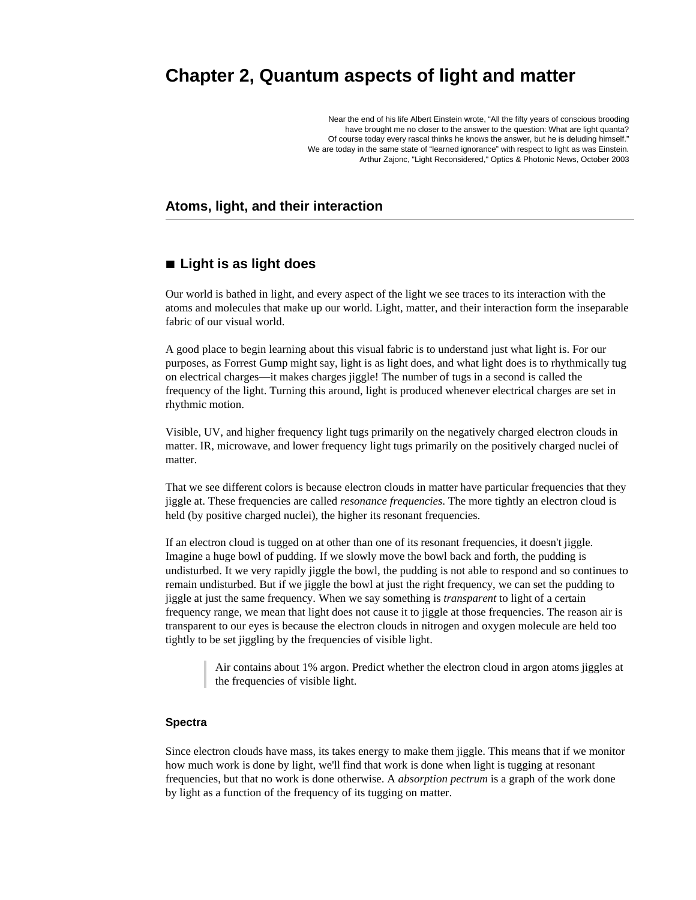# Chapter 2, Quantum aspects of light and matter

> Near the end of his life Albert Einstein wrote, “All the fifty years of conscious brooding have brought me no closer to the answer to the question: What are light quanta? Of course today every rascal thinks he knows the answer, but he is deluding himself.” We are today in the same state of “learned ignorance” with respect to light as was Einstein.
> Arthur Zajonc, "Light Reconsidered," Optics & Photonic News, October 2003

## Atoms, light, and their interaction

### ■ Light is as light does

Our world is bathed in light, and every aspect of the light we see traces to its interaction with the atoms and molecules that make up our world. Light, matter, and their interaction form the inseparable fabric of our visual world.

A good place to begin learning about this visual fabric is to understand just what light is. For our purposes, as Forrest Gump might say, light is as light does, and what light does is to rhythmically tug on electrical charges—it makes charges jiggle! The number of tugs in a second is called the frequency of the light. Turning this around, light is produced whenever electrical charges are set in rhythmic motion.

Visible, UV, and higher frequency light tugs primarily on the negatively charged electron clouds in matter. IR, microwave, and lower frequency light tugs primarily on the positively charged nuclei of matter.

That we see different colors is because electron clouds in matter have particular frequencies that they jiggle at. These frequencies are called *resonance frequencies*. The more tightly an electron cloud is held (by positive charged nuclei), the higher its resonant frequencies.

If an electron cloud is tugged on at other than one of its resonant frequencies, it doesn't jiggle. Imagine a huge bowl of pudding. If we slowly move the bowl back and forth, the pudding is undisturbed. It we very rapidly jiggle the bowl, the pudding is not able to respond and so continues to remain undisturbed. But if we jiggle the bowl at just the right frequency, we can set the pudding to jiggle at just the same frequency. When we say something is *transparent* to light of a certain frequency range, we mean that light does not cause it to jiggle at those frequencies. The reason air is transparent to our eyes is because the electron clouds in nitrogen and oxygen molecule are held too tightly to be set jiggling by the frequencies of visible light.

> Air contains about 1% argon. Predict whether the electron cloud in argon atoms jiggles at the frequencies of visible light.

#### Spectra

Since electron clouds have mass, its takes energy to make them jiggle. This means that if we monitor how much work is done by light, we'll find that work is done when light is tugging at resonant frequencies, but that no work is done otherwise. A *absorption pectrum* is a graph of the work done by light as a function of the frequency of its tugging on matter.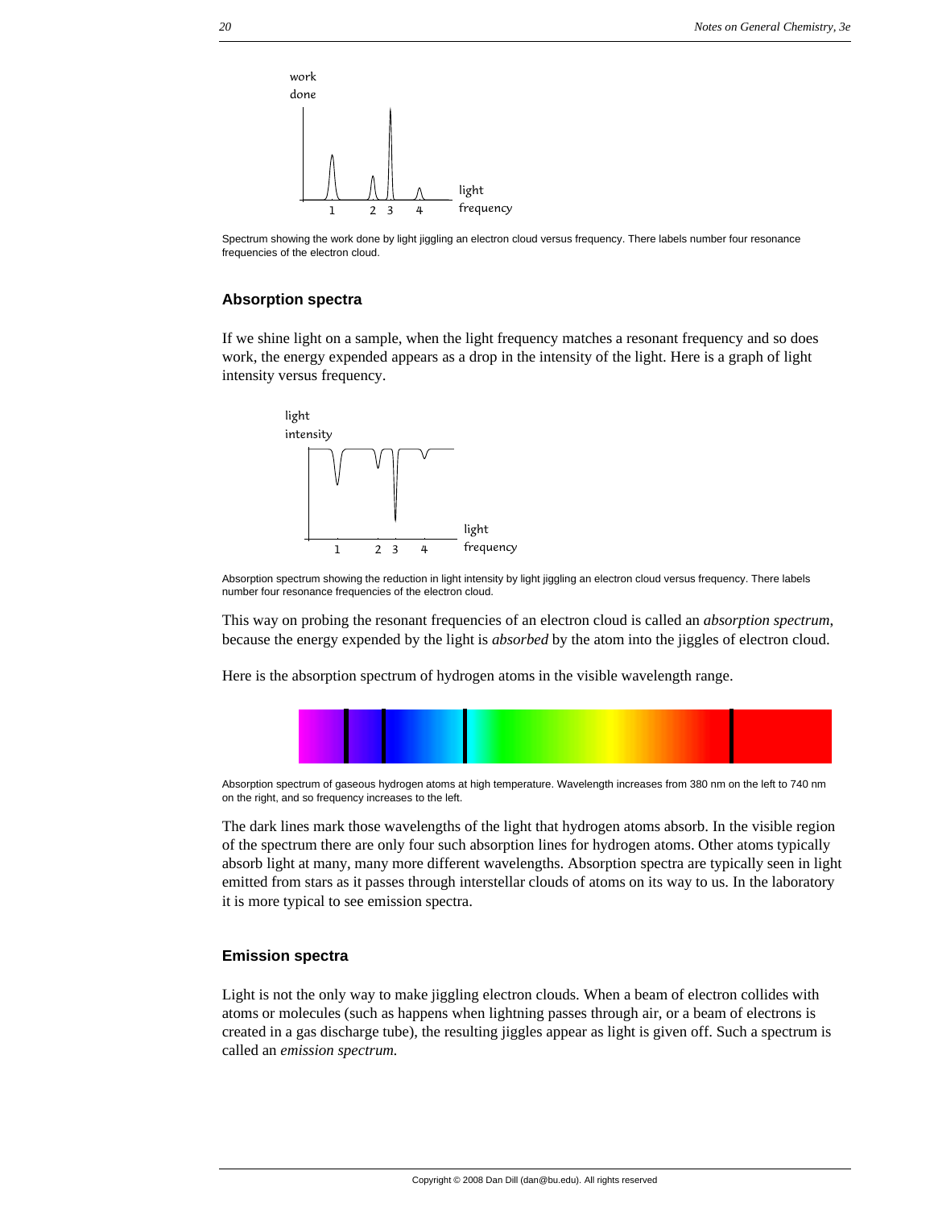Spectrum showing the work done by light jiggling an electron cloud versus frequency. There labels number four resonance frequencies of the electron cloud.

### Absorption spectra

If we shine light on a sample, when the light frequency matches a resonant frequency and so does work, the energy expended appears as a drop in the intensity of the light. Here is a graph of light intensity versus frequency.

Absorption spectrum showing the reduction in light intensity by light jiggling an electron cloud versus frequency. There labels number four resonance frequencies of the electron cloud.

This way on probing the resonant frequencies of an electron cloud is called an *absorption spectrum,* because the energy expended by the light is *absorbed* by the atom into the jiggles of electron cloud.

Here is the absorption spectrum of hydrogen atoms in the visible wavelength range.

Absorption spectrum of gaseous hydrogen atoms at high temperature. Wavelength increases from 380 nm on the left to 740 nm on the right, and so frequency increases to the left.

The dark lines mark those wavelengths of the light that hydrogen atoms absorb. In the visible region of the spectrum there are only four such absorption lines for hydrogen atoms. Other atoms typically absorb light at many, many more different wavelengths. Absorption spectra are typically seen in light emitted from stars as it passes through interstellar clouds of atoms on its way to us. In the laboratory it is more typical to see emission spectra.

### Emission spectra

Light is not the only way to make jiggling electron clouds. When a beam of electron collides with atoms or molecules (such as happens when lightning passes through air, or a beam of electrons is created in a gas discharge tube), the resulting jiggles appear as light is given off. Such a spectrum is called an *emission spectrum.*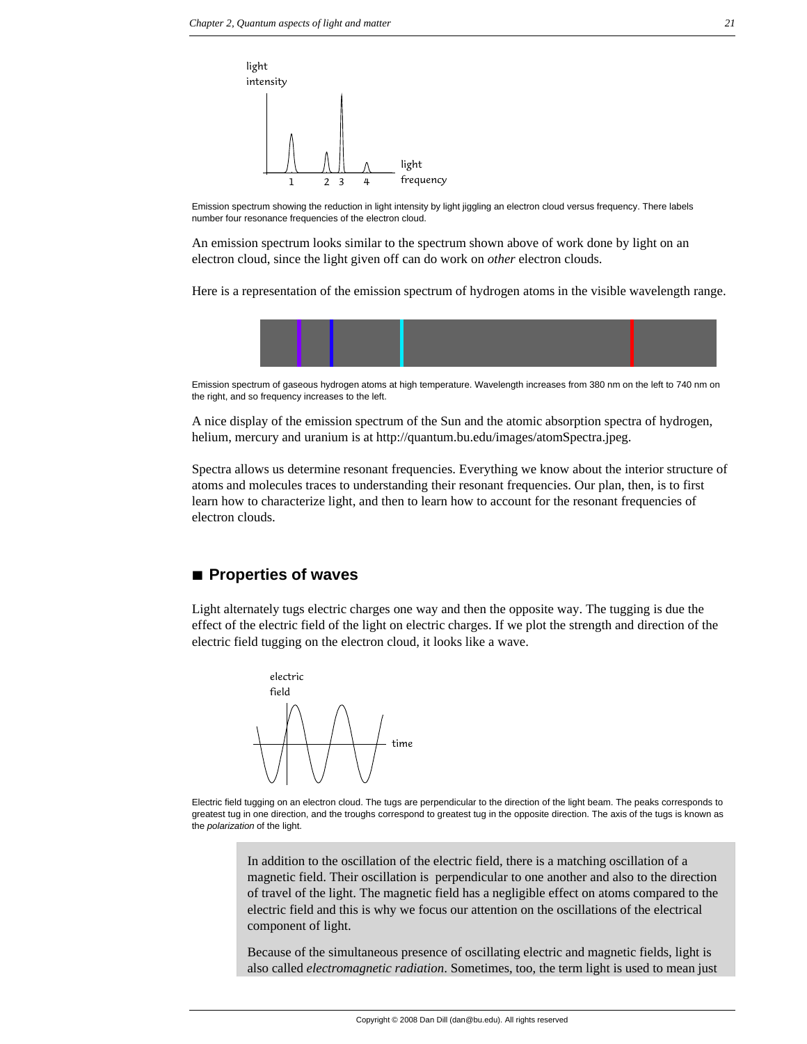Emission spectrum showing the reduction in light intensity by light jiggling an electron cloud versus frequency. There labels number four resonance frequencies of the electron cloud.

An emission spectrum looks similar to the spectrum shown above of work done by light on an electron cloud, since the light given off can do work on *other* electron clouds.

Here is a representation of the emission spectrum of hydrogen atoms in the visible wavelength range.

Emission spectrum of gaseous hydrogen atoms at high temperature. Wavelength increases from 380 nm on the left to 740 nm on the right, and so frequency increases to the left.

A nice display of the emission spectrum of the Sun and the atomic absorption spectra of hydrogen, helium, mercury and uranium is at http://quantum.bu.edu/images/atomSpectra.jpeg.

Spectra allows us determine resonant frequencies. Everything we know about the interior structure of atoms and molecules traces to understanding their resonant frequencies. Our plan, then, is to first learn how to characterize light, and then to learn how to account for the resonant frequencies of electron clouds.

## ■ Properties of waves

Light alternately tugs electric charges one way and then the opposite way. The tugging is due the effect of the electric field of the light on electric charges. If we plot the strength and direction of the electric field tugging on the electron cloud, it looks like a wave.

Electric field tugging on an electron cloud. The tugs are perpendicular to the direction of the light beam. The peaks corresponds to greatest tug in one direction, and the troughs correspond to greatest tug in the opposite direction. The axis of the tugs is known as the *polarization* of the light.

> In addition to the oscillation of the electric field, there is a matching oscillation of a magnetic field. Their oscillation is perpendicular to one another and also to the direction of travel of the light. The magnetic field has a negligible effect on atoms compared to the electric field and this is why we focus our attention on the oscillations of the electrical component of light.
>
> Because of the simultaneous presence of oscillating electric and magnetic fields, light is also called *electromagnetic radiation*. Sometimes, too, the term light is used to mean just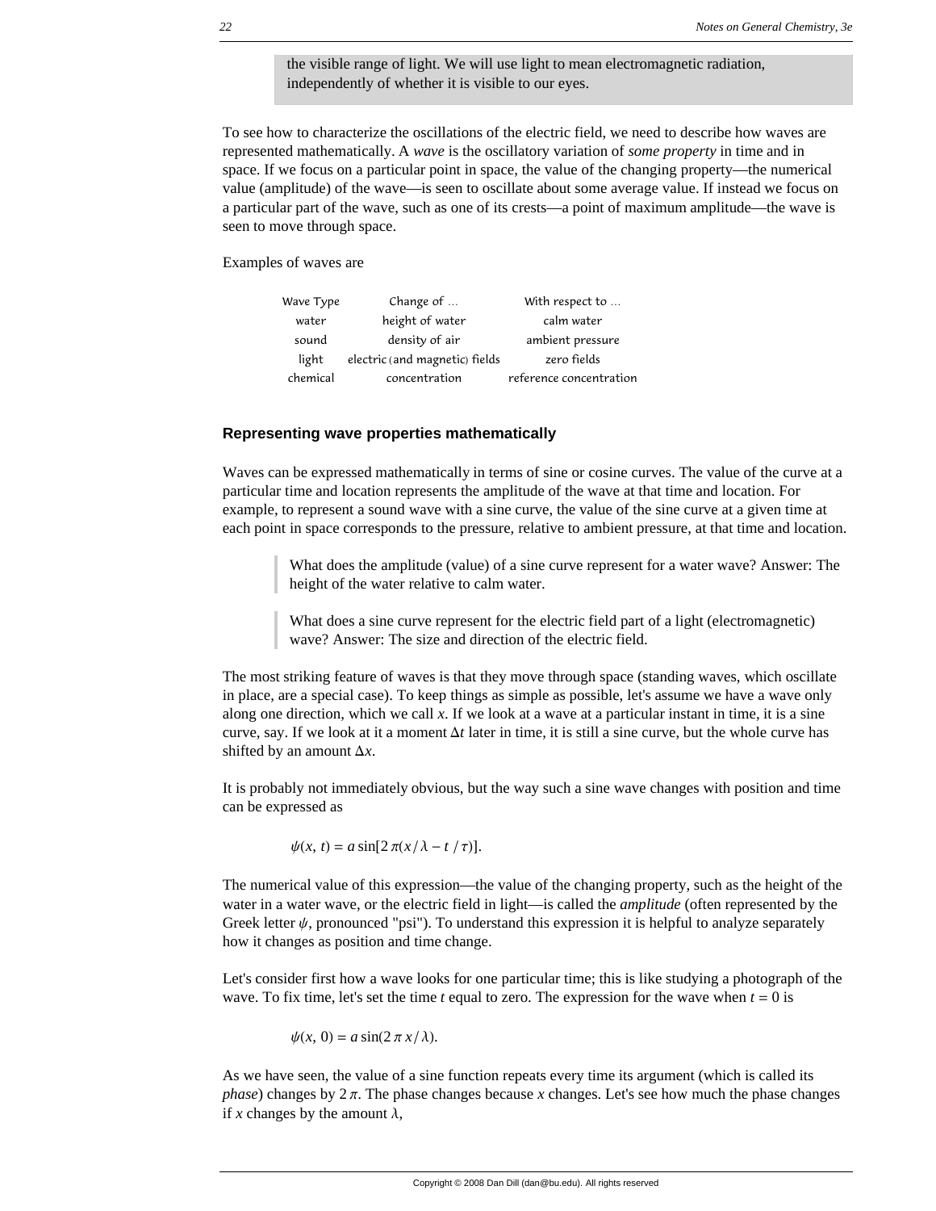the visible range of light. We will use light to mean electromagnetic radiation, independently of whether it is visible to our eyes.

To see how to characterize the oscillations of the electric field, we need to describe how waves are represented mathematically. A *wave* is the oscillatory variation of *some property* in time and in space. If we focus on a particular point in space, the value of the changing property—the numerical value (amplitude) of the wave—is seen to oscillate about some average value. If instead we focus on a particular part of the wave, such as one of its crests—a point of maximum amplitude—the wave is seen to move through space.

Examples of waves are

| Wave Type | Change of ... | With respect to ... |
|---|---|---|
| water | height of water | calm water |
| sound | density of air | ambient pressure |
| light | electric (and magnetic) fields | zero fields |
| chemical | concentration | reference concentration |

### Representing wave properties mathematically

Waves can be expressed mathematically in terms of sine or cosine curves. The value of the curve at a particular time and location represents the amplitude of the wave at that time and location. For example, to represent a sound wave with a sine curve, the value of the sine curve at a given time at each point in space corresponds to the pressure, relative to ambient pressure, at that time and location.

> What does the amplitude (value) of a sine curve represent for a water wave? Answer: The height of the water relative to calm water.

> What does a sine curve represent for the electric field part of a light (electromagnetic) wave? Answer: The size and direction of the electric field.

The most striking feature of waves is that they move through space (standing waves, which oscillate in place, are a special case). To keep things as simple as possible, let's assume we have a wave only along one direction, which we call $x$. If we look at a wave at a particular instant in time, it is a sine curve, say. If we look at it a moment $\Delta t$ later in time, it is still a sine curve, but the whole curve has shifted by an amount $\Delta x$.

It is probably not immediately obvious, but the way such a sine wave changes with position and time can be expressed as

$$\psi(x, t) = a \sin[2\pi(x/\lambda - t/\tau)].$$

The numerical value of this expression—the value of the changing property, such as the height of the water in a water wave, or the electric field in light—is called the *amplitude* (often represented by the Greek letter $\psi$, pronounced "psi"). To understand this expression it is helpful to analyze separately how it changes as position and time change.

Let's consider first how a wave looks for one particular time; this is like studying a photograph of the wave. To fix time, let's set the time $t$ equal to zero. The expression for the wave when $t = 0$ is

$$\psi(x, 0) = a \sin(2\pi x/\lambda).$$

As we have seen, the value of a sine function repeats every time its argument (which is called its *phase*) changes by $2\pi$. The phase changes because $x$ changes. Let's see how much the phase changes if $x$ changes by the amount $\lambda$,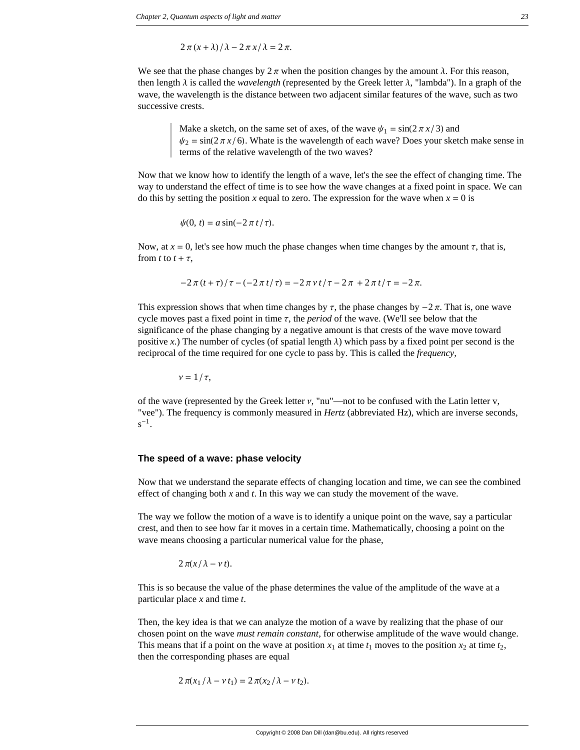$$2\pi(x+\lambda)/\lambda - 2\pi x/\lambda = 2\pi.$$

We see that the phase changes by $2\pi$ when the position changes by the amount $\lambda$. For this reason, then length $\lambda$ is called the *wavelength* (represented by the Greek letter $\lambda$, "lambda"). In a graph of the wave, the wavelength is the distance between two adjacent similar features of the wave, such as two successive crests.

> Make a sketch, on the same set of axes, of the wave $\psi_1 = \sin(2\pi x/3)$ and $\psi_2 = \sin(2\pi x/6)$. Whate is the wavelength of each wave? Does your sketch make sense in terms of the relative wavelength of the two waves?

Now that we know how to identify the length of a wave, let's the see the effect of changing time. The way to understand the effect of time is to see how the wave changes at a fixed point in space. We can do this by setting the position $x$ equal to zero. The expression for the wave when $x = 0$ is

$$\psi(0, t) = a\sin(-2\pi t/\tau).$$

Now, at $x = 0$, let's see how much the phase changes when time changes by the amount $\tau$, that is, from $t$ to $t + \tau$,

$$-2\pi(t+\tau)/\tau - (-2\pi t/\tau) = -2\pi \nu t/\tau - 2\pi + 2\pi t/\tau = -2\pi.$$

This expression shows that when time changes by $\tau$, the phase changes by $-2\pi$. That is, one wave cycle moves past a fixed point in time $\tau$, the *period* of the wave. (We'll see below that the significance of the phase changing by a negative amount is that crests of the wave move toward positive $x$.) The number of cycles (of spatial length $\lambda$) which pass by a fixed point per second is the reciprocal of the time required for one cycle to pass by. This is called the *frequency*,

$$\nu = 1/\tau,$$

of the wave (represented by the Greek letter $\nu$, "nu"—not to be confused with the Latin letter v, "vee"). The frequency is commonly measured in *Hertz* (abbreviated Hz), which are inverse seconds, $s^{-1}$.

### The speed of a wave: phase velocity

Now that we understand the separate effects of changing location and time, we can see the combined effect of changing both $x$ and $t$. In this way we can study the movement of the wave.

The way we follow the motion of a wave is to identify a unique point on the wave, say a particular crest, and then to see how far it moves in a certain time. Mathematically, choosing a point on the wave means choosing a particular numerical value for the phase,

$$2\pi(x/\lambda - \nu t).$$

This is so because the value of the phase determines the value of the amplitude of the wave at a particular place $x$ and time $t$.

Then, the key idea is that we can analyze the motion of a wave by realizing that the phase of our chosen point on the wave *must remain constant*, for otherwise amplitude of the wave would change. This means that if a point on the wave at position $x_1$ at time $t_1$ moves to the position $x_2$ at time $t_2$, then the corresponding phases are equal

$$2\pi(x_1/\lambda - \nu t_1) = 2\pi(x_2/\lambda - \nu t_2).$$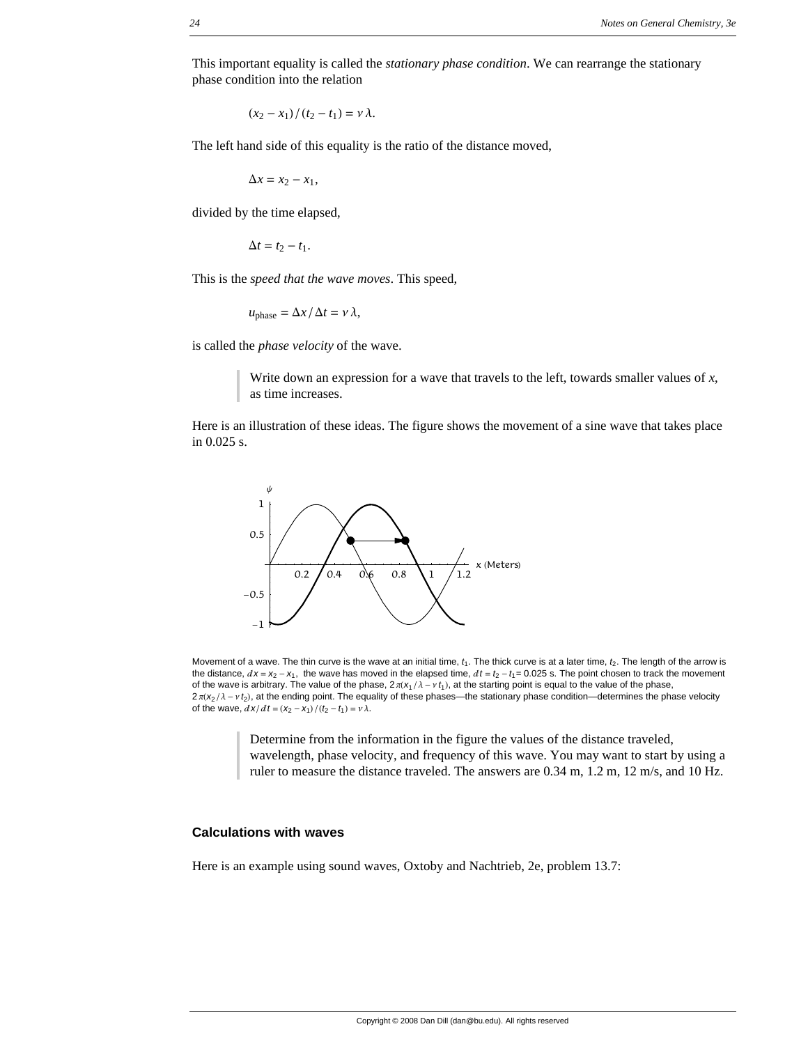This important equality is called the *stationary phase condition*. We can rearrange the stationary phase condition into the relation

$$(x_2 - x_1) / (t_2 - t_1) = \nu \lambda.$$

The left hand side of this equality is the ratio of the distance moved,

$$\Delta x = x_2 - x_1,$$

divided by the time elapsed,

$$\Delta t = t_2 - t_1.$$

This is the *speed that the wave moves*. This speed,

$$u_{\text{phase}} = \Delta x / \Delta t = \nu \lambda,$$

is called the *phase velocity* of the wave.

> Write down an expression for a wave that travels to the left, towards smaller values of $x$, as time increases.

Here is an illustration of these ideas. The figure shows the movement of a sine wave that takes place in 0.025 s.

Movement of a wave. The thin curve is the wave at an initial time, $t_1$. The thick curve is at a later time, $t_2$. The length of the arrow is the distance, $dx = x_2 - x_1$, the wave has moved in the elapsed time, $dt = t_2 - t_1 = 0.025$ s. The point chosen to track the movement of the wave is arbitrary. The value of the phase, $2\pi(x_1/\lambda - \nu t_1)$, at the starting point is equal to the value of the phase, $2\pi(x_2/\lambda - \nu t_2)$, at the ending point. The equality of these phases—the stationary phase condition—determines the phase velocity of the wave, $dx/dt = (x_2 - x_1)/(t_2 - t_1) = \nu \lambda$.

> Determine from the information in the figure the values of the distance traveled, wavelength, phase velocity, and frequency of this wave. You may want to start by using a ruler to measure the distance traveled. The answers are 0.34 m, 1.2 m, 12 m/s, and 10 Hz.

### Calculations with waves

Here is an example using sound waves, Oxtoby and Nachtrieb, 2e, problem 13.7: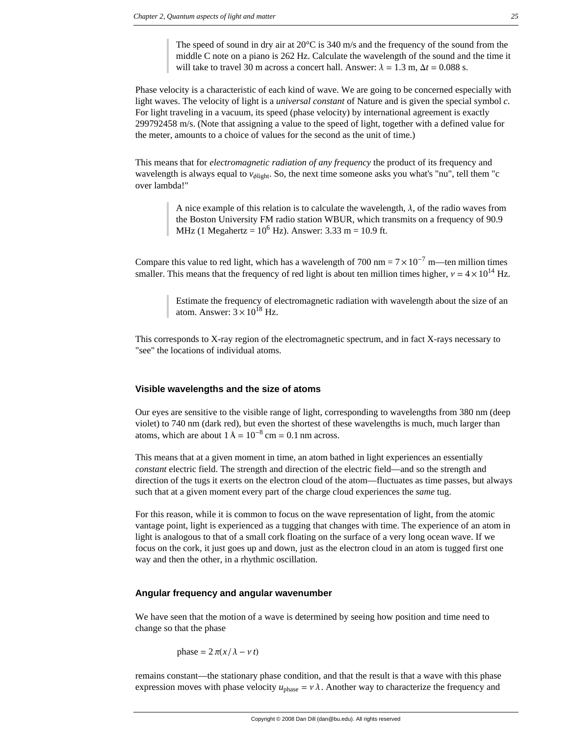> The speed of sound in dry air at 20°C is 340 m/s and the frequency of the sound from the middle C note on a piano is 262 Hz. Calculate the wavelength of the sound and the time it will take to travel 30 m across a concert hall. Answer: $\lambda = 1.3$ m, $\Delta t = 0.088$ s.

Phase velocity is a characteristic of each kind of wave. We are going to be concerned especially with light waves. The velocity of light is a *universal constant* of Nature and is given the special symbol *c*. For light traveling in a vacuum, its speed (phase velocity) by international agreement is exactly 299792458 m/s. (Note that assigning a value to the speed of light, together with a defined value for the meter, amounts to a choice of values for the second as the unit of time.)

This means that for *electromagnetic radiation of any frequency* the product of its frequency and wavelength is always equal to $v_{\phi\text{light}}$. So, the next time someone asks you what's "nu", tell them "c over lambda!"

> A nice example of this relation is to calculate the wavelength, $\lambda$, of the radio waves from the Boston University FM radio station WBUR, which transmits on a frequency of 90.9 MHz (1 Megahertz = $10^6$ Hz). Answer: 3.33 m = 10.9 ft.

Compare this value to red light, which has a wavelength of 700 nm = $7 \times 10^{-7}$ m—ten million times smaller. This means that the frequency of red light is about ten million times higher, $\nu = 4 \times 10^{14}$ Hz.

> Estimate the frequency of electromagnetic radiation with wavelength about the size of an atom. Answer: $3 \times 10^{18}$ Hz.

This corresponds to X-ray region of the electromagnetic spectrum, and in fact X-rays necessary to "see" the locations of individual atoms.

### Visible wavelengths and the size of atoms

Our eyes are sensitive to the visible range of light, corresponding to wavelengths from 380 nm (deep violet) to 740 nm (dark red), but even the shortest of these wavelengths is much, much larger than atoms, which are about $1\,\text{Å} = 10^{-8}\,\text{cm} = 0.1\,\text{nm}$ across.

This means that at a given moment in time, an atom bathed in light experiences an essentially *constant* electric field. The strength and direction of the electric field—and so the strength and direction of the tugs it exerts on the electron cloud of the atom—fluctuates as time passes, but always such that at a given moment every part of the charge cloud experiences the *same* tug.

For this reason, while it is common to focus on the wave representation of light, from the atomic vantage point, light is experienced as a tugging that changes with time. The experience of an atom in light is analogous to that of a small cork floating on the surface of a very long ocean wave. If we focus on the cork, it just goes up and down, just as the electron cloud in an atom is tugged first one way and then the other, in a rhythmic oscillation.

### Angular frequency and angular wavenumber

We have seen that the motion of a wave is determined by seeing how position and time need to change so that the phase

$$\text{phase} = 2\pi(x/\lambda - \nu t)$$

remains constant—the stationary phase condition, and that the result is that a wave with this phase expression moves with phase velocity $u_{\text{phase}} = \nu\lambda$. Another way to characterize the frequency and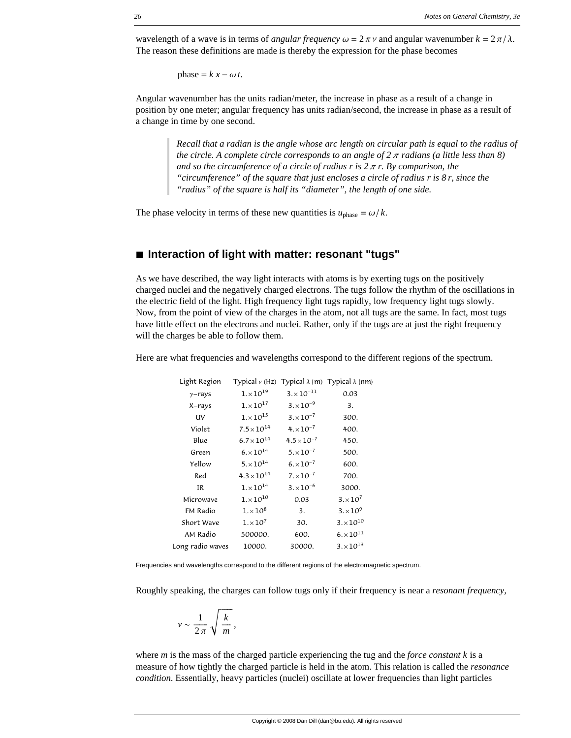wavelength of a wave is in terms of *angular frequency* $\omega = 2\pi\nu$ and angular wavenumber $k = 2\pi/\lambda$. The reason these definitions are made is thereby the expression for the phase becomes

$$\text{phase} = k\,x - \omega\,t.$$

Angular wavenumber has the units radian/meter, the increase in phase as a result of a change in position by one meter; angular frequency has units radian/second, the increase in phase as a result of a change in time by one second.

> *Recall that a radian is the angle whose arc length on circular path is equal to the radius of the circle. A complete circle corresponds to an angle of $2\pi$ radians (a little less than 8) and so the circumference of a circle of radius r is $2\pi r$. By comparison, the "circumference" of the square that just encloses a circle of radius r is $8r$, since the "radius" of the square is half its "diameter", the length of one side.*

The phase velocity in terms of these new quantities is $u_{\text{phase}} = \omega/k$.

## ■ Interaction of light with matter: resonant "tugs"

As we have described, the way light interacts with atoms is by exerting tugs on the positively charged nuclei and the negatively charged electrons. The tugs follow the rhythm of the oscillations in the electric field of the light. High frequency light tugs rapidly, low frequency light tugs slowly. Now, from the point of view of the charges in the atom, not all tugs are the same. In fact, most tugs have little effect on the electrons and nuclei. Rather, only if the tugs are at just the right frequency will the charges be able to follow them.

Here are what frequencies and wavelengths correspond to the different regions of the spectrum.

| Light Region | Typical $\nu$ (Hz) | Typical $\lambda$ (m) | Typical $\lambda$ (nm) |
|---|---|---|---|
| $\gamma$–rays | $1.\times10^{19}$ | $3.\times10^{-11}$ | 0.03 |
| X–rays | $1.\times10^{17}$ | $3.\times10^{-9}$ | 3. |
| UV | $1.\times10^{15}$ | $3.\times10^{-7}$ | 300. |
| Violet | $7.5\times10^{14}$ | $4.\times10^{-7}$ | 400. |
| Blue | $6.7\times10^{14}$ | $4.5\times10^{-7}$ | 450. |
| Green | $6.\times10^{14}$ | $5.\times10^{-7}$ | 500. |
| Yellow | $5.\times10^{14}$ | $6.\times10^{-7}$ | 600. |
| Red | $4.3\times10^{14}$ | $7.\times10^{-7}$ | 700. |
| IR | $1.\times10^{14}$ | $3.\times10^{-6}$ | 3000. |
| Microwave | $1.\times10^{10}$ | 0.03 | $3.\times10^{7}$ |
| FM Radio | $1.\times10^{8}$ | 3. | $3.\times10^{9}$ |
| Short Wave | $1.\times10^{7}$ | 30. | $3.\times10^{10}$ |
| AM Radio | 500000. | 600. | $6.\times10^{11}$ |
| Long radio waves | 10000. | 30000. | $3.\times10^{13}$ |

Frequencies and wavelengths correspond to the different regions of the electromagnetic spectrum.

Roughly speaking, the charges can follow tugs only if their frequency is near a *resonant frequency,*

$$\nu \sim \frac{1}{2\pi}\sqrt{\frac{k}{m}},$$

where *m* is the mass of the charged particle experiencing the tug and the *force constant k* is a measure of how tightly the charged particle is held in the atom. This relation is called the *resonance condition.* Essentially, heavy particles (nuclei) oscillate at lower frequencies than light particles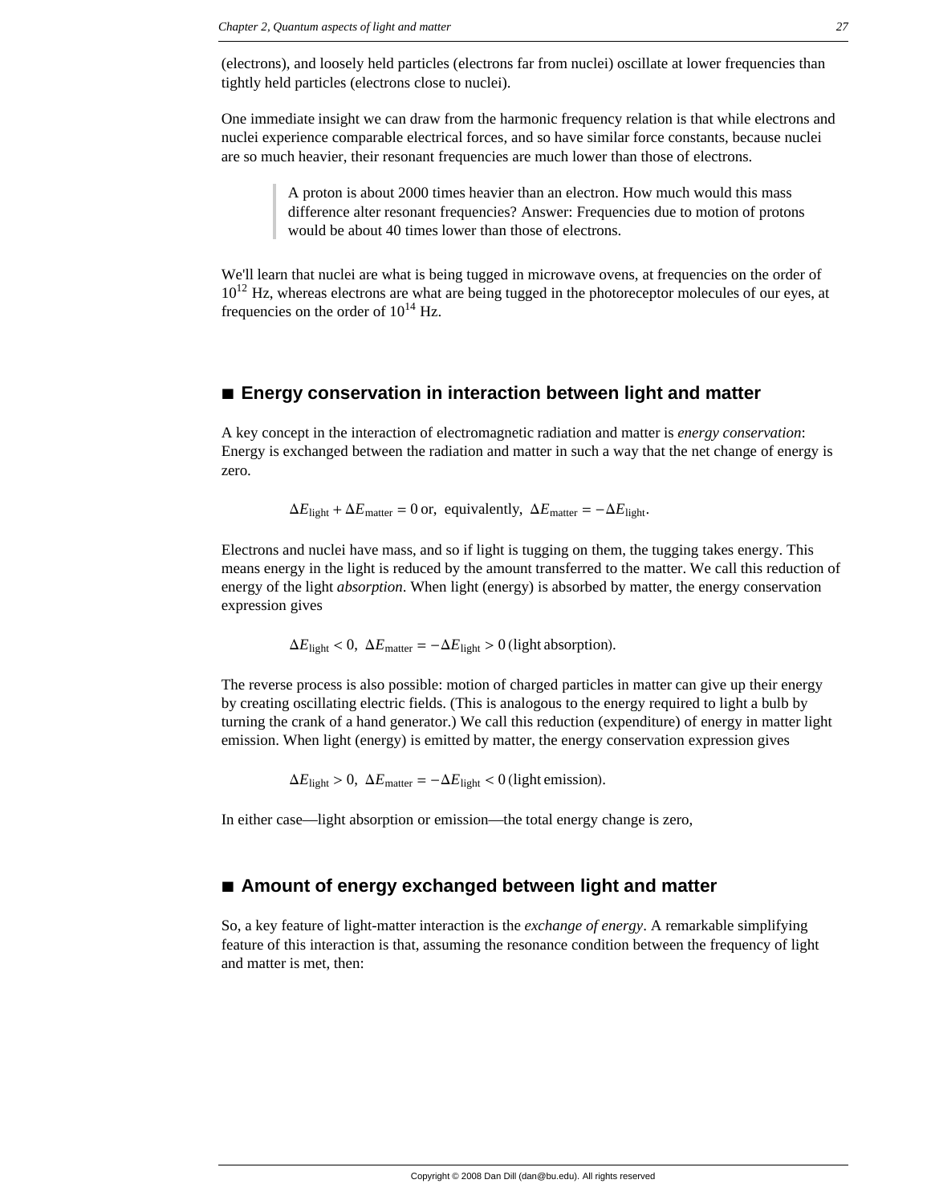(electrons), and loosely held particles (electrons far from nuclei) oscillate at lower frequencies than tightly held particles (electrons close to nuclei).

One immediate insight we can draw from the harmonic frequency relation is that while electrons and nuclei experience comparable electrical forces, and so have similar force constants, because nuclei are so much heavier, their resonant frequencies are much lower than those of electrons.

> A proton is about 2000 times heavier than an electron. How much would this mass difference alter resonant frequencies? Answer: Frequencies due to motion of protons would be about 40 times lower than those of electrons.

We'll learn that nuclei are what is being tugged in microwave ovens, at frequencies on the order of $10^{12}$ Hz, whereas electrons are what are being tugged in the photoreceptor molecules of our eyes, at frequencies on the order of $10^{14}$ Hz.

## ■ Energy conservation in interaction between light and matter

A key concept in the interaction of electromagnetic radiation and matter is *energy conservation*: Energy is exchanged between the radiation and matter in such a way that the net change of energy is zero.

$$\Delta E_{\text{light}} + \Delta E_{\text{matter}} = 0 \text{ or, equivalently, } \Delta E_{\text{matter}} = -\Delta E_{\text{light}}.$$

Electrons and nuclei have mass, and so if light is tugging on them, the tugging takes energy. This means energy in the light is reduced by the amount transferred to the matter. We call this reduction of energy of the light *absorption*. When light (energy) is absorbed by matter, the energy conservation expression gives

$$\Delta E_{\text{light}} < 0,\ \Delta E_{\text{matter}} = -\Delta E_{\text{light}} > 0 \text{ (light absorption)}.$$

The reverse process is also possible: motion of charged particles in matter can give up their energy by creating oscillating electric fields. (This is analogous to the energy required to light a bulb by turning the crank of a hand generator.) We call this reduction (expenditure) of energy in matter light emission. When light (energy) is emitted by matter, the energy conservation expression gives

$$\Delta E_{\text{light}} > 0,\ \Delta E_{\text{matter}} = -\Delta E_{\text{light}} < 0 \text{ (light emission)}.$$

In either case—light absorption or emission—the total energy change is zero,

## ■ Amount of energy exchanged between light and matter

So, a key feature of light-matter interaction is the *exchange of energy*. A remarkable simplifying feature of this interaction is that, assuming the resonance condition between the frequency of light and matter is met, then: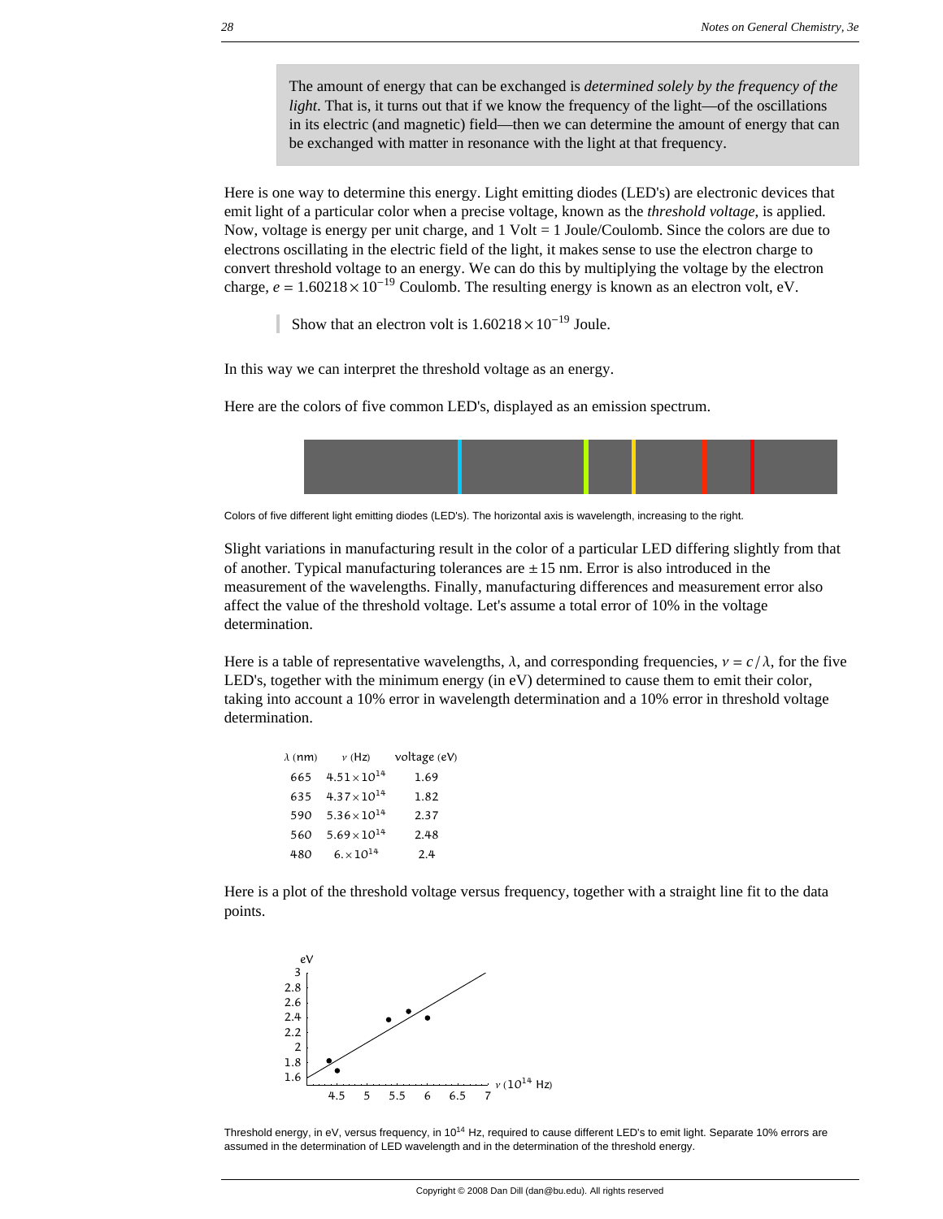> The amount of energy that can be exchanged is *determined solely by the frequency of the light*. That is, it turns out that if we know the frequency of the light—of the oscillations in its electric (and magnetic) field—then we can determine the amount of energy that can be exchanged with matter in resonance with the light at that frequency.

Here is one way to determine this energy. Light emitting diodes (LED's) are electronic devices that emit light of a particular color when a precise voltage, known as the *threshold voltage*, is applied. Now, voltage is energy per unit charge, and 1 Volt = 1 Joule/Coulomb. Since the colors are due to electrons oscillating in the electric field of the light, it makes sense to use the electron charge to convert threshold voltage to an energy. We can do this by multiplying the voltage by the electron charge, $e = 1.60218 \times 10^{-19}$ Coulomb. The resulting energy is known as an electron volt, eV.

> Show that an electron volt is $1.60218 \times 10^{-19}$ Joule.

In this way we can interpret the threshold voltage as an energy.

Here are the colors of five common LED's, displayed as an emission spectrum.

Colors of five different light emitting diodes (LED's). The horizontal axis is wavelength, increasing to the right.

Slight variations in manufacturing result in the color of a particular LED differing slightly from that of another. Typical manufacturing tolerances are $\pm 15$ nm. Error is also introduced in the measurement of the wavelengths. Finally, manufacturing differences and measurement error also affect the value of the threshold voltage. Let's assume a total error of 10% in the voltage determination.

Here is a table of representative wavelengths, $\lambda$, and corresponding frequencies, $\nu = c/\lambda$, for the five LED's, together with the minimum energy (in eV) determined to cause them to emit their color, taking into account a 10% error in wavelength determination and a 10% error in threshold voltage determination.

| $\lambda$ (nm) | $\nu$ (Hz) | voltage (eV) |
|---|---|---|
| 665 | $4.51 \times 10^{14}$ | 1.69 |
| 635 | $4.37 \times 10^{14}$ | 1.82 |
| 590 | $5.36 \times 10^{14}$ | 2.37 |
| 560 | $5.69 \times 10^{14}$ | 2.48 |
| 480 | $6. \times 10^{14}$ | 2.4 |

Here is a plot of the threshold voltage versus frequency, together with a straight line fit to the data points.

Threshold energy, in eV, versus frequency, in $10^{14}$ Hz, required to cause different LED's to emit light. Separate 10% errors are assumed in the determination of LED wavelength and in the determination of the threshold energy.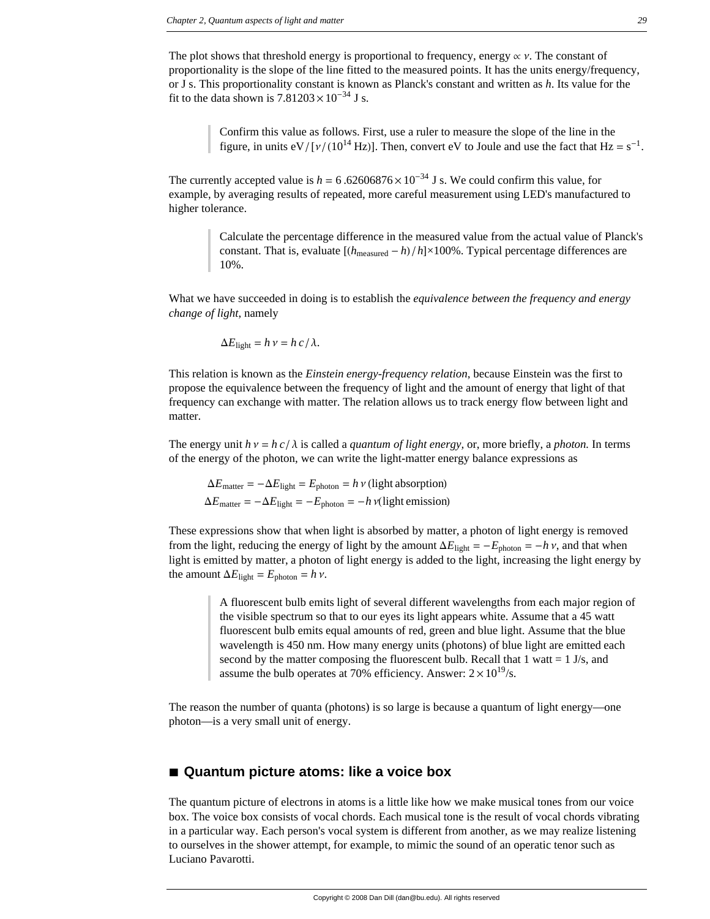The plot shows that threshold energy is proportional to frequency, energy $\propto \nu$. The constant of proportionality is the slope of the line fitted to the measured points. It has the units energy/frequency, or J s. This proportionality constant is known as Planck's constant and written as $h$. Its value for the fit to the data shown is $7.81203 \times 10^{-34}$ J s.

> Confirm this value as follows. First, use a ruler to measure the slope of the line in the figure, in units $\text{eV}/[\nu/(10^{14}\ \text{Hz})]$. Then, convert eV to Joule and use the fact that $\text{Hz} = \text{s}^{-1}$.

The currently accepted value is $h = 6.62606876 \times 10^{-34}$ J s. We could confirm this value, for example, by averaging results of repeated, more careful measurement using LED's manufactured to higher tolerance.

> Calculate the percentage difference in the measured value from the actual value of Planck's constant. That is, evaluate $[(h_{\text{measured}} - h)/h] \times 100\%$. Typical percentage differences are 10%.

What we have succeeded in doing is to establish the *equivalence between the frequency and energy change of light*, namely

$$\Delta E_{\text{light}} = h\,\nu = h\,c/\lambda.$$

This relation is known as the *Einstein energy-frequency relation*, because Einstein was the first to propose the equivalence between the frequency of light and the amount of energy that light of that frequency can exchange with matter. The relation allows us to track energy flow between light and matter.

The energy unit $h\,\nu = h\,c/\lambda$ is called a *quantum of light energy*, or, more briefly, a *photon.* In terms of the energy of the photon, we can write the light-matter energy balance expressions as

$$\Delta E_{\text{matter}} = -\Delta E_{\text{light}} = E_{\text{photon}} = h\,\nu \text{ (light absorption)}$$
$$\Delta E_{\text{matter}} = -\Delta E_{\text{light}} = -E_{\text{photon}} = -h\,\nu \text{(light emission)}$$

These expressions show that when light is absorbed by matter, a photon of light energy is removed from the light, reducing the energy of light by the amount $\Delta E_{\text{light}} = -E_{\text{photon}} = -h\,\nu$, and that when light is emitted by matter, a photon of light energy is added to the light, increasing the light energy by the amount $\Delta E_{\text{light}} = E_{\text{photon}} = h\,\nu$.

> A fluorescent bulb emits light of several different wavelengths from each major region of the visible spectrum so that to our eyes its light appears white. Assume that a 45 watt fluorescent bulb emits equal amounts of red, green and blue light. Assume that the blue wavelength is 450 nm. How many energy units (photons) of blue light are emitted each second by the matter composing the fluorescent bulb. Recall that 1 watt = 1 J/s, and assume the bulb operates at 70% efficiency. Answer: $2 \times 10^{19}$/s.

The reason the number of quanta (photons) is so large is because a quantum of light energy—one photon—is a very small unit of energy.

## ■ Quantum picture atoms: like a voice box

The quantum picture of electrons in atoms is a little like how we make musical tones from our voice box. The voice box consists of vocal chords. Each musical tone is the result of vocal chords vibrating in a particular way. Each person's vocal system is different from another, as we may realize listening to ourselves in the shower attempt, for example, to mimic the sound of an operatic tenor such as Luciano Pavarotti.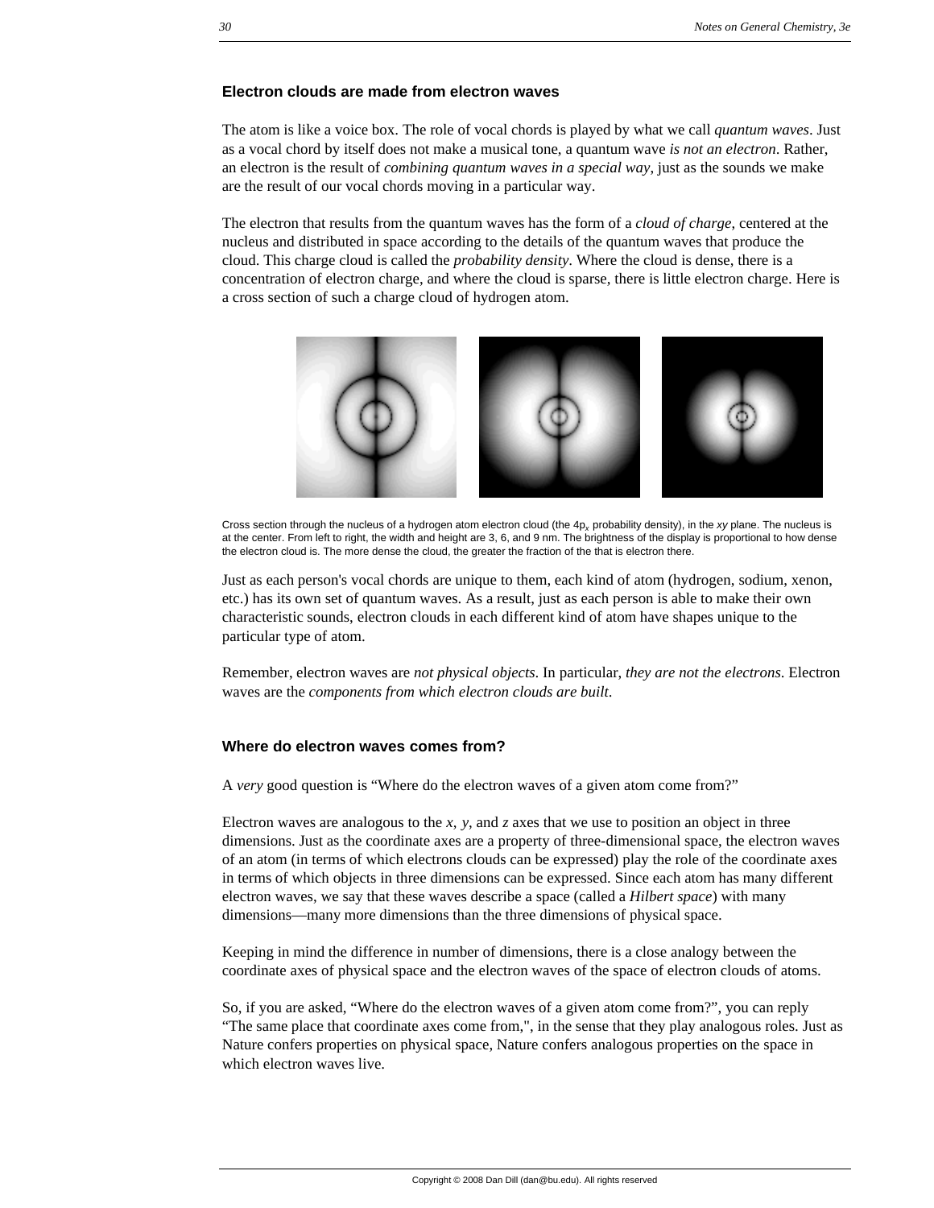## Electron clouds are made from electron waves

The atom is like a voice box. The role of vocal chords is played by what we call *quantum waves*. Just as a vocal chord by itself does not make a musical tone, a quantum wave *is not an electron*. Rather, an electron is the result of *combining quantum waves in a special way*, just as the sounds we make are the result of our vocal chords moving in a particular way.

The electron that results from the quantum waves has the form of a *cloud of charge*, centered at the nucleus and distributed in space according to the details of the quantum waves that produce the cloud. This charge cloud is called the *probability density*. Where the cloud is dense, there is a concentration of electron charge, and where the cloud is sparse, there is little electron charge. Here is a cross section of such a charge cloud of hydrogen atom.

Cross section through the nucleus of a hydrogen atom electron cloud (the $4p_x$ probability density), in the *xy* plane. The nucleus is at the center. From left to right, the width and height are 3, 6, and 9 nm. The brightness of the display is proportional to how dense the electron cloud is. The more dense the cloud, the greater the fraction of the that is electron there.

Just as each person's vocal chords are unique to them, each kind of atom (hydrogen, sodium, xenon, etc.) has its own set of quantum waves. As a result, just as each person is able to make their own characteristic sounds, electron clouds in each different kind of atom have shapes unique to the particular type of atom.

Remember, electron waves are *not physical objects*. In particular, *they are not the electrons*. Electron waves are the *components from which electron clouds are built*.

## Where do electron waves comes from?

A *very* good question is "Where do the electron waves of a given atom come from?"

Electron waves are analogous to the *x*, *y*, and *z* axes that we use to position an object in three dimensions. Just as the coordinate axes are a property of three-dimensional space, the electron waves of an atom (in terms of which electrons clouds can be expressed) play the role of the coordinate axes in terms of which objects in three dimensions can be expressed. Since each atom has many different electron waves, we say that these waves describe a space (called a *Hilbert space*) with many dimensions—many more dimensions than the three dimensions of physical space.

Keeping in mind the difference in number of dimensions, there is a close analogy between the coordinate axes of physical space and the electron waves of the space of electron clouds of atoms.

So, if you are asked, "Where do the electron waves of a given atom come from?", you can reply "The same place that coordinate axes come from,", in the sense that they play analogous roles. Just as Nature confers properties on physical space, Nature confers analogous properties on the space in which electron waves live.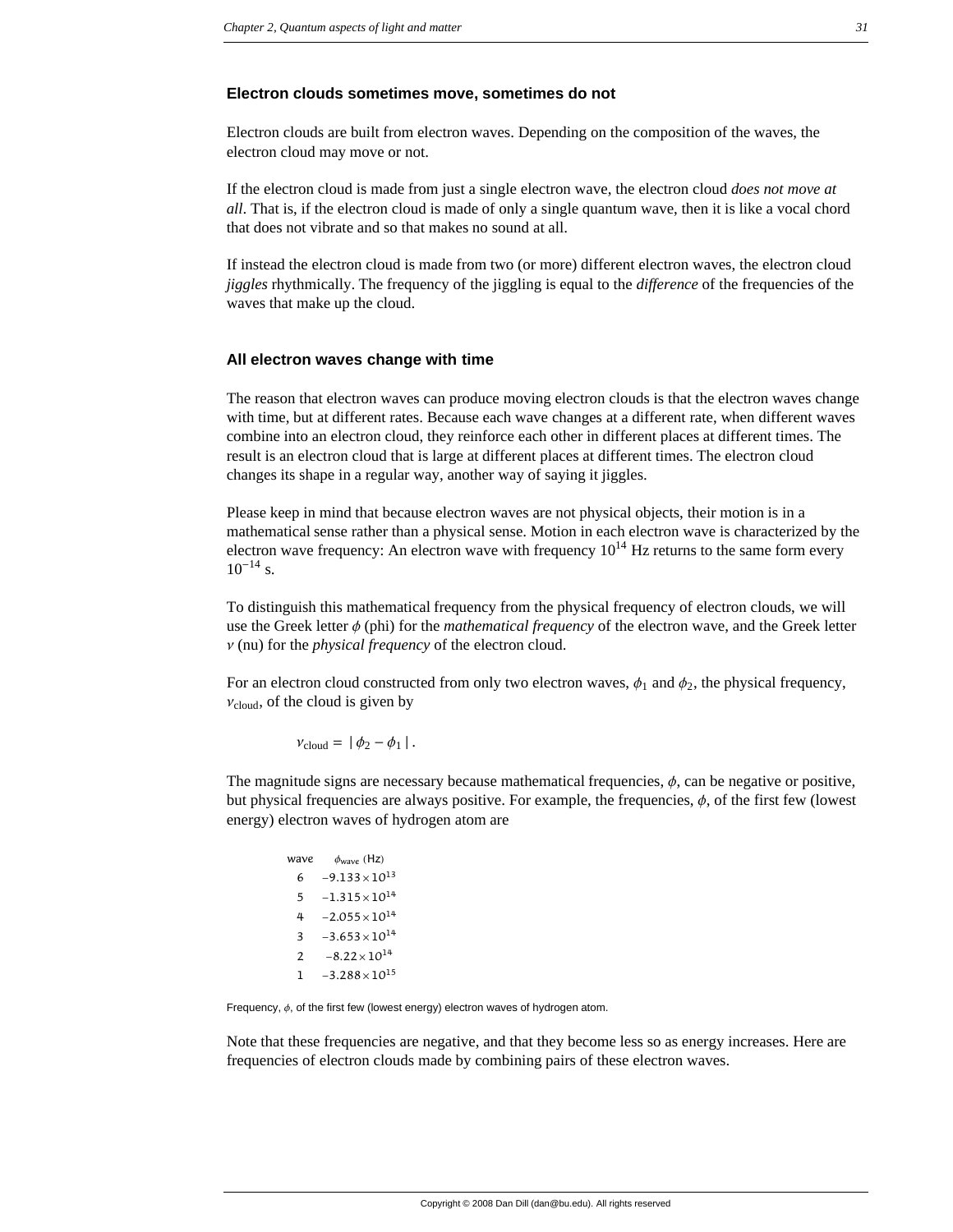### Electron clouds sometimes move, sometimes do not

Electron clouds are built from electron waves. Depending on the composition of the waves, the electron cloud may move or not.

If the electron cloud is made from just a single electron wave, the electron cloud *does not move at all*. That is, if the electron cloud is made of only a single quantum wave, then it is like a vocal chord that does not vibrate and so that makes no sound at all.

If instead the electron cloud is made from two (or more) different electron waves, the electron cloud *jiggles* rhythmically. The frequency of the jiggling is equal to the *difference* of the frequencies of the waves that make up the cloud.

### All electron waves change with time

The reason that electron waves can produce moving electron clouds is that the electron waves change with time, but at different rates. Because each wave changes at a different rate, when different waves combine into an electron cloud, they reinforce each other in different places at different times. The result is an electron cloud that is large at different places at different times. The electron cloud changes its shape in a regular way, another way of saying it jiggles.

Please keep in mind that because electron waves are not physical objects, their motion is in a mathematical sense rather than a physical sense. Motion in each electron wave is characterized by the electron wave frequency: An electron wave with frequency $10^{14}$ Hz returns to the same form every $10^{-14}$ s.

To distinguish this mathematical frequency from the physical frequency of electron clouds, we will use the Greek letter $\phi$ (phi) for the *mathematical frequency* of the electron wave, and the Greek letter $\nu$ (nu) for the *physical frequency* of the electron cloud.

For an electron cloud constructed from only two electron waves, $\phi_1$ and $\phi_2$, the physical frequency, $\nu_{\text{cloud}}$, of the cloud is given by

$$\nu_{\text{cloud}} = |\phi_2 - \phi_1|.$$

The magnitude signs are necessary because mathematical frequencies, $\phi$, can be negative or positive, but physical frequencies are always positive. For example, the frequencies, $\phi$, of the first few (lowest energy) electron waves of hydrogen atom are

| wave | $\phi_{\text{wave}}$ (Hz) |
|---|---|
| 6 | $-9.133\times10^{13}$ |
| 5 | $-1.315\times10^{14}$ |
| 4 | $-2.055\times10^{14}$ |
| 3 | $-3.653\times10^{14}$ |
| 2 | $-8.22\times10^{14}$ |
| 1 | $-3.288\times10^{15}$ |

Frequency, $\phi$, of the first few (lowest energy) electron waves of hydrogen atom.

Note that these frequencies are negative, and that they become less so as energy increases. Here are frequencies of electron clouds made by combining pairs of these electron waves.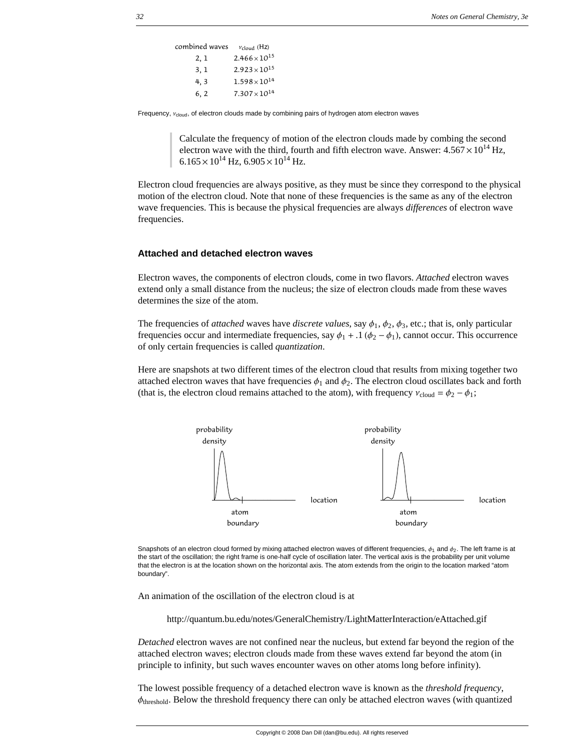| combined waves | $\nu_{\text{cloud}}$ (Hz) |
|---|---|
| 2, 1 | $2.466 \times 10^{15}$ |
| 3, 1 | $2.923 \times 10^{15}$ |
| 4, 3 | $1.598 \times 10^{14}$ |
| 6, 2 | $7.307 \times 10^{14}$ |

Frequency, $\nu_{\text{cloud}}$, of electron clouds made by combining pairs of hydrogen atom electron waves

> Calculate the frequency of motion of the electron clouds made by combing the second electron wave with the third, fourth and fifth electron wave. Answer: $4.567 \times 10^{14}$ Hz, $6.165 \times 10^{14}$ Hz, $6.905 \times 10^{14}$ Hz.

Electron cloud frequencies are always positive, as they must be since they correspond to the physical motion of the electron cloud. Note that none of these frequencies is the same as any of the electron wave frequencies. This is because the physical frequencies are always *differences* of electron wave frequencies.

## Attached and detached electron waves

Electron waves, the components of electron clouds, come in two flavors. *Attached* electron waves extend only a small distance from the nucleus; the size of electron clouds made from these waves determines the size of the atom.

The frequencies of *attached* waves have *discrete values*, say $\phi_1$, $\phi_2$, $\phi_3$, etc.; that is, only particular frequencies occur and intermediate frequencies, say $\phi_1 + .1\,(\phi_2 - \phi_1)$, cannot occur. This occurrence of only certain frequencies is called *quantization*.

Here are snapshots at two different times of the electron cloud that results from mixing together two attached electron waves that have frequencies $\phi_1$ and $\phi_2$. The electron cloud oscillates back and forth (that is, the electron cloud remains attached to the atom), with frequency $\nu_{\text{cloud}} = \phi_2 - \phi_1$;

Snapshots of an electron cloud formed by mixing attached electron waves of different frequencies, $\phi_1$ and $\phi_2$. The left frame is at the start of the oscillation; the right frame is one-half cycle of oscillation later. The vertical axis is the probability per unit volume that the electron is at the location shown on the horizontal axis. The atom extends from the origin to the location marked "atom boundary".

An animation of the oscillation of the electron cloud is at

http://quantum.bu.edu/notes/GeneralChemistry/LightMatterInteraction/eAttached.gif

*Detached* electron waves are not confined near the nucleus, but extend far beyond the region of the attached electron waves; electron clouds made from these waves extend far beyond the atom (in principle to infinity, but such waves encounter waves on other atoms long before infinity).

The lowest possible frequency of a detached electron wave is known as the *threshold frequency*, $\phi_{\text{threshold}}$. Below the threshold frequency there can only be attached electron waves (with quantized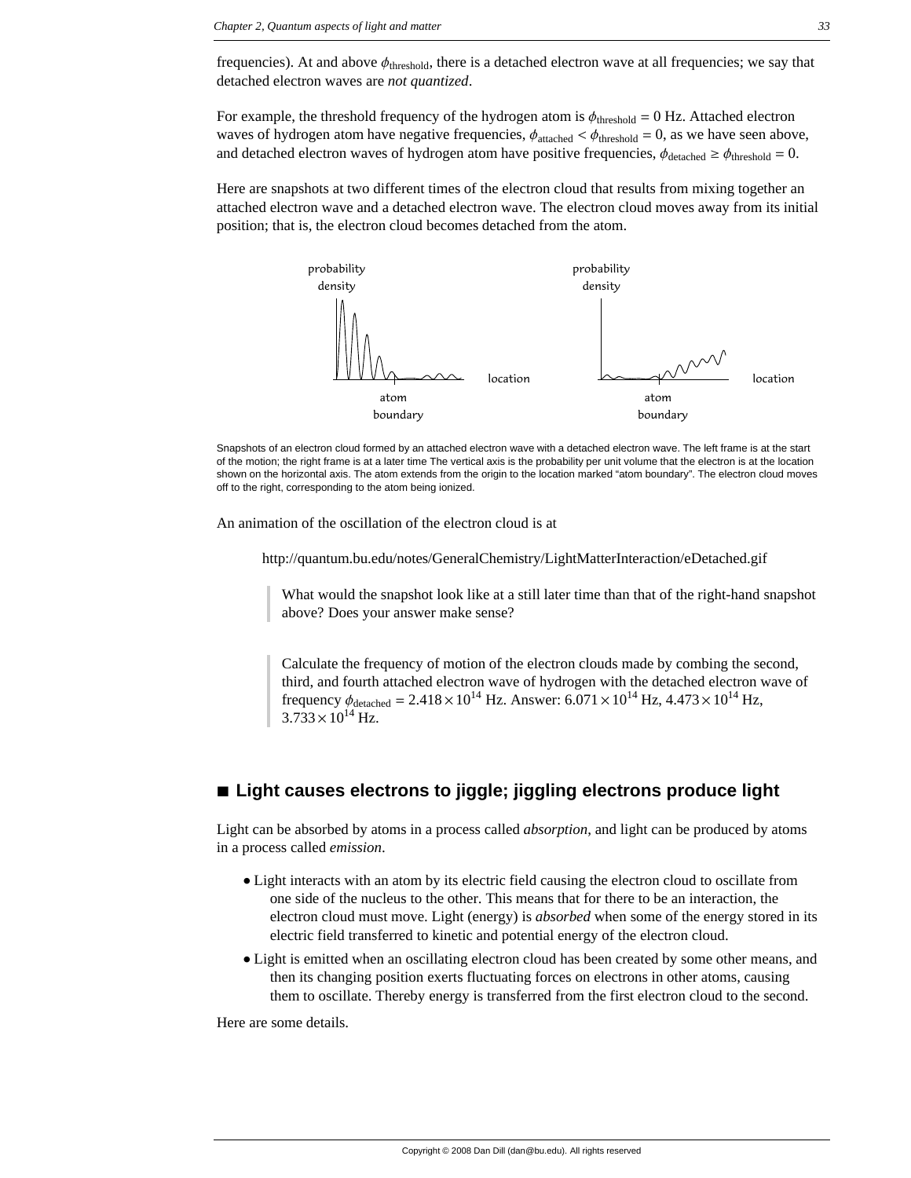frequencies). At and above $\phi_{\text{threshold}}$, there is a detached electron wave at all frequencies; we say that detached electron waves are *not quantized*.

For example, the threshold frequency of the hydrogen atom is $\phi_{\text{threshold}} = 0$ Hz. Attached electron waves of hydrogen atom have negative frequencies, $\phi_{\text{attached}} < \phi_{\text{threshold}} = 0$, as we have seen above, and detached electron waves of hydrogen atom have positive frequencies, $\phi_{\text{detached}} \geq \phi_{\text{threshold}} = 0$.

Here are snapshots at two different times of the electron cloud that results from mixing together an attached electron wave and a detached electron wave. The electron cloud moves away from its initial position; that is, the electron cloud becomes detached from the atom.

Snapshots of an electron cloud formed by an attached electron wave with a detached electron wave. The left frame is at the start of the motion; the right frame is at a later time The vertical axis is the probability per unit volume that the electron is at the location shown on the horizontal axis. The atom extends from the origin to the location marked "atom boundary". The electron cloud moves off to the right, corresponding to the atom being ionized.

An animation of the oscillation of the electron cloud is at

http://quantum.bu.edu/notes/GeneralChemistry/LightMatterInteraction/eDetached.gif

> What would the snapshot look like at a still later time than that of the right-hand snapshot above? Does your answer make sense?

> Calculate the frequency of motion of the electron clouds made by combing the second, third, and fourth attached electron wave of hydrogen with the detached electron wave of frequency $\phi_{\text{detached}} = 2.418 \times 10^{14}$ Hz. Answer: $6.071 \times 10^{14}$ Hz, $4.473 \times 10^{14}$ Hz, $3.733 \times 10^{14}$ Hz.

## ■ Light causes electrons to jiggle; jiggling electrons produce light

Light can be absorbed by atoms in a process called *absorption*, and light can be produced by atoms in a process called *emission*.

- Light interacts with an atom by its electric field causing the electron cloud to oscillate from one side of the nucleus to the other. This means that for there to be an interaction, the electron cloud must move. Light (energy) is *absorbed* when some of the energy stored in its electric field transferred to kinetic and potential energy of the electron cloud.
- Light is emitted when an oscillating electron cloud has been created by some other means, and then its changing position exerts fluctuating forces on electrons in other atoms, causing them to oscillate. Thereby energy is transferred from the first electron cloud to the second.

Here are some details.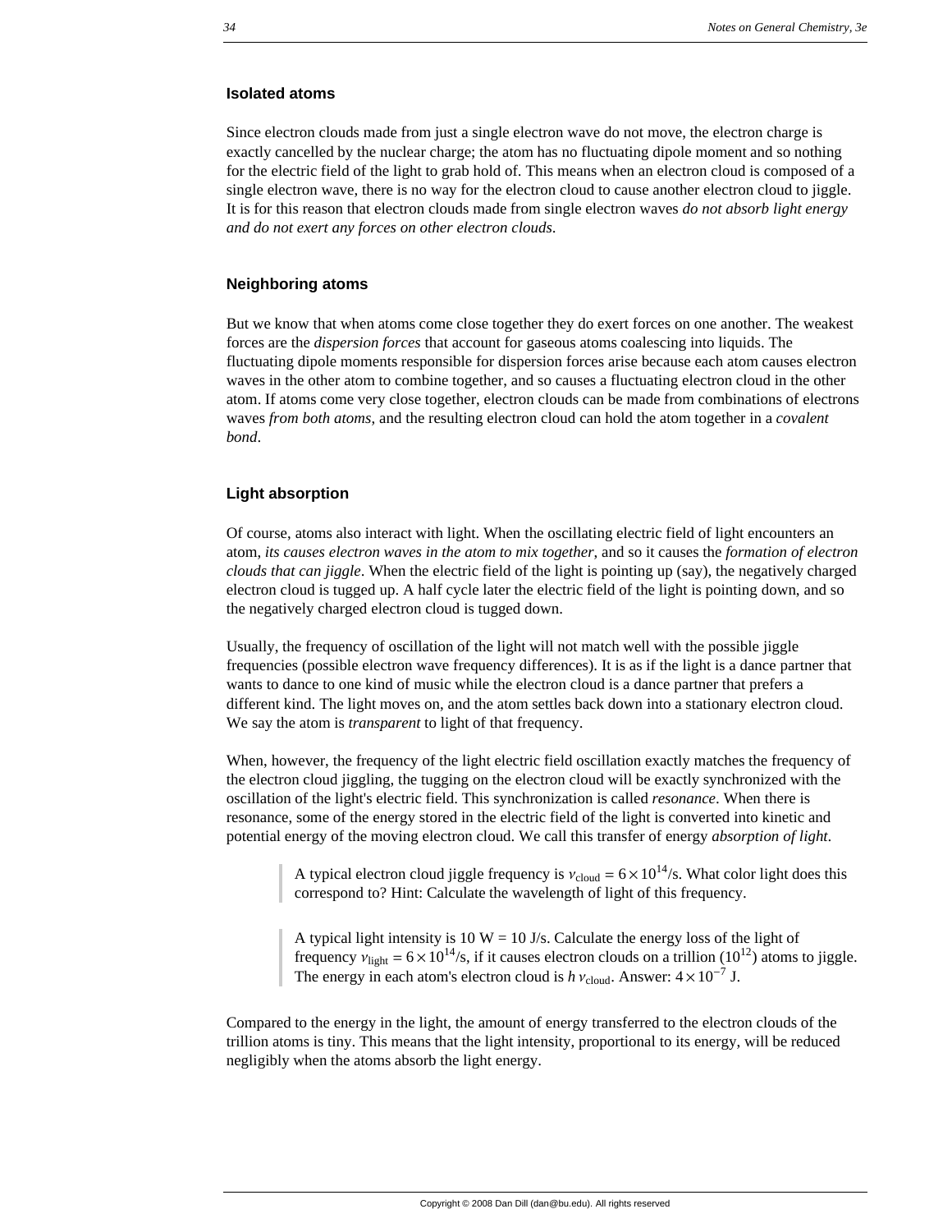### Isolated atoms

Since electron clouds made from just a single electron wave do not move, the electron charge is exactly cancelled by the nuclear charge; the atom has no fluctuating dipole moment and so nothing for the electric field of the light to grab hold of. This means when an electron cloud is composed of a single electron wave, there is no way for the electron cloud to cause another electron cloud to jiggle. It is for this reason that electron clouds made from single electron waves *do not absorb light energy and do not exert any forces on other electron clouds*.

### Neighboring atoms

But we know that when atoms come close together they do exert forces on one another. The weakest forces are the *dispersion forces* that account for gaseous atoms coalescing into liquids. The fluctuating dipole moments responsible for dispersion forces arise because each atom causes electron waves in the other atom to combine together, and so causes a fluctuating electron cloud in the other atom. If atoms come very close together, electron clouds can be made from combinations of electrons waves *from both atoms*, and the resulting electron cloud can hold the atom together in a *covalent bond*.

### Light absorption

Of course, atoms also interact with light. When the oscillating electric field of light encounters an atom, *its causes electron waves in the atom to mix together*, and so it causes the *formation of electron clouds that can jiggle*. When the electric field of the light is pointing up (say), the negatively charged electron cloud is tugged up. A half cycle later the electric field of the light is pointing down, and so the negatively charged electron cloud is tugged down.

Usually, the frequency of oscillation of the light will not match well with the possible jiggle frequencies (possible electron wave frequency differences). It is as if the light is a dance partner that wants to dance to one kind of music while the electron cloud is a dance partner that prefers a different kind. The light moves on, and the atom settles back down into a stationary electron cloud. We say the atom is *transparent* to light of that frequency.

When, however, the frequency of the light electric field oscillation exactly matches the frequency of the electron cloud jiggling, the tugging on the electron cloud will be exactly synchronized with the oscillation of the light's electric field. This synchronization is called *resonance*. When there is resonance, some of the energy stored in the electric field of the light is converted into kinetic and potential energy of the moving electron cloud. We call this transfer of energy *absorption of light*.

> A typical electron cloud jiggle frequency is $\nu_{\text{cloud}} = 6 \times 10^{14}$/s. What color light does this correspond to? Hint: Calculate the wavelength of light of this frequency.

> A typical light intensity is 10 W = 10 J/s. Calculate the energy loss of the light of frequency $\nu_{\text{light}} = 6 \times 10^{14}$/s, if it causes electron clouds on a trillion ($10^{12}$) atoms to jiggle. The energy in each atom's electron cloud is $h\,\nu_{\text{cloud}}$. Answer: $4 \times 10^{-7}$ J.

Compared to the energy in the light, the amount of energy transferred to the electron clouds of the trillion atoms is tiny. This means that the light intensity, proportional to its energy, will be reduced negligibly when the atoms absorb the light energy.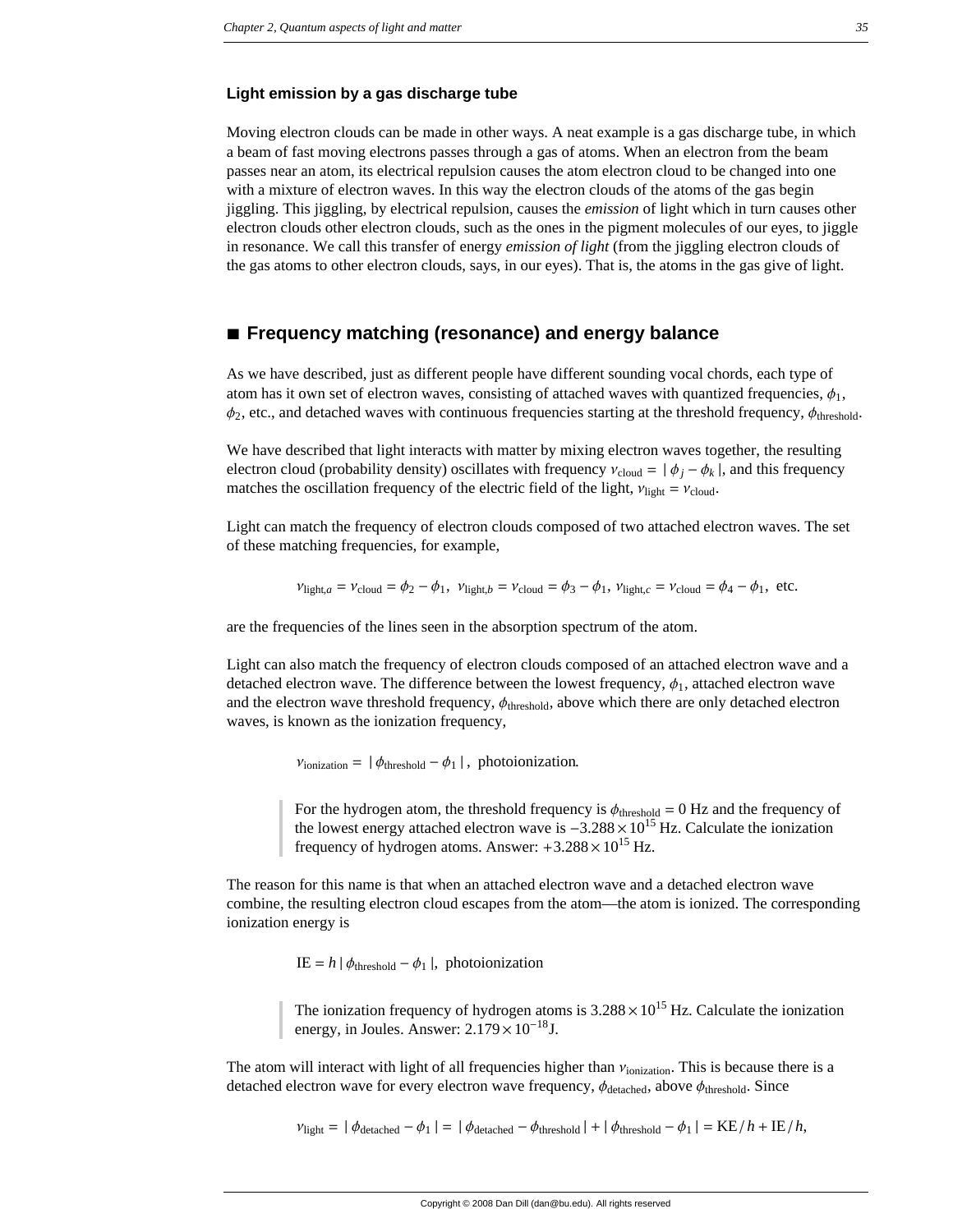### Light emission by a gas discharge tube

Moving electron clouds can be made in other ways. A neat example is a gas discharge tube, in which a beam of fast moving electrons passes through a gas of atoms. When an electron from the beam passes near an atom, its electrical repulsion causes the atom electron cloud to be changed into one with a mixture of electron waves. In this way the electron clouds of the atoms of the gas begin jiggling. This jiggling, by electrical repulsion, causes the *emission* of light which in turn causes other electron clouds other electron clouds, such as the ones in the pigment molecules of our eyes, to jiggle in resonance. We call this transfer of energy *emission of light* (from the jiggling electron clouds of the gas atoms to other electron clouds, says, in our eyes). That is, the atoms in the gas give of light.

## ■ Frequency matching (resonance) and energy balance

As we have described, just as different people have different sounding vocal chords, each type of atom has it own set of electron waves, consisting of attached waves with quantized frequencies, $\phi_1$, $\phi_2$, etc., and detached waves with continuous frequencies starting at the threshold frequency, $\phi_{\text{threshold}}$.

We have described that light interacts with matter by mixing electron waves together, the resulting electron cloud (probability density) oscillates with frequency $\nu_{\text{cloud}} = |\,\phi_j - \phi_k\,|$, and this frequency matches the oscillation frequency of the electric field of the light, $\nu_{\text{light}} = \nu_{\text{cloud}}$.

Light can match the frequency of electron clouds composed of two attached electron waves. The set of these matching frequencies, for example,

$$\nu_{\text{light},a} = \nu_{\text{cloud}} = \phi_2 - \phi_1,\;\; \nu_{\text{light},b} = \nu_{\text{cloud}} = \phi_3 - \phi_1,\; \nu_{\text{light},c} = \nu_{\text{cloud}} = \phi_4 - \phi_1,\;\text{ etc.}$$

are the frequencies of the lines seen in the absorption spectrum of the atom.

Light can also match the frequency of electron clouds composed of an attached electron wave and a detached electron wave. The difference between the lowest frequency, $\phi_1$, attached electron wave and the electron wave threshold frequency, $\phi_{\text{threshold}}$, above which there are only detached electron waves, is known as the ionization frequency,

$$\nu_{\text{ionization}} = |\,\phi_{\text{threshold}} - \phi_1\,|\,,\;\text{ photoionization.}$$

> For the hydrogen atom, the threshold frequency is $\phi_{\text{threshold}} = 0$ Hz and the frequency of the lowest energy attached electron wave is $-3.288\times10^{15}$ Hz. Calculate the ionization frequency of hydrogen atoms. Answer: $+3.288\times10^{15}$ Hz.

The reason for this name is that when an attached electron wave and a detached electron wave combine, the resulting electron cloud escapes from the atom—the atom is ionized. The corresponding ionization energy is

$$\text{IE} = h\,|\,\phi_{\text{threshold}} - \phi_1\,|,\;\text{ photoionization}$$

> The ionization frequency of hydrogen atoms is $3.288\times10^{15}$ Hz. Calculate the ionization energy, in Joules. Answer: $2.179\times10^{-18}$J.

The atom will interact with light of all frequencies higher than $\nu_{\text{ionization}}$. This is because there is a detached electron wave for every electron wave frequency, $\phi_{\text{detached}}$, above $\phi_{\text{threshold}}$. Since

$$\nu_{\text{light}} = |\,\phi_{\text{detached}} - \phi_1\,| = |\,\phi_{\text{detached}} - \phi_{\text{threshold}}\,| + |\,\phi_{\text{threshold}} - \phi_1\,| = \text{KE}/h + \text{IE}/h,$$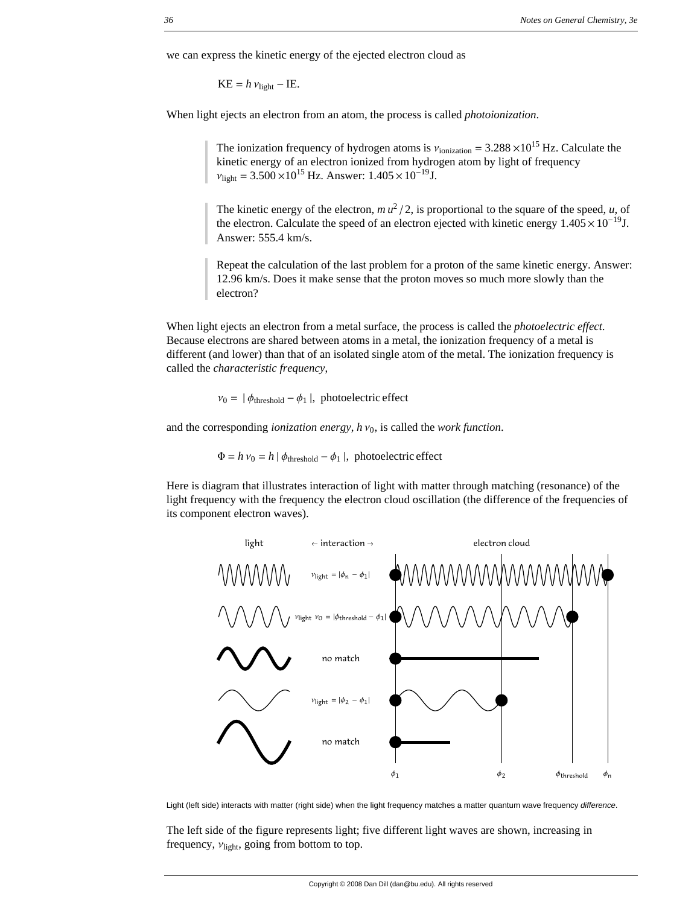we can express the kinetic energy of the ejected electron cloud as

$$\text{KE} = h\,\nu_{\text{light}} - \text{IE}.$$

When light ejects an electron from an atom, the process is called *photoionization*.

> The ionization frequency of hydrogen atoms is $\nu_{\text{ionization}} = 3.288\times10^{15}$ Hz. Calculate the kinetic energy of an electron ionized from hydrogen atom by light of frequency $\nu_{\text{light}} = 3.500\times10^{15}$ Hz. Answer: $1.405\times10^{-19}$J.

> The kinetic energy of the electron, $m\,u^2/2$, is proportional to the square of the speed, $u$, of the electron. Calculate the speed of an electron ejected with kinetic energy $1.405\times10^{-19}$J. Answer: 555.4 km/s.

> Repeat the calculation of the last problem for a proton of the same kinetic energy. Answer: 12.96 km/s. Does it make sense that the proton moves so much more slowly than the electron?

When light ejects an electron from a metal surface, the process is called the *photoelectric effect.* Because electrons are shared between atoms in a metal, the ionization frequency of a metal is different (and lower) than that of an isolated single atom of the metal. The ionization frequency is called the *characteristic frequency*,

$$\nu_0 = |\,\phi_{\text{threshold}} - \phi_1\,|, \;\text{ photoelectric effect}$$

and the corresponding *ionization energy*, $h\,\nu_0$, is called the *work function*.

$$\Phi = h\,\nu_0 = h\,|\,\phi_{\text{threshold}} - \phi_1\,|, \;\text{ photoelectric effect}$$

Here is diagram that illustrates interaction of light with matter through matching (resonance) of the light frequency with the frequency the electron cloud oscillation (the difference of the frequencies of its component electron waves).

Light (left side) interacts with matter (right side) when the light frequency matches a matter quantum wave frequency *difference*.

The left side of the figure represents light; five different light waves are shown, increasing in frequency, $\nu_{\text{light}}$, going from bottom to top.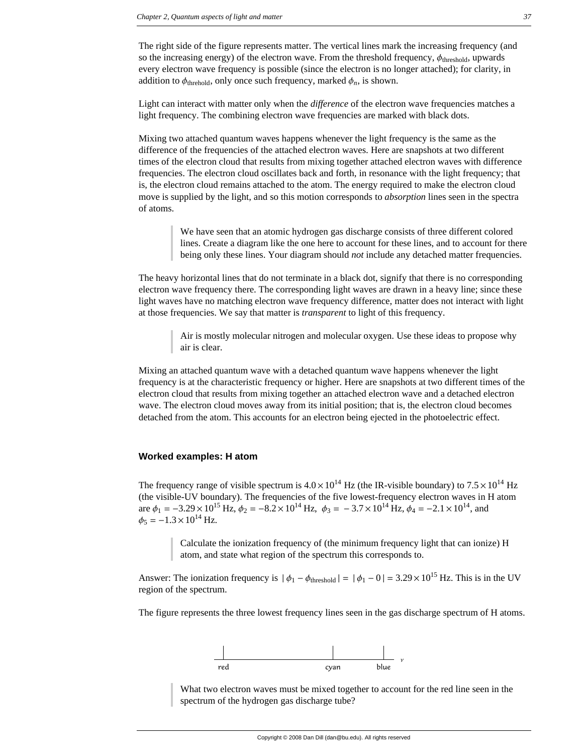The right side of the figure represents matter. The vertical lines mark the increasing frequency (and so the increasing energy) of the electron wave. From the threshold frequency, $\phi_{\text{threshold}}$, upwards every electron wave frequency is possible (since the electron is no longer attached); for clarity, in addition to $\phi_{\text{threhold}}$, only once such frequency, marked $\phi_n$, is shown.

Light can interact with matter only when the *difference* of the electron wave frequencies matches a light frequency. The combining electron wave frequencies are marked with black dots.

Mixing two attached quantum waves happens whenever the light frequency is the same as the difference of the frequencies of the attached electron waves. Here are snapshots at two different times of the electron cloud that results from mixing together attached electron waves with difference frequencies. The electron cloud oscillates back and forth, in resonance with the light frequency; that is, the electron cloud remains attached to the atom. The energy required to make the electron cloud move is supplied by the light, and so this motion corresponds to *absorption* lines seen in the spectra of atoms.

> We have seen that an atomic hydrogen gas discharge consists of three different colored lines. Create a diagram like the one here to account for these lines, and to account for there being only these lines. Your diagram should *not* include any detached matter frequencies.

The heavy horizontal lines that do not terminate in a black dot, signify that there is no corresponding electron wave frequency there. The corresponding light waves are drawn in a heavy line; since these light waves have no matching electron wave frequency difference, matter does not interact with light at those frequencies. We say that matter is *transparent* to light of this frequency.

> Air is mostly molecular nitrogen and molecular oxygen. Use these ideas to propose why air is clear.

Mixing an attached quantum wave with a detached quantum wave happens whenever the light frequency is at the characteristic frequency or higher. Here are snapshots at two different times of the electron cloud that results from mixing together an attached electron wave and a detached electron wave. The electron cloud moves away from its initial position; that is, the electron cloud becomes detached from the atom. This accounts for an electron being ejected in the photoelectric effect.

### Worked examples: H atom

The frequency range of visible spectrum is $4.0 \times 10^{14}$ Hz (the IR-visible boundary) to $7.5 \times 10^{14}$ Hz (the visible-UV boundary). The frequencies of the five lowest-frequency electron waves in H atom are $\phi_1 = -3.29 \times 10^{15}$ Hz, $\phi_2 = -8.2 \times 10^{14}$ Hz, $\phi_3 = -3.7 \times 10^{14}$ Hz, $\phi_4 = -2.1 \times 10^{14}$, and $\phi_5 = -1.3 \times 10^{14}$ Hz.

> Calculate the ionization frequency of (the minimum frequency light that can ionize) H atom, and state what region of the spectrum this corresponds to.

Answer: The ionization frequency is $|\phi_1 - \phi_{\text{threshold}}| = |\phi_1 - 0| = 3.29 \times 10^{15}$ Hz. This is in the UV region of the spectrum.

The figure represents the three lowest frequency lines seen in the gas discharge spectrum of H atoms.

red　　　　cyan　　blue　　$\nu$

> What two electron waves must be mixed together to account for the red line seen in the spectrum of the hydrogen gas discharge tube?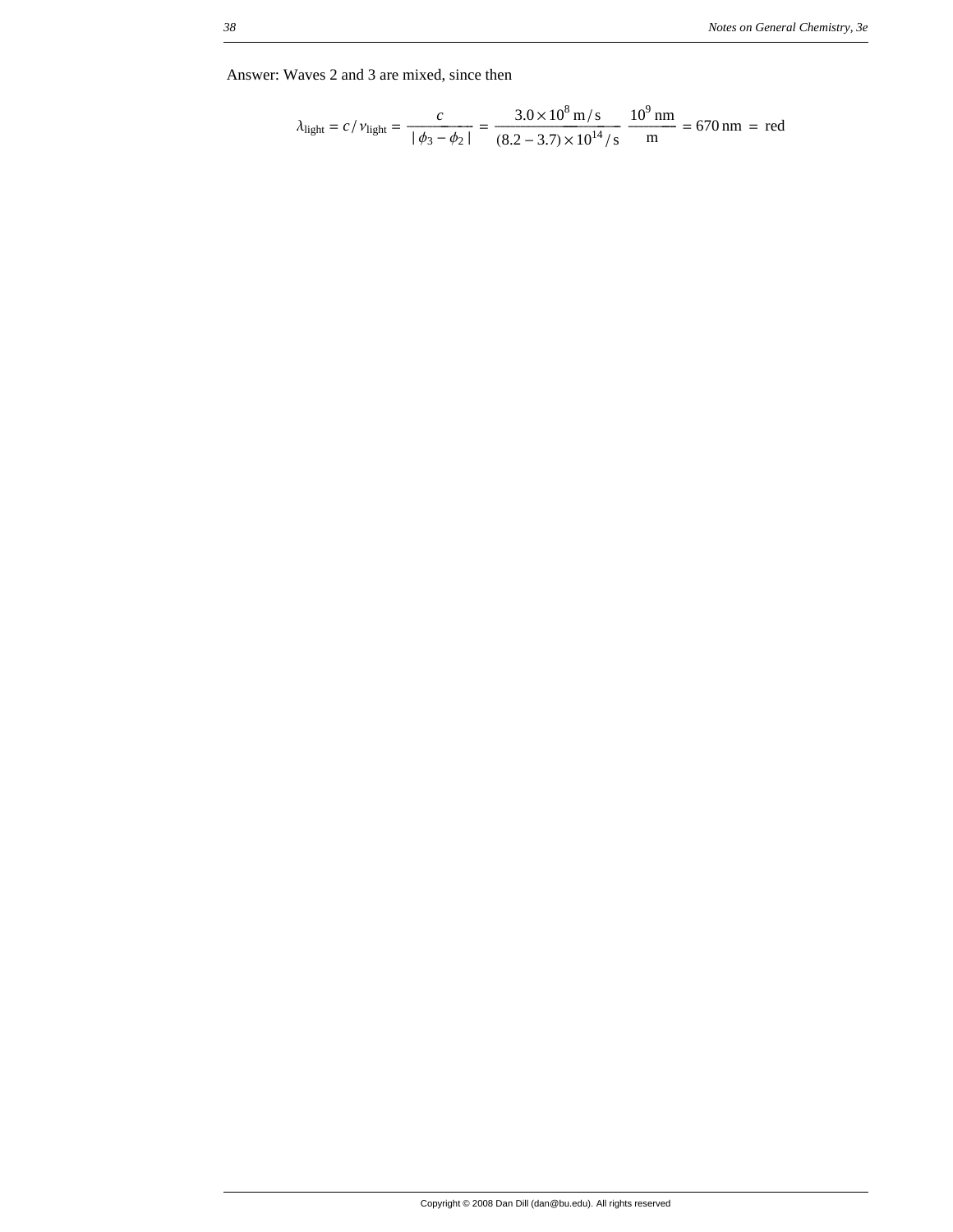Answer: Waves 2 and 3 are mixed, since then

$$\lambda_{\text{light}} = c/\nu_{\text{light}} = \frac{c}{|\phi_3 - \phi_2|} = \frac{3.0 \times 10^8 \text{ m/s}}{(8.2 - 3.7) \times 10^{14}/\text{s}} \frac{10^9 \text{ nm}}{\text{m}} = 670 \text{ nm} = \text{red}$$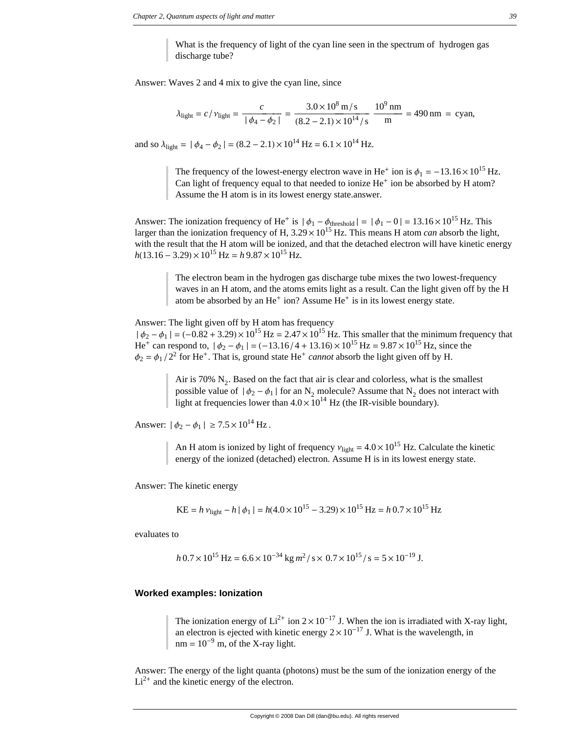> What is the frequency of light of the cyan line seen in the spectrum of hydrogen gas discharge tube?

Answer: Waves 2 and 4 mix to give the cyan line, since

$$\lambda_{\text{light}} = c / \nu_{\text{light}} = \frac{c}{|\,\phi_4 - \phi_2\,|} = \frac{3.0 \times 10^8 \text{ m/s}}{(8.2 - 2.1) \times 10^{14}/\text{s}} \frac{10^9 \text{ nm}}{\text{m}} = 490 \text{ nm} = \text{ cyan},$$

and so $\lambda_{\text{light}} = |\,\phi_4 - \phi_2\,| = (8.2 - 2.1) \times 10^{14}$ Hz $= 6.1 \times 10^{14}$ Hz.

> The frequency of the lowest-energy electron wave in $He^+$ ion is $\phi_1 = -13.16 \times 10^{15}$ Hz. Can light of frequency equal to that needed to ionize $He^+$ ion be absorbed by H atom? Assume the H atom is in its lowest energy state.answer.

Answer: The ionization frequency of $He^+$ is $|\,\phi_1 - \phi_{\text{threshold}}\,| = |\,\phi_1 - 0\,| = 13.16 \times 10^{15}$ Hz. This larger than the ionization frequency of H, $3.29 \times 10^{15}$ Hz. This means H atom *can* absorb the light, with the result that the H atom will be ionized, and that the detached electron will have kinetic energy $h (13.16 - 3.29) \times 10^{15}$ Hz $= h\, 9.87 \times 10^{15}$ Hz.

> The electron beam in the hydrogen gas discharge tube mixes the two lowest-frequency waves in an H atom, and the atoms emits light as a result. Can the light given off by the H atom be absorbed by an $He^+$ ion? Assume $He^+$ is in its lowest energy state.

Answer: The light given off by H atom has frequency
$|\,\phi_2 - \phi_1\,| = (-0.82 + 3.29) \times 10^{15}$ Hz $= 2.47 \times 10^{15}$ Hz. This smaller that the minimum frequency that $He^+$ can respond to, $|\,\phi_2 - \phi_1\,| = (-13.16/4 + 13.16) \times 10^{15}$ Hz $= 9.87 \times 10^{15}$ Hz, since the $\phi_2 = \phi_1 / 2^2$ for $He^+$. That is, ground state $He^+$ *cannot* absorb the light given off by H.

> Air is 70% $N_2$. Based on the fact that air is clear and colorless, what is the smallest possible value of $|\,\phi_2 - \phi_1\,|$ for an $N_2$ molecule? Assume that $N_2$ does not interact with light at frequencies lower than $4.0 \times 10^{14}$ Hz (the IR-visible boundary).

Answer: $|\,\phi_2 - \phi_1\,| \geq 7.5 \times 10^{14}$ Hz.

> An H atom is ionized by light of frequency $\nu_{\text{light}} = 4.0 \times 10^{15}$ Hz. Calculate the kinetic energy of the ionized (detached) electron. Assume H is in its lowest energy state.

Answer: The kinetic energy

$$\text{KE} = h\, \nu_{\text{light}} - h\,|\,\phi_1\,| = h (4.0 \times 10^{15} - 3.29) \times 10^{15} \text{ Hz} = h\, 0.7 \times 10^{15} \text{ Hz}$$

evaluates to

$$h\, 0.7 \times 10^{15} \text{ Hz} = 6.6 \times 10^{-34} \text{ kg } m^2/\text{s} \times 0.7 \times 10^{15}/\text{s} = 5 \times 10^{-19} \text{ J}.$$

### Worked examples: Ionization

> The ionization energy of $Li^{2+}$ ion $2 \times 10^{-17}$ J. When the ion is irradiated with X-ray light, an electron is ejected with kinetic energy $2 \times 10^{-17}$ J. What is the wavelength, in nm $= 10^{-9}$ m, of the X-ray light.

Answer: The energy of the light quanta (photons) must be the sum of the ionization energy of the $Li^{2+}$ and the kinetic energy of the electron.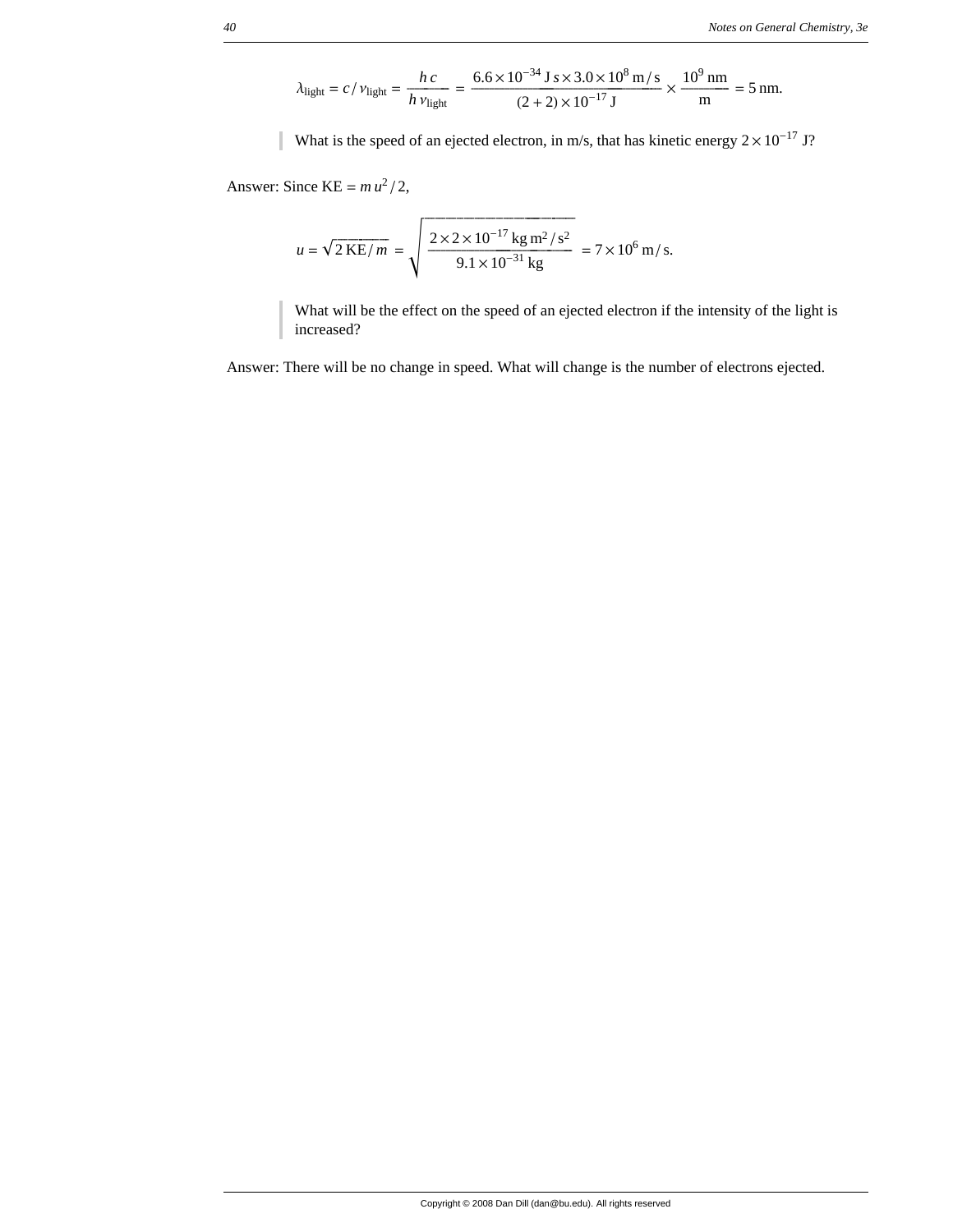$$\lambda_{\text{light}} = c / \nu_{\text{light}} = \frac{h\,c}{h\,\nu_{\text{light}}} = \frac{6.6 \times 10^{-34}\ \text{J}\,s \times 3.0 \times 10^{8}\ \text{m/s}}{(2 + 2) \times 10^{-17}\ \text{J}} \times \frac{10^{9}\ \text{nm}}{\text{m}} = 5\ \text{nm}.$$

> What is the speed of an ejected electron, in m/s, that has kinetic energy $2 \times 10^{-17}$ J?

Answer: Since $\text{KE} = m\,u^2 / 2$,

$$u = \sqrt{2\,\text{KE}/m} = \sqrt{\frac{2 \times 2 \times 10^{-17}\ \text{kg m}^2/\text{s}^2}{9.1 \times 10^{-31}\ \text{kg}}} = 7 \times 10^{6}\ \text{m/s}.$$

> What will be the effect on the speed of an ejected electron if the intensity of the light is increased?

Answer: There will be no change in speed. What will change is the number of electrons ejected.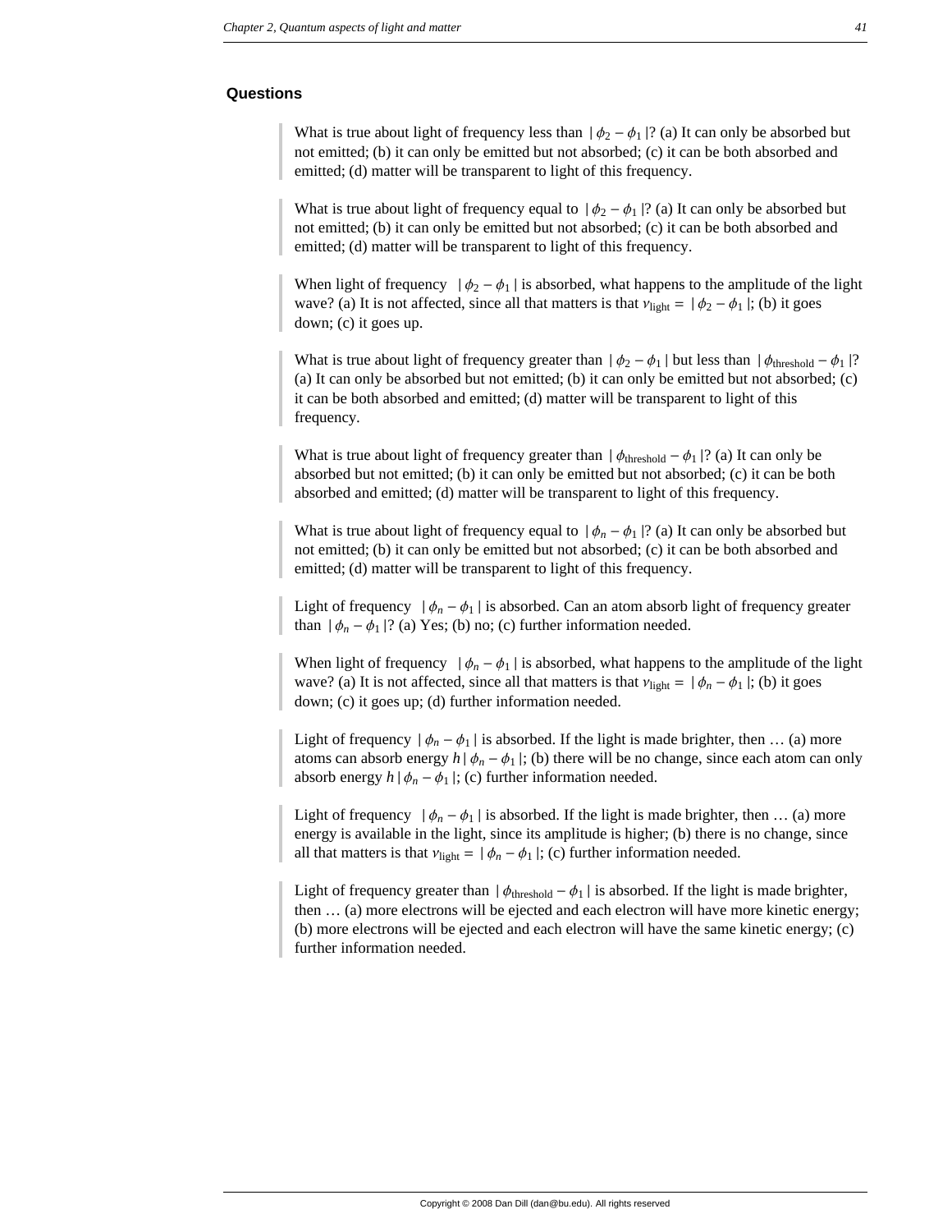## Questions

What is true about light of frequency less than $|\phi_2 - \phi_1|$? (a) It can only be absorbed but not emitted; (b) it can only be emitted but not absorbed; (c) it can be both absorbed and emitted; (d) matter will be transparent to light of this frequency.

What is true about light of frequency equal to $|\phi_2 - \phi_1|$? (a) It can only be absorbed but not emitted; (b) it can only be emitted but not absorbed; (c) it can be both absorbed and emitted; (d) matter will be transparent to light of this frequency.

When light of frequency $|\phi_2 - \phi_1|$ is absorbed, what happens to the amplitude of the light wave? (a) It is not affected, since all that matters is that $\nu_{\text{light}} = |\phi_2 - \phi_1|$; (b) it goes down; (c) it goes up.

What is true about light of frequency greater than $|\phi_2 - \phi_1|$ but less than $|\phi_{\text{threshold}} - \phi_1|$? (a) It can only be absorbed but not emitted; (b) it can only be emitted but not absorbed; (c) it can be both absorbed and emitted; (d) matter will be transparent to light of this frequency.

What is true about light of frequency greater than $|\phi_{\text{threshold}} - \phi_1|$? (a) It can only be absorbed but not emitted; (b) it can only be emitted but not absorbed; (c) it can be both absorbed and emitted; (d) matter will be transparent to light of this frequency.

What is true about light of frequency equal to $|\phi_n - \phi_1|$? (a) It can only be absorbed but not emitted; (b) it can only be emitted but not absorbed; (c) it can be both absorbed and emitted; (d) matter will be transparent to light of this frequency.

Light of frequency $|\phi_n - \phi_1|$ is absorbed. Can an atom absorb light of frequency greater than $|\phi_n - \phi_1|$? (a) Yes; (b) no; (c) further information needed.

When light of frequency $|\phi_n - \phi_1|$ is absorbed, what happens to the amplitude of the light wave? (a) It is not affected, since all that matters is that $\nu_{\text{light}} = |\phi_n - \phi_1|$; (b) it goes down; (c) it goes up; (d) further information needed.

Light of frequency $|\phi_n - \phi_1|$ is absorbed. If the light is made brighter, then … (a) more atoms can absorb energy $h|\phi_n - \phi_1|$; (b) there will be no change, since each atom can only absorb energy $h|\phi_n - \phi_1|$; (c) further information needed.

Light of frequency $|\phi_n - \phi_1|$ is absorbed. If the light is made brighter, then … (a) more energy is available in the light, since its amplitude is higher; (b) there is no change, since all that matters is that $\nu_{\text{light}} = |\phi_n - \phi_1|$; (c) further information needed.

Light of frequency greater than $|\phi_{\text{threshold}} - \phi_1|$ is absorbed. If the light is made brighter, then … (a) more electrons will be ejected and each electron will have more kinetic energy; (b) more electrons will be ejected and each electron will have the same kinetic energy; (c) further information needed.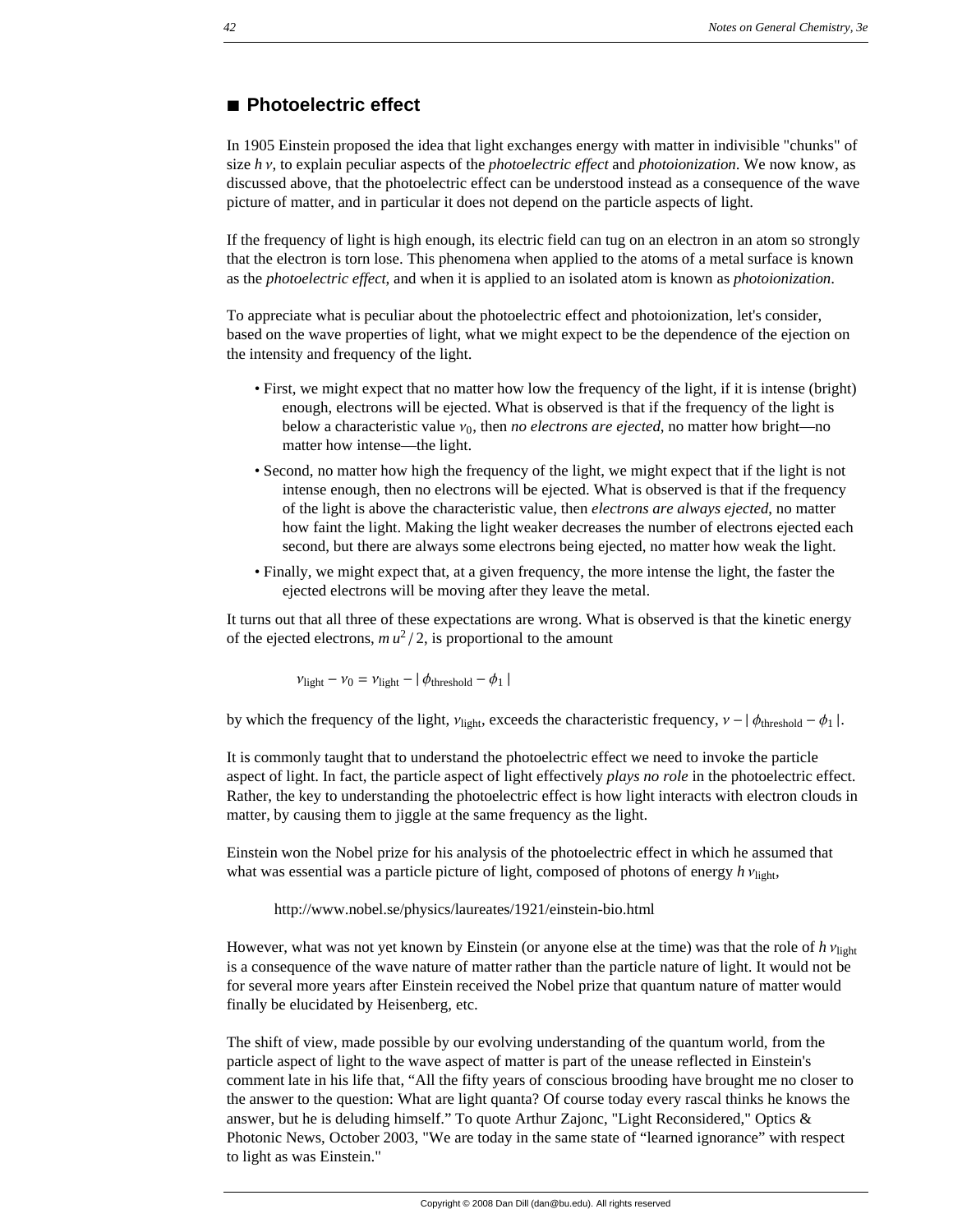## ■ Photoelectric effect

In 1905 Einstein proposed the idea that light exchanges energy with matter in indivisible "chunks" of size $h\,\nu$, to explain peculiar aspects of the *photoelectric effect* and *photoionization*. We now know, as discussed above, that the photoelectric effect can be understood instead as a consequence of the wave picture of matter, and in particular it does not depend on the particle aspects of light.

If the frequency of light is high enough, its electric field can tug on an electron in an atom so strongly that the electron is torn lose. This phenomena when applied to the atoms of a metal surface is known as the *photoelectric effect*, and when it is applied to an isolated atom is known as *photoionization*.

To appreciate what is peculiar about the photoelectric effect and photoionization, let's consider, based on the wave properties of light, what we might expect to be the dependence of the ejection on the intensity and frequency of the light.

- First, we might expect that no matter how low the frequency of the light, if it is intense (bright) enough, electrons will be ejected. What is observed is that if the frequency of the light is below a characteristic value $\nu_0$, then *no electrons are ejected*, no matter how bright—no matter how intense—the light.
- Second, no matter how high the frequency of the light, we might expect that if the light is not intense enough, then no electrons will be ejected. What is observed is that if the frequency of the light is above the characteristic value, then *electrons are always ejected*, no matter how faint the light. Making the light weaker decreases the number of electrons ejected each second, but there are always some electrons being ejected, no matter how weak the light.
- Finally, we might expect that, at a given frequency, the more intense the light, the faster the ejected electrons will be moving after they leave the metal.

It turns out that all three of these expectations are wrong. What is observed is that the kinetic energy of the ejected electrons, $m\,u^2/2$, is proportional to the amount

$$\nu_{\text{light}} - \nu_0 = \nu_{\text{light}} - |\,\phi_{\text{threshold}} - \phi_1\,|$$

by which the frequency of the light, $\nu_{\text{light}}$, exceeds the characteristic frequency, $\nu - |\,\phi_{\text{threshold}} - \phi_1\,|$.

It is commonly taught that to understand the photoelectric effect we need to invoke the particle aspect of light. In fact, the particle aspect of light effectively *plays no role* in the photoelectric effect. Rather, the key to understanding the photoelectric effect is how light interacts with electron clouds in matter, by causing them to jiggle at the same frequency as the light.

Einstein won the Nobel prize for his analysis of the photoelectric effect in which he assumed that what was essential was a particle picture of light, composed of photons of energy $h\,\nu_{\text{light}}$,

http://www.nobel.se/physics/laureates/1921/einstein-bio.html

However, what was not yet known by Einstein (or anyone else at the time) was that the role of $h\,\nu_{\text{light}}$ is a consequence of the wave nature of matter rather than the particle nature of light. It would not be for several more years after Einstein received the Nobel prize that quantum nature of matter would finally be elucidated by Heisenberg, etc.

The shift of view, made possible by our evolving understanding of the quantum world, from the particle aspect of light to the wave aspect of matter is part of the unease reflected in Einstein's comment late in his life that, "All the fifty years of conscious brooding have brought me no closer to the answer to the question: What are light quanta? Of course today every rascal thinks he knows the answer, but he is deluding himself." To quote Arthur Zajonc, "Light Reconsidered," Optics & Photonic News, October 2003, "We are today in the same state of "learned ignorance" with respect to light as was Einstein."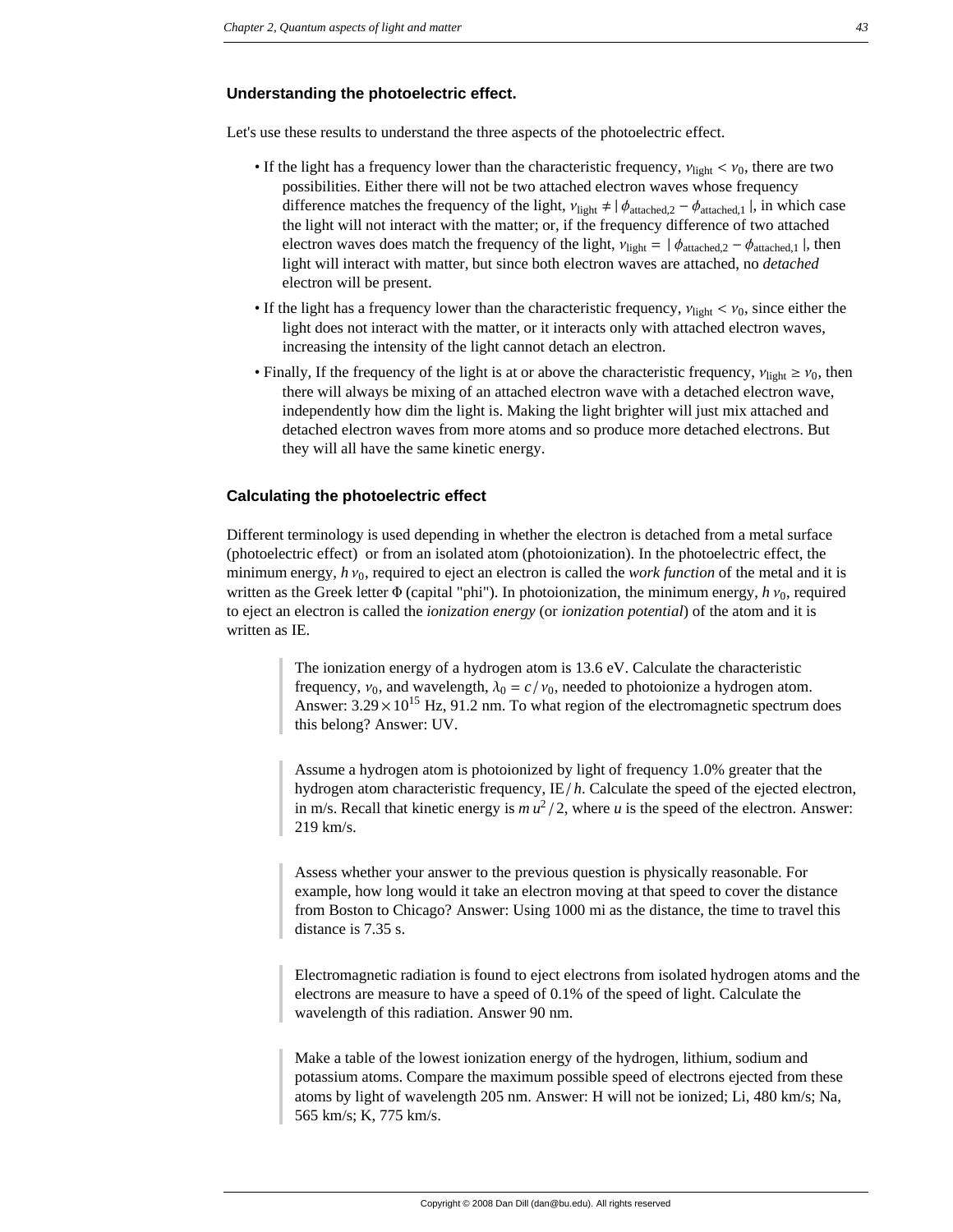### Understanding the photoelectric effect.

Let's use these results to understand the three aspects of the photoelectric effect.

- If the light has a frequency lower than the characteristic frequency, $\nu_{\text{light}} < \nu_0$, there are two possibilities. Either there will not be two attached electron waves whose frequency difference matches the frequency of the light, $\nu_{\text{light}} \neq |\phi_{\text{attached},2} - \phi_{\text{attached},1}|$, in which case the light will not interact with the matter; or, if the frequency difference of two attached electron waves does match the frequency of the light, $\nu_{\text{light}} = |\phi_{\text{attached},2} - \phi_{\text{attached},1}|$, then light will interact with matter, but since both electron waves are attached, no *detached* electron will be present.
- If the light has a frequency lower than the characteristic frequency, $\nu_{\text{light}} < \nu_0$, since either the light does not interact with the matter, or it interacts only with attached electron waves, increasing the intensity of the light cannot detach an electron.
- Finally, If the frequency of the light is at or above the characteristic frequency, $\nu_{\text{light}} \geq \nu_0$, then there will always be mixing of an attached electron wave with a detached electron wave, independently how dim the light is. Making the light brighter will just mix attached and detached electron waves from more atoms and so produce more detached electrons. But they will all have the same kinetic energy.

### Calculating the photoelectric effect

Different terminology is used depending in whether the electron is detached from a metal surface (photoelectric effect) or from an isolated atom (photoionization). In the photoelectric effect, the minimum energy, $h\,\nu_0$, required to eject an electron is called the *work function* of the metal and it is written as the Greek letter $\Phi$ (capital "phi"). In photoionization, the minimum energy, $h\,\nu_0$, required to eject an electron is called the *ionization energy* (or *ionization potential*) of the atom and it is written as IE.

> The ionization energy of a hydrogen atom is 13.6 eV. Calculate the characteristic frequency, $\nu_0$, and wavelength, $\lambda_0 = c / \nu_0$, needed to photoionize a hydrogen atom. Answer: $3.29 \times 10^{15}$ Hz, 91.2 nm. To what region of the electromagnetic spectrum does this belong? Answer: UV.

> Assume a hydrogen atom is photoionized by light of frequency 1.0% greater that the hydrogen atom characteristic frequency, $\text{IE} / h$. Calculate the speed of the ejected electron, in m/s. Recall that kinetic energy is $m\,u^2 / 2$, where $u$ is the speed of the electron. Answer: 219 km/s.

> Assess whether your answer to the previous question is physically reasonable. For example, how long would it take an electron moving at that speed to cover the distance from Boston to Chicago? Answer: Using 1000 mi as the distance, the time to travel this distance is 7.35 s.

> Electromagnetic radiation is found to eject electrons from isolated hydrogen atoms and the electrons are measure to have a speed of 0.1% of the speed of light. Calculate the wavelength of this radiation. Answer 90 nm.

> Make a table of the lowest ionization energy of the hydrogen, lithium, sodium and potassium atoms. Compare the maximum possible speed of electrons ejected from these atoms by light of wavelength 205 nm. Answer: H will not be ionized; Li, 480 km/s; Na, 565 km/s; K, 775 km/s.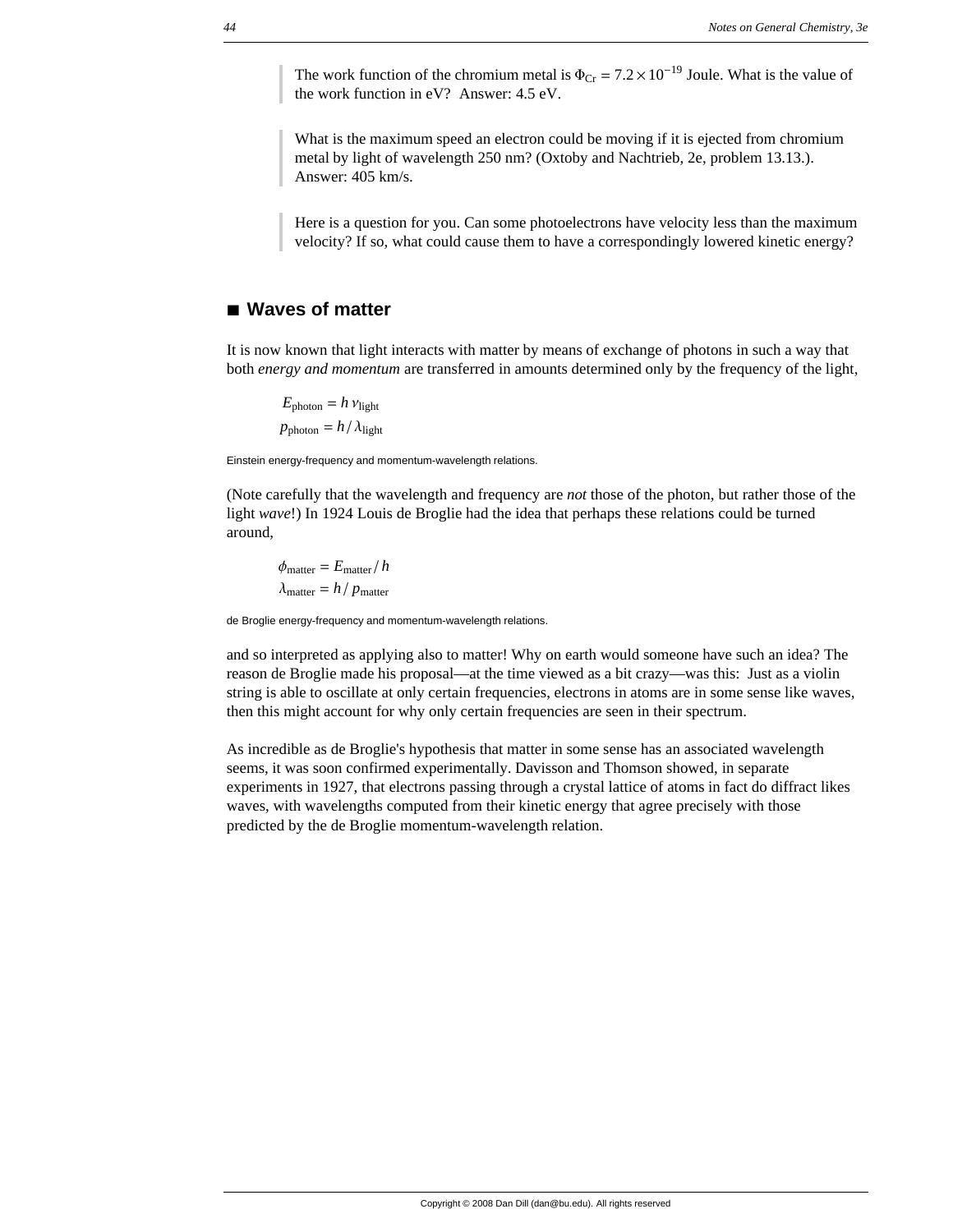> The work function of the chromium metal is $\Phi_{Cr} = 7.2 \times 10^{-19}$ Joule. What is the value of the work function in eV? Answer: 4.5 eV.

> What is the maximum speed an electron could be moving if it is ejected from chromium metal by light of wavelength 250 nm? (Oxtoby and Nachtrieb, 2e, problem 13.13.). Answer: 405 km/s.

> Here is a question for you. Can some photoelectrons have velocity less than the maximum velocity? If so, what could cause them to have a correspondingly lowered kinetic energy?

## ■ Waves of matter

It is now known that light interacts with matter by means of exchange of photons in such a way that both *energy and momentum* are transferred in amounts determined only by the frequency of the light,

$$E_{\text{photon}} = h\,\nu_{\text{light}}$$
$$p_{\text{photon}} = h / \lambda_{\text{light}}$$

Einstein energy-frequency and momentum-wavelength relations.

(Note carefully that the wavelength and frequency are *not* those of the photon, but rather those of the light *wave*!) In 1924 Louis de Broglie had the idea that perhaps these relations could be turned around,

$$\phi_{\text{matter}} = E_{\text{matter}} / h$$
$$\lambda_{\text{matter}} = h / p_{\text{matter}}$$

de Broglie energy-frequency and momentum-wavelength relations.

and so interpreted as applying also to matter! Why on earth would someone have such an idea? The reason de Broglie made his proposal—at the time viewed as a bit crazy—was this: Just as a violin string is able to oscillate at only certain frequencies, electrons in atoms are in some sense like waves, then this might account for why only certain frequencies are seen in their spectrum.

As incredible as de Broglie's hypothesis that matter in some sense has an associated wavelength seems, it was soon confirmed experimentally. Davisson and Thomson showed, in separate experiments in 1927, that electrons passing through a crystal lattice of atoms in fact do diffract likes waves, with wavelengths computed from their kinetic energy that agree precisely with those predicted by the de Broglie momentum-wavelength relation.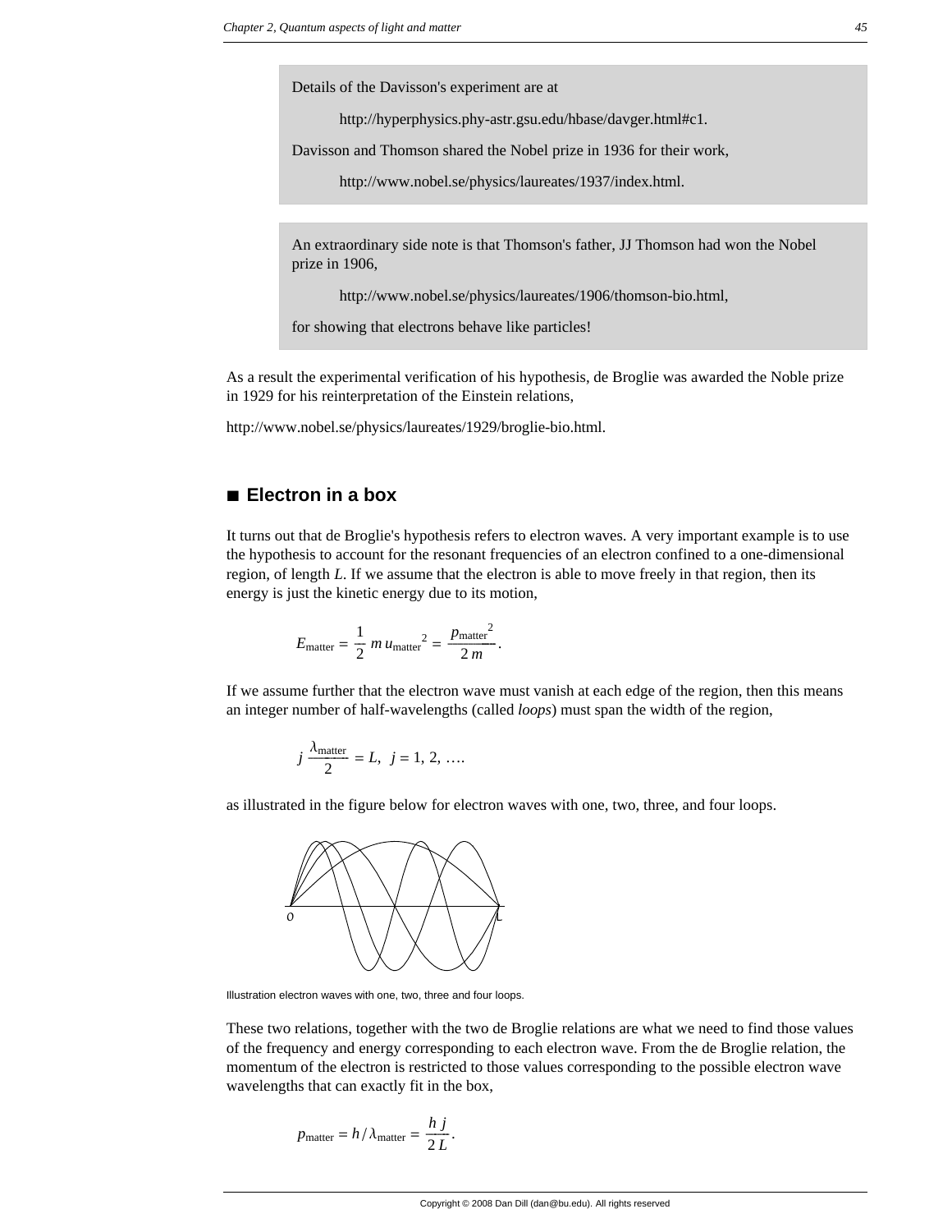Details of the Davisson's experiment are at

http://hyperphysics.phy-astr.gsu.edu/hbase/davger.html#c1.

Davisson and Thomson shared the Nobel prize in 1936 for their work,

http://www.nobel.se/physics/laureates/1937/index.html.

An extraordinary side note is that Thomson's father, JJ Thomson had won the Nobel prize in 1906,

http://www.nobel.se/physics/laureates/1906/thomson-bio.html,

for showing that electrons behave like particles!

As a result the experimental verification of his hypothesis, de Broglie was awarded the Noble prize in 1929 for his reinterpretation of the Einstein relations,

http://www.nobel.se/physics/laureates/1929/broglie-bio.html.

## ■ Electron in a box

It turns out that de Broglie's hypothesis refers to electron waves. A very important example is to use the hypothesis to account for the resonant frequencies of an electron confined to a one-dimensional region, of length $L$. If we assume that the electron is able to move freely in that region, then its energy is just the kinetic energy due to its motion,

$$E_{\text{matter}} = \frac{1}{2}\, m\, u_{\text{matter}}^{\;2} = \frac{p_{\text{matter}}^{\;2}}{2\, m}.$$

If we assume further that the electron wave must vanish at each edge of the region, then this means an integer number of half-wavelengths (called *loops*) must span the width of the region,

$$j\, \frac{\lambda_{\text{matter}}}{2} = L, \;\; j = 1, 2, \ldots.$$

as illustrated in the figure below for electron waves with one, two, three, and four loops.

Illustration electron waves with one, two, three and four loops.

These two relations, together with the two de Broglie relations are what we need to find those values of the frequency and energy corresponding to each electron wave. From the de Broglie relation, the momentum of the electron is restricted to those values corresponding to the possible electron wave wavelengths that can exactly fit in the box,

$$p_{\text{matter}} = h / \lambda_{\text{matter}} = \frac{h\, j}{2\, L}.$$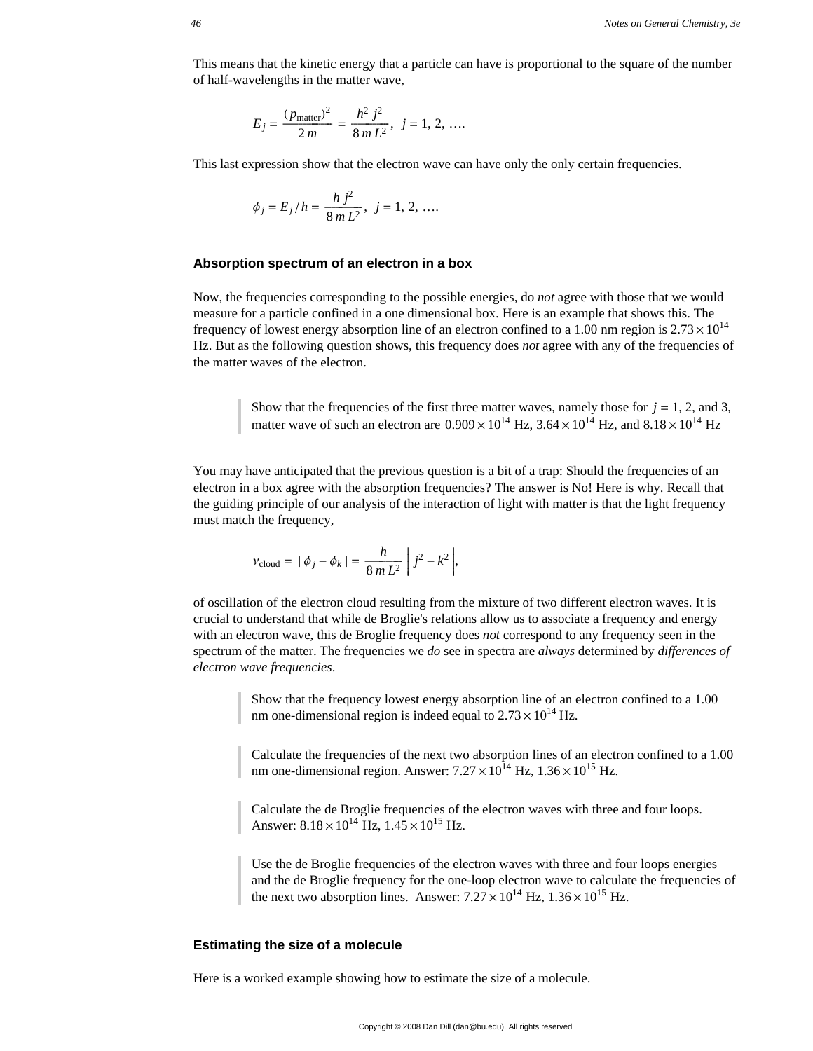This means that the kinetic energy that a particle can have is proportional to the square of the number of half-wavelengths in the matter wave,

$$E_j = \frac{(p_{\text{matter}})^2}{2\,m} = \frac{h^2\,j^2}{8\,m\,L^2},\;\; j = 1,\,2,\,\ldots.$$

This last expression show that the electron wave can have only the only certain frequencies.

$$\phi_j = E_j\,/\,h = \frac{h\,j^2}{8\,m\,L^2},\;\; j = 1,\,2,\,\ldots.$$

### Absorption spectrum of an electron in a box

Now, the frequencies corresponding to the possible energies, do *not* agree with those that we would measure for a particle confined in a one dimensional box. Here is an example that shows this. The frequency of lowest energy absorption line of an electron confined to a 1.00 nm region is $2.73 \times 10^{14}$ Hz. But as the following question shows, this frequency does *not* agree with any of the frequencies of the matter waves of the electron.

> Show that the frequencies of the first three matter waves, namely those for $j = 1$, 2, and 3, matter wave of such an electron are $0.909 \times 10^{14}$ Hz, $3.64 \times 10^{14}$ Hz, and $8.18 \times 10^{14}$ Hz

You may have anticipated that the previous question is a bit of a trap: Should the frequencies of an electron in a box agree with the absorption frequencies? The answer is No! Here is why. Recall that the guiding principle of our analysis of the interaction of light with matter is that the light frequency must match the frequency,

$$\nu_{\text{cloud}} = |\,\phi_j - \phi_k\,| = \frac{h}{8\,m\,L^2}\left|\,j^2 - k^2\,\right|,$$

of oscillation of the electron cloud resulting from the mixture of two different electron waves. It is crucial to understand that while de Broglie's relations allow us to associate a frequency and energy with an electron wave, this de Broglie frequency does *not* correspond to any frequency seen in the spectrum of the matter. The frequencies we *do* see in spectra are *always* determined by *differences of electron wave frequencies*.

> Show that the frequency lowest energy absorption line of an electron confined to a 1.00 nm one-dimensional region is indeed equal to $2.73 \times 10^{14}$ Hz.

> Calculate the frequencies of the next two absorption lines of an electron confined to a 1.00 nm one-dimensional region. Answer: $7.27 \times 10^{14}$ Hz, $1.36 \times 10^{15}$ Hz.

> Calculate the de Broglie frequencies of the electron waves with three and four loops. Answer: $8.18 \times 10^{14}$ Hz, $1.45 \times 10^{15}$ Hz.

> Use the de Broglie frequencies of the electron waves with three and four loops energies and the de Broglie frequency for the one-loop electron wave to calculate the frequencies of the next two absorption lines. Answer: $7.27 \times 10^{14}$ Hz, $1.36 \times 10^{15}$ Hz.

### Estimating the size of a molecule

Here is a worked example showing how to estimate the size of a molecule.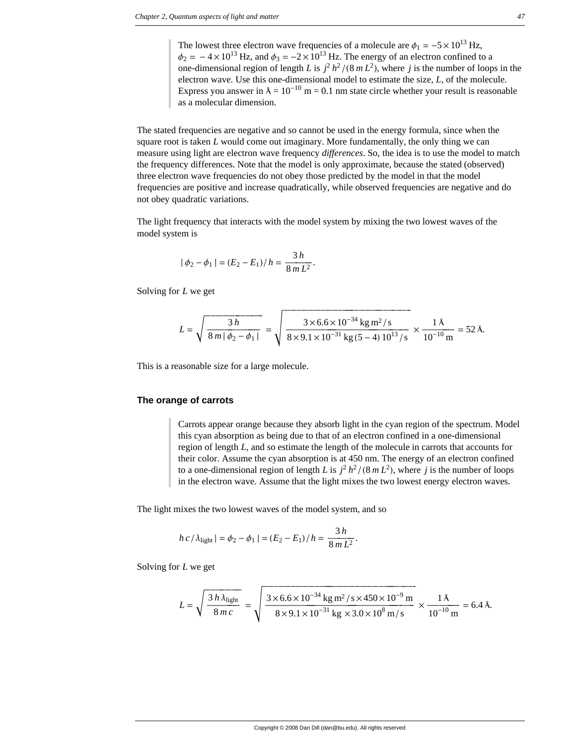> The lowest three electron wave frequencies of a molecule are $\phi_1 = -5 \times 10^{13}$ Hz, $\phi_2 = -4 \times 10^{13}$ Hz, and $\phi_3 = -2 \times 10^{13}$ Hz. The energy of an electron confined to a one-dimensional region of length $L$ is $j^2 h^2 / (8\, m\, L^2)$, where $j$ is the number of loops in the electron wave. Use this one-dimensional model to estimate the size, $L$, of the molecule. Express you answer in Å = $10^{-10}$ m = 0.1 nm state circle whether your result is reasonable as a molecular dimension.

The stated frequencies are negative and so cannot be used in the energy formula, since when the square root is taken $L$ would come out imaginary. More fundamentally, the only thing we can measure using light are electron wave frequency *differences*. So, the idea is to use the model to match the frequency differences. Note that the model is only approximate, because the stated (observed) three electron wave frequencies do not obey those predicted by the model in that the model frequencies are positive and increase quadratically, while observed frequencies are negative and do not obey quadratic variations.

The light frequency that interacts with the model system by mixing the two lowest waves of the model system is

$$|\, \phi_2 - \phi_1 \,| = (E_2 - E_1) / h = \frac{3\, h}{8\, m\, L^2}.$$

Solving for $L$ we get

$$L = \sqrt{\frac{3\, h}{8\, m\, |\, \phi_2 - \phi_1 \,|}} = \sqrt{\frac{3 \times 6.6 \times 10^{-34}\ \text{kg m}^2/\text{s}}{8 \times 9.1 \times 10^{-31}\ \text{kg}\, (5 - 4)\, 10^{13}/\text{s}}} \times \frac{1\ \text{Å}}{10^{-10}\ \text{m}} = 52\ \text{Å}.$$

This is a reasonable size for a large molecule.

### The orange of carrots

> Carrots appear orange because they absorb light in the cyan region of the spectrum. Model this cyan absorption as being due to that of an electron confined in a one-dimensional region of length $L$, and so estimate the length of the molecule in carrots that accounts for their color. Assume the cyan absorption is at 450 nm. The energy of an electron confined to a one-dimensional region of length $L$ is $j^2 h^2 / (8\, m\, L^2)$, where $j$ is the number of loops in the electron wave. Assume that the light mixes the two lowest energy electron waves.

The light mixes the two lowest waves of the model system, and so

$$h\, c / \lambda_{\text{light}} \,| = \phi_2 - \phi_1 \,| = (E_2 - E_1) / h = \frac{3\, h}{8\, m\, L^2}.$$

Solving for $L$ we get

$$L = \sqrt{\frac{3\, h\, \lambda_{\text{light}}}{8\, m\, c}} = \sqrt{\frac{3 \times 6.6 \times 10^{-34}\ \text{kg m}^2/\text{s} \times 450 \times 10^{-9}\ \text{m}}{8 \times 9.1 \times 10^{-31}\ \text{kg} \times 3.0 \times 10^{8}\ \text{m/s}}} \times \frac{1\ \text{Å}}{10^{-10}\ \text{m}} = 6.4\ \text{Å}.$$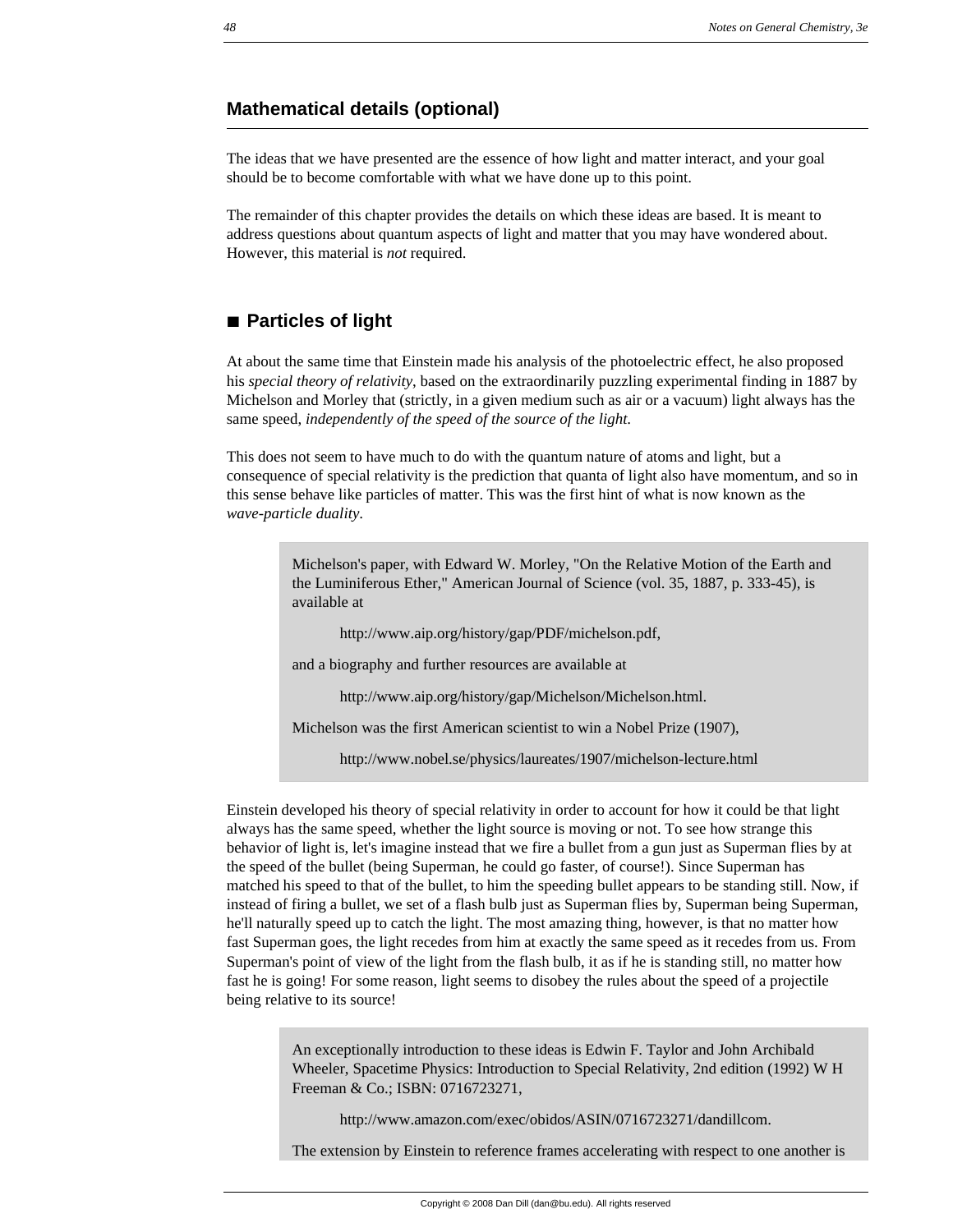## Mathematical details (optional)

The ideas that we have presented are the essence of how light and matter interact, and your goal should be to become comfortable with what we have done up to this point.

The remainder of this chapter provides the details on which these ideas are based. It is meant to address questions about quantum aspects of light and matter that you may have wondered about. However, this material is *not* required.

### ■ Particles of light

At about the same time that Einstein made his analysis of the photoelectric effect, he also proposed his *special theory of relativity*, based on the extraordinarily puzzling experimental finding in 1887 by Michelson and Morley that (strictly, in a given medium such as air or a vacuum) light always has the same speed, *independently of the speed of the source of the light*.

This does not seem to have much to do with the quantum nature of atoms and light, but a consequence of special relativity is the prediction that quanta of light also have momentum, and so in this sense behave like particles of matter. This was the first hint of what is now known as the *wave-particle duality*.

> Michelson's paper, with Edward W. Morley, "On the Relative Motion of the Earth and the Luminiferous Ether," American Journal of Science (vol. 35, 1887, p. 333-45), is available at
>
> http://www.aip.org/history/gap/PDF/michelson.pdf,
>
> and a biography and further resources are available at
>
> http://www.aip.org/history/gap/Michelson/Michelson.html.
>
> Michelson was the first American scientist to win a Nobel Prize (1907),
>
> http://www.nobel.se/physics/laureates/1907/michelson-lecture.html

Einstein developed his theory of special relativity in order to account for how it could be that light always has the same speed, whether the light source is moving or not. To see how strange this behavior of light is, let's imagine instead that we fire a bullet from a gun just as Superman flies by at the speed of the bullet (being Superman, he could go faster, of course!). Since Superman has matched his speed to that of the bullet, to him the speeding bullet appears to be standing still. Now, if instead of firing a bullet, we set of a flash bulb just as Superman flies by, Superman being Superman, he'll naturally speed up to catch the light. The most amazing thing, however, is that no matter how fast Superman goes, the light recedes from him at exactly the same speed as it recedes from us. From Superman's point of view of the light from the flash bulb, it as if he is standing still, no matter how fast he is going! For some reason, light seems to disobey the rules about the speed of a projectile being relative to its source!

> An exceptionally introduction to these ideas is Edwin F. Taylor and John Archibald Wheeler, Spacetime Physics: Introduction to Special Relativity, 2nd edition (1992) W H Freeman & Co.; ISBN: 0716723271,
>
> http://www.amazon.com/exec/obidos/ASIN/0716723271/dandillcom.
>
> The extension by Einstein to reference frames accelerating with respect to one another is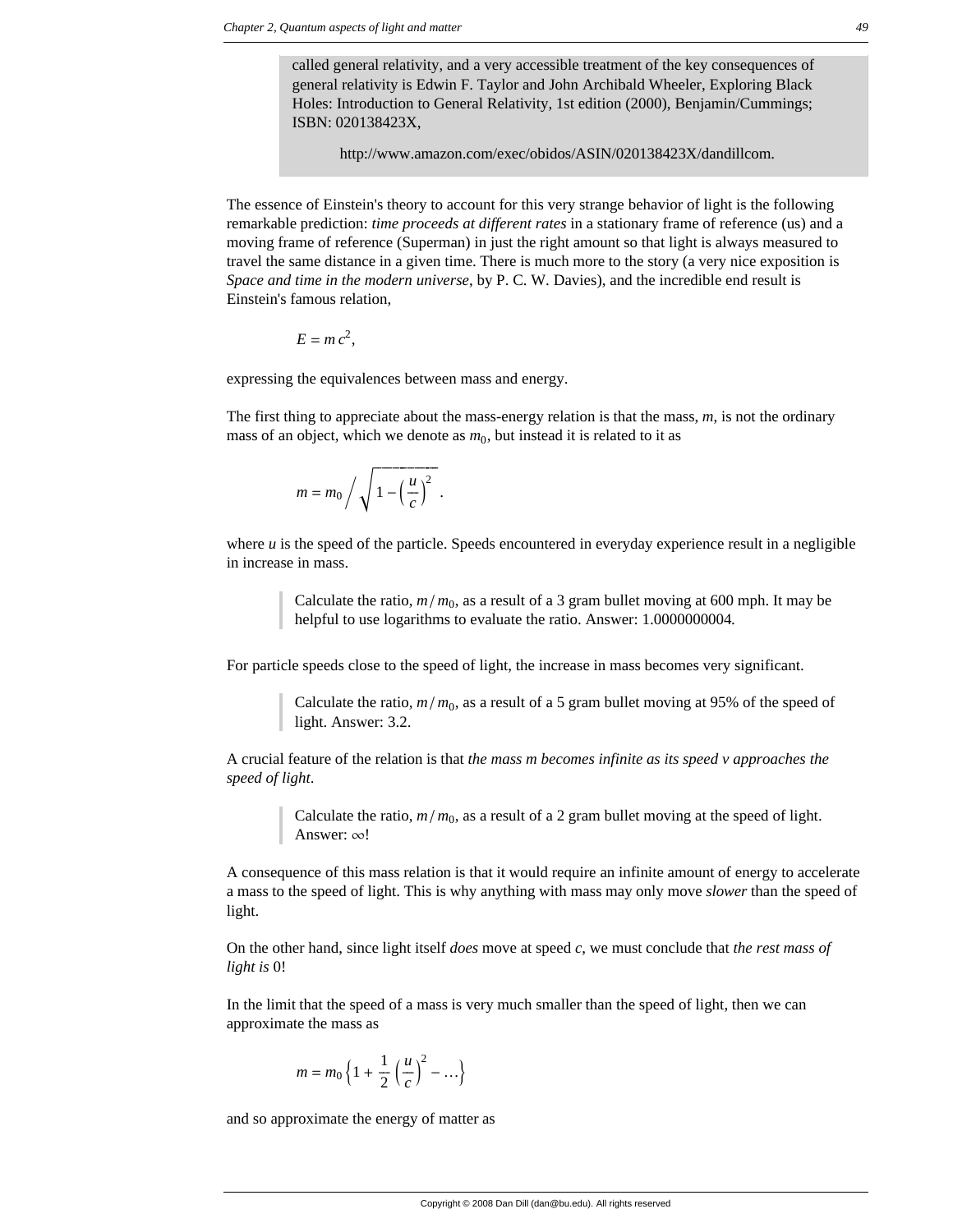called general relativity, and a very accessible treatment of the key consequences of general relativity is Edwin F. Taylor and John Archibald Wheeler, Exploring Black Holes: Introduction to General Relativity, 1st edition (2000), Benjamin/Cummings; ISBN: 020138423X,

http://www.amazon.com/exec/obidos/ASIN/020138423X/dandillcom.

The essence of Einstein's theory to account for this very strange behavior of light is the following remarkable prediction: *time proceeds at different rates* in a stationary frame of reference (us) and a moving frame of reference (Superman) in just the right amount so that light is always measured to travel the same distance in a given time. There is much more to the story (a very nice exposition is *Space and time in the modern universe*, by P. C. W. Davies), and the incredible end result is Einstein's famous relation,

$$E = m\,c^2,$$

expressing the equivalences between mass and energy.

The first thing to appreciate about the mass-energy relation is that the mass, $m$, is not the ordinary mass of an object, which we denote as $m_0$, but instead it is related to it as

$$m = m_0 \Big/ \sqrt{1 - \left(\frac{u}{c}\right)^2}\ .$$

where $u$ is the speed of the particle. Speeds encountered in everyday experience result in a negligible in increase in mass.

> Calculate the ratio, $m / m_0$, as a result of a 3 gram bullet moving at 600 mph. It may be helpful to use logarithms to evaluate the ratio. Answer: 1.0000000004.

For particle speeds close to the speed of light, the increase in mass becomes very significant.

> Calculate the ratio, $m / m_0$, as a result of a 5 gram bullet moving at 95% of the speed of light. Answer: 3.2.

A crucial feature of the relation is that *the mass m becomes infinite as its speed v approaches the speed of light*.

> Calculate the ratio, $m / m_0$, as a result of a 2 gram bullet moving at the speed of light. Answer: $\infty$!

A consequence of this mass relation is that it would require an infinite amount of energy to accelerate a mass to the speed of light. This is why anything with mass may only move *slower* than the speed of light.

On the other hand, since light itself *does* move at speed $c$, we must conclude that *the rest mass of light is* 0!

In the limit that the speed of a mass is very much smaller than the speed of light, then we can approximate the mass as

$$m = m_0 \left\{1 + \frac{1}{2}\left(\frac{u}{c}\right)^2 - \ldots\right\}$$

and so approximate the energy of matter as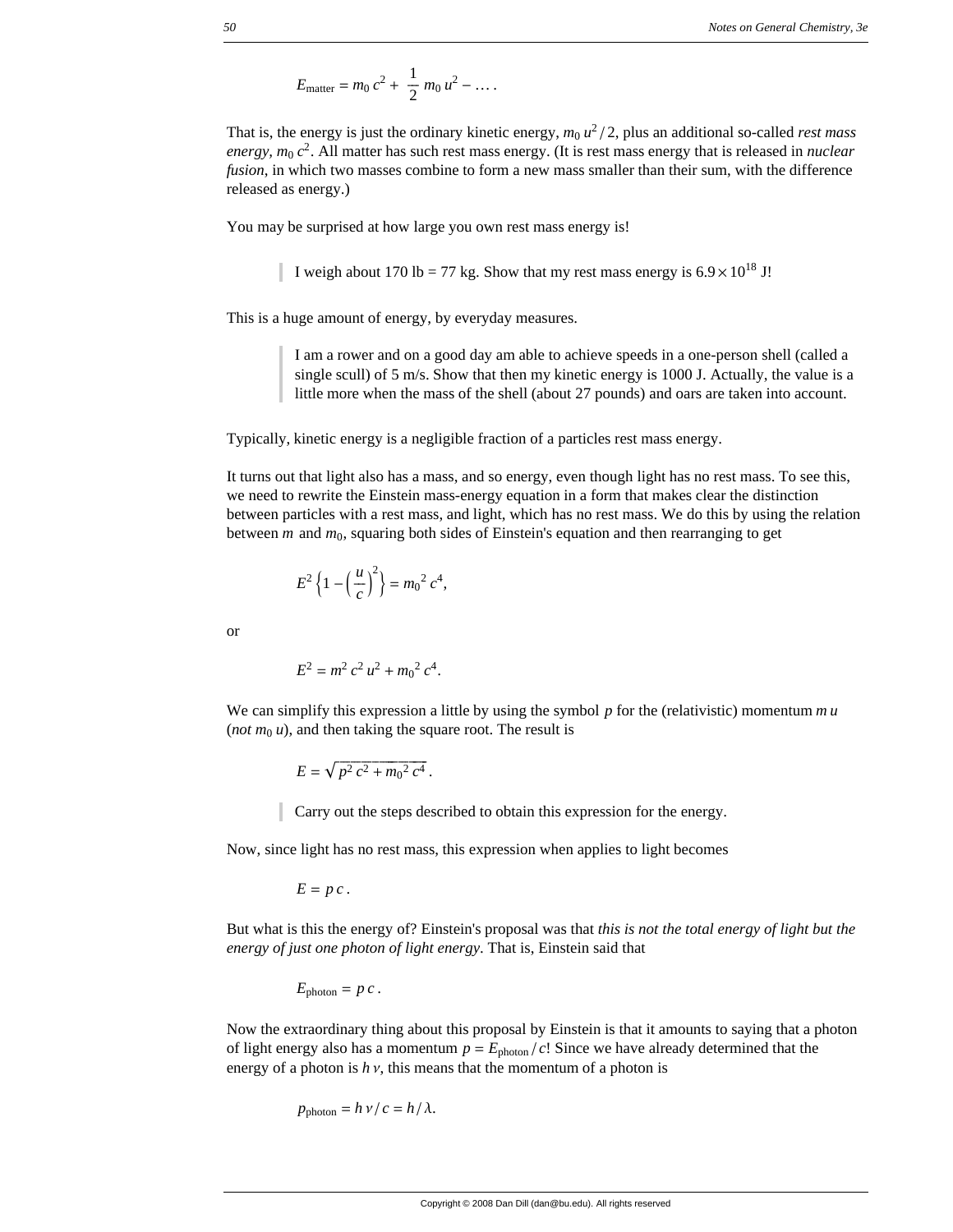$$E_{\text{matter}} = m_0\, c^2 + \frac{1}{2}\, m_0\, u^2 - \ldots .$$

That is, the energy is just the ordinary kinetic energy, $m_0\, u^2 / 2$, plus an additional so-called *rest mass energy*, $m_0\, c^2$. All matter has such rest mass energy. (It is rest mass energy that is released in *nuclear fusion*, in which two masses combine to form a new mass smaller than their sum, with the difference released as energy.)

You may be surprised at how large you own rest mass energy is!

> I weigh about 170 lb = 77 kg. Show that my rest mass energy is $6.9 \times 10^{18}$ J!

This is a huge amount of energy, by everyday measures.

> I am a rower and on a good day am able to achieve speeds in a one-person shell (called a single scull) of 5 m/s. Show that then my kinetic energy is 1000 J. Actually, the value is a little more when the mass of the shell (about 27 pounds) and oars are taken into account.

Typically, kinetic energy is a negligible fraction of a particles rest mass energy.

It turns out that light also has a mass, and so energy, even though light has no rest mass. To see this, we need to rewrite the Einstein mass-energy equation in a form that makes clear the distinction between particles with a rest mass, and light, which has no rest mass. We do this by using the relation between $m$ and $m_0$, squaring both sides of Einstein's equation and then rearranging to get

$$E^2 \left\{1 - \left(\frac{u}{c}\right)^2\right\} = m_0{}^2\, c^4,$$

or

$$E^2 = m^2\, c^2\, u^2 + m_0{}^2\, c^4.$$

We can simplify this expression a little by using the symbol $p$ for the (relativistic) momentum $m\, u$ (*not* $m_0\, u$), and then taking the square root. The result is

$$E = \sqrt{p^2\, c^2 + m_0{}^2\, c^4}\, .$$

> Carry out the steps described to obtain this expression for the energy.

Now, since light has no rest mass, this expression when applies to light becomes

$$E = p\, c\, .$$

But what is this the energy of? Einstein's proposal was that *this is not the total energy of light but the energy of just one photon of light energy*. That is, Einstein said that

$$E_{\text{photon}} = p\, c\, .$$

Now the extraordinary thing about this proposal by Einstein is that it amounts to saying that a photon of light energy also has a momentum $p = E_{\text{photon}} / c$! Since we have already determined that the energy of a photon is $h\, \nu$, this means that the momentum of a photon is

$$p_{\text{photon}} = h\, \nu / c = h / \lambda.$$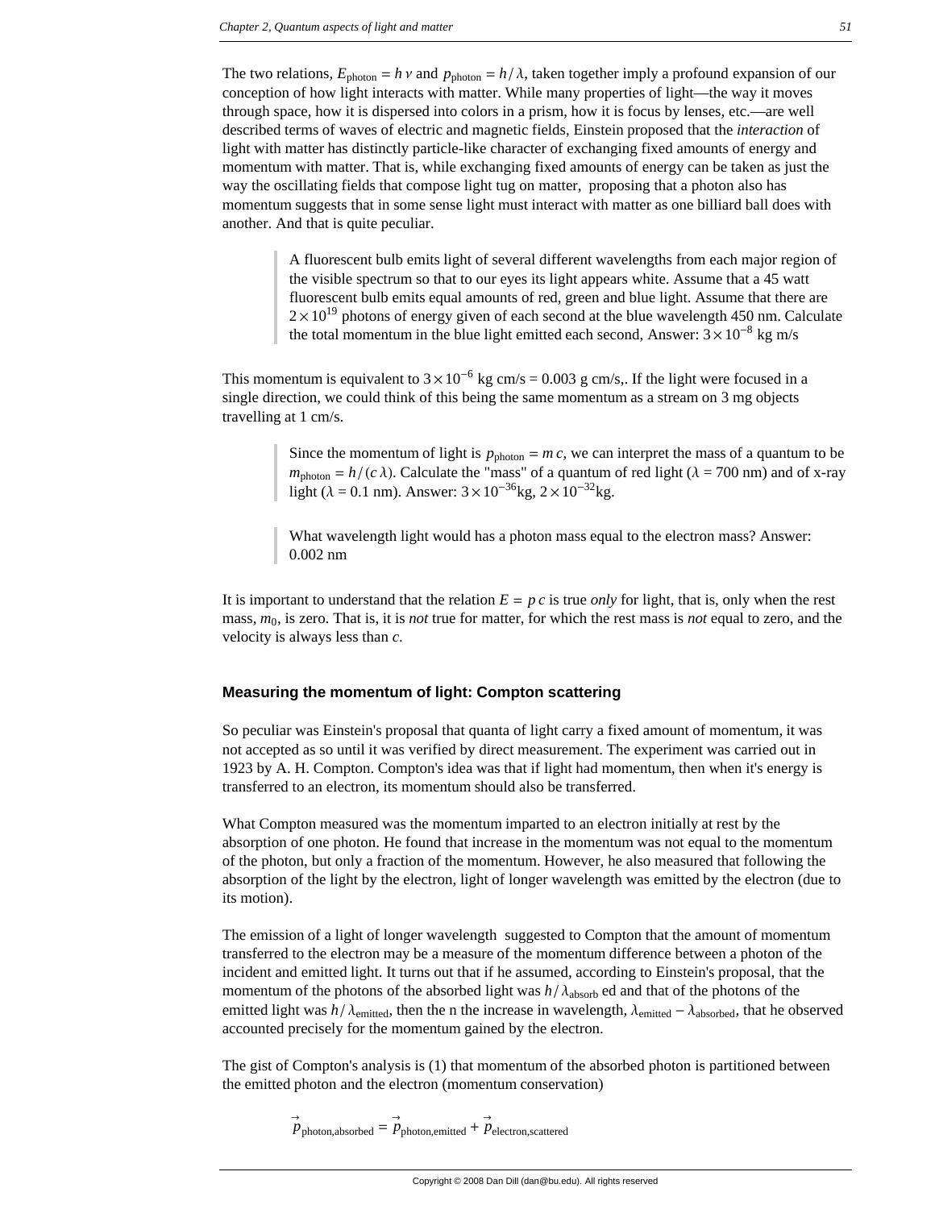The two relations, $E_{\text{photon}} = h\,\nu$ and $p_{\text{photon}} = h/\lambda$, taken together imply a profound expansion of our conception of how light interacts with matter. While many properties of light—the way it moves through space, how it is dispersed into colors in a prism, how it is focus by lenses, etc.—are well described terms of waves of electric and magnetic fields, Einstein proposed that the *interaction* of light with matter has distinctly particle-like character of exchanging fixed amounts of energy and momentum with matter. That is, while exchanging fixed amounts of energy can be taken as just the way the oscillating fields that compose light tug on matter, proposing that a photon also has momentum suggests that in some sense light must interact with matter as one billiard ball does with another. And that is quite peculiar.

> A fluorescent bulb emits light of several different wavelengths from each major region of the visible spectrum so that to our eyes its light appears white. Assume that a 45 watt fluorescent bulb emits equal amounts of red, green and blue light. Assume that there are $2\times10^{19}$ photons of energy given of each second at the blue wavelength 450 nm. Calculate the total momentum in the blue light emitted each second, Answer: $3\times10^{-8}$ kg m/s

This momentum is equivalent to $3\times10^{-6}$ kg cm/s = 0.003 g cm/s,. If the light were focused in a single direction, we could think of this being the same momentum as a stream on 3 mg objects travelling at 1 cm/s.

> Since the momentum of light is $p_{\text{photon}} = m\,c$, we can interpret the mass of a quantum to be $m_{\text{photon}} = h/(c\,\lambda)$. Calculate the "mass" of a quantum of red light ($\lambda$ = 700 nm) and of x-ray light ($\lambda$ = 0.1 nm). Answer: $3\times10^{-36}$kg, $2\times10^{-32}$kg.

> What wavelength light would has a photon mass equal to the electron mass? Answer: 0.002 nm

It is important to understand that the relation $E = p\,c$ is true *only* for light, that is, only when the rest mass, $m_0$, is zero. That is, it is *not* true for matter, for which the rest mass is *not* equal to zero, and the velocity is always less than $c$.

### Measuring the momentum of light: Compton scattering

So peculiar was Einstein's proposal that quanta of light carry a fixed amount of momentum, it was not accepted as so until it was verified by direct measurement. The experiment was carried out in 1923 by A. H. Compton. Compton's idea was that if light had momentum, then when it's energy is transferred to an electron, its momentum should also be transferred.

What Compton measured was the momentum imparted to an electron initially at rest by the absorption of one photon. He found that increase in the momentum was not equal to the momentum of the photon, but only a fraction of the momentum. However, he also measured that following the absorption of the light by the electron, light of longer wavelength was emitted by the electron (due to its motion).

The emission of a light of longer wavelength suggested to Compton that the amount of momentum transferred to the electron may be a measure of the momentum difference between a photon of the incident and emitted light. It turns out that if he assumed, according to Einstein's proposal, that the momentum of the photons of the absorbed light was $h/\lambda_{\text{absorb}}$ ed and that of the photons of the emitted light was $h/\lambda_{\text{emitted}}$, then the n the increase in wavelength, $\lambda_{\text{emitted}} - \lambda_{\text{absorbed}}$, that he observed accounted precisely for the momentum gained by the electron.

The gist of Compton's analysis is (1) that momentum of the absorbed photon is partitioned between the emitted photon and the electron (momentum conservation)

$$\vec{p}_{\text{photon,absorbed}} = \vec{p}_{\text{photon,emitted}} + \vec{p}_{\text{electron,scattered}}$$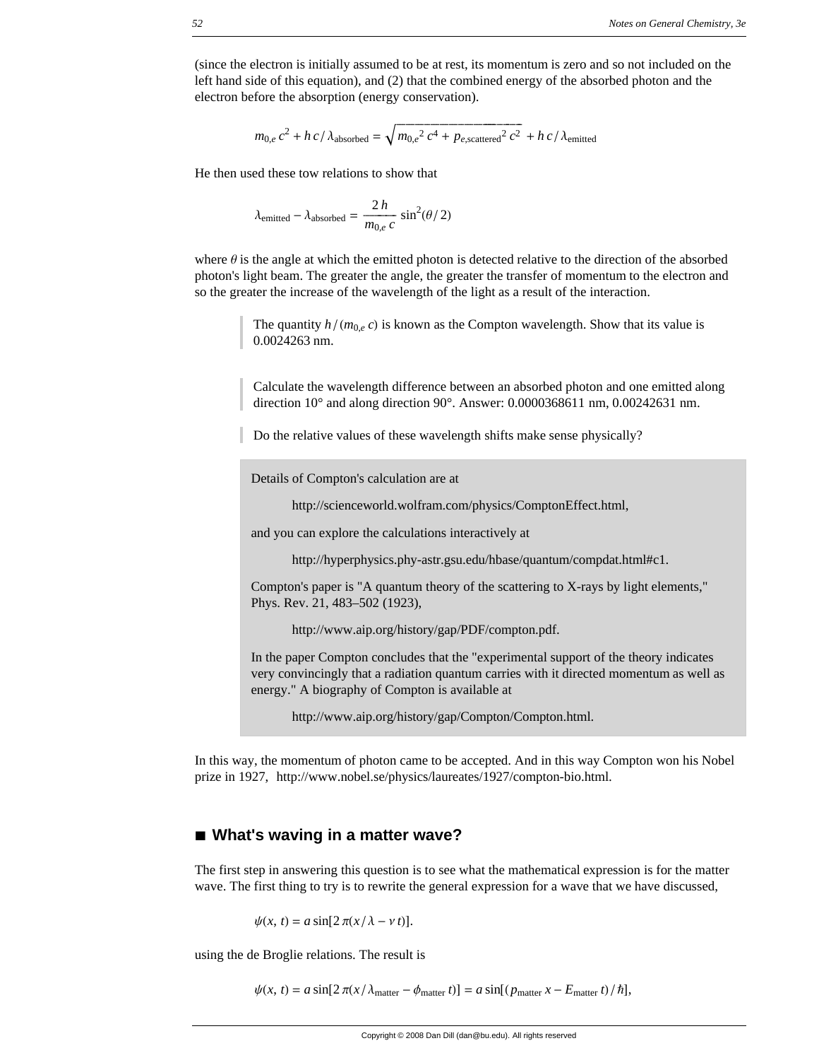(since the electron is initially assumed to be at rest, its momentum is zero and so not included on the left hand side of this equation), and (2) that the combined energy of the absorbed photon and the electron before the absorption (energy conservation).

$$m_{0,e}\, c^2 + h\, c / \lambda_{\text{absorbed}} = \sqrt{m_{0,e}{}^2\, c^4 + p_{e,\text{scattered}}{}^2\, c^2} + h\, c / \lambda_{\text{emitted}}$$

He then used these tow relations to show that

$$\lambda_{\text{emitted}} - \lambda_{\text{absorbed}} = \frac{2\, h}{m_{0,e}\, c} \sin^2(\theta / 2)$$

where $\theta$ is the angle at which the emitted photon is detected relative to the direction of the absorbed photon's light beam. The greater the angle, the greater the transfer of momentum to the electron and so the greater the increase of the wavelength of the light as a result of the interaction.

> The quantity $h / (m_{0,e}\, c)$ is known as the Compton wavelength. Show that its value is 0.0024263 nm.

> Calculate the wavelength difference between an absorbed photon and one emitted along direction 10° and along direction 90°. Answer: 0.0000368611 nm, 0.00242631 nm.

> Do the relative values of these wavelength shifts make sense physically?

Details of Compton's calculation are at

http://scienceworld.wolfram.com/physics/ComptonEffect.html,

and you can explore the calculations interactively at

http://hyperphysics.phy-astr.gsu.edu/hbase/quantum/compdat.html#c1.

Compton's paper is "A quantum theory of the scattering to X-rays by light elements," Phys. Rev. 21, 483–502 (1923),

http://www.aip.org/history/gap/PDF/compton.pdf.

In the paper Compton concludes that the "experimental support of the theory indicates very convincingly that a radiation quantum carries with it directed momentum as well as energy." A biography of Compton is available at

http://www.aip.org/history/gap/Compton/Compton.html.

In this way, the momentum of photon came to be accepted. And in this way Compton won his Nobel prize in 1927, http://www.nobel.se/physics/laureates/1927/compton-bio.html.

## ■ What's waving in a matter wave?

The first step in answering this question is to see what the mathematical expression is for the matter wave. The first thing to try is to rewrite the general expression for a wave that we have discussed,

$$\psi(x,\, t) = a \sin[2\,\pi(x / \lambda - \nu\, t)].$$

using the de Broglie relations. The result is

$$\psi(x,\, t) = a \sin[2\,\pi(x / \lambda_{\text{matter}} - \phi_{\text{matter}}\, t)] = a \sin[(p_{\text{matter}}\, x - E_{\text{matter}}\, t) / \hbar],$$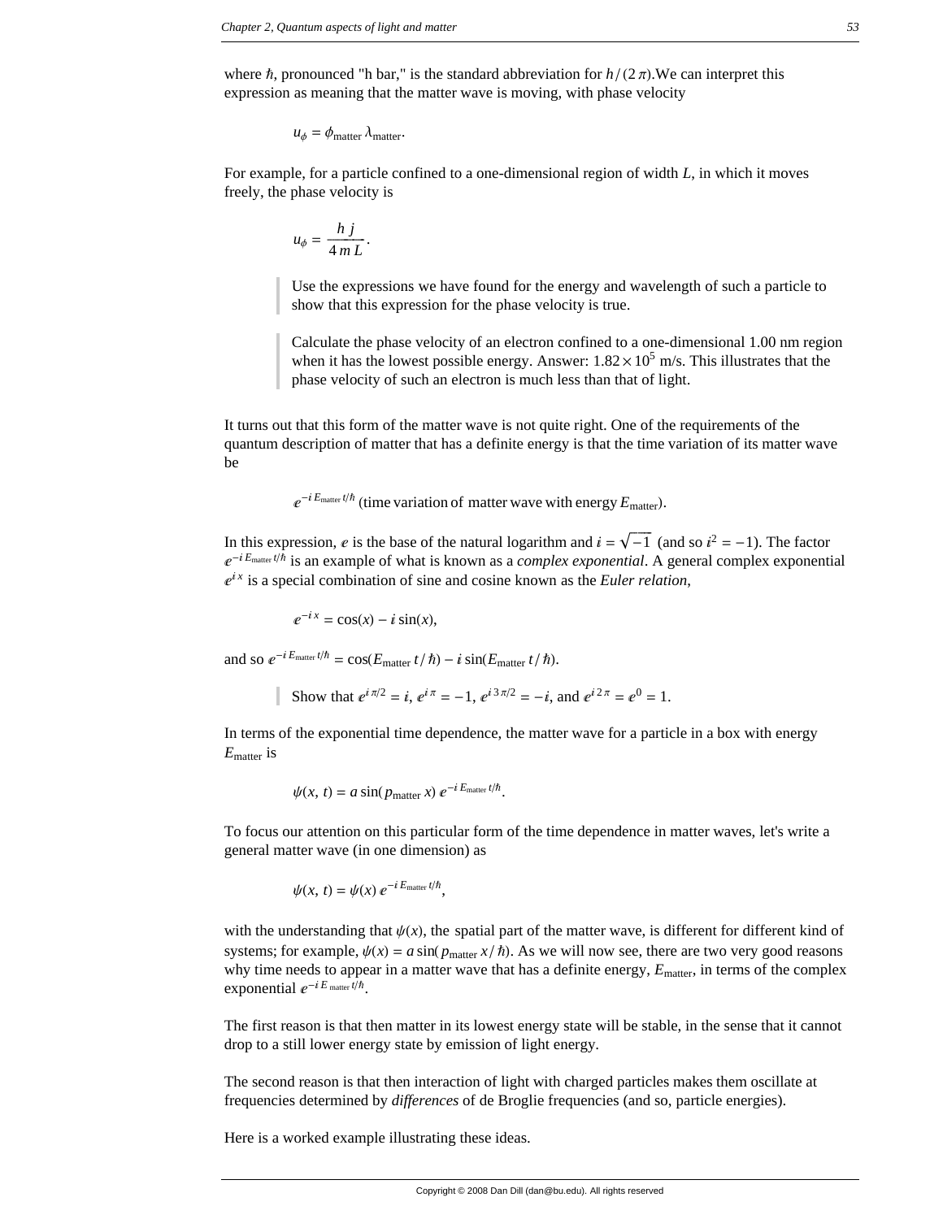where $\hbar$, pronounced "h bar," is the standard abbreviation for $h/(2\pi)$.We can interpret this expression as meaning that the matter wave is moving, with phase velocity

$$u_\phi = \phi_{\text{matter}}\,\lambda_{\text{matter}}.$$

For example, for a particle confined to a one-dimensional region of width $L$, in which it moves freely, the phase velocity is

$$u_\phi = \frac{h\,j}{4\,m\,L}.$$

> Use the expressions we have found for the energy and wavelength of such a particle to show that this expression for the phase velocity is true.

> Calculate the phase velocity of an electron confined to a one-dimensional 1.00 nm region when it has the lowest possible energy. Answer: $1.82 \times 10^5$ m/s. This illustrates that the phase velocity of such an electron is much less than that of light.

It turns out that this form of the matter wave is not quite right. One of the requirements of the quantum description of matter that has a definite energy is that the time variation of its matter wave be

$$e^{-i\,E_{\text{matter}}\,t/\hbar} \text{ (time variation of matter wave with energy } E_{\text{matter}}).$$

In this expression, $e$ is the base of the natural logarithm and $i = \sqrt{-1}$ (and so $i^2 = -1$). The factor $e^{-i\,E_{\text{matter}}\,t/\hbar}$ is an example of what is known as a *complex exponential*. A general complex exponential $e^{i\,x}$ is a special combination of sine and cosine known as the *Euler relation*,

$$e^{-i\,x} = \cos(x) - i\,\sin(x),$$

and so $e^{-i\,E_{\text{matter}}\,t/\hbar} = \cos(E_{\text{matter}}\,t/\hbar) - i\,\sin(E_{\text{matter}}\,t/\hbar)$.

> Show that $e^{i\,\pi/2} = i$, $e^{i\,\pi} = -1$, $e^{i\,3\,\pi/2} = -i$, and $e^{i\,2\,\pi} = e^0 = 1$.

In terms of the exponential time dependence, the matter wave for a particle in a box with energy $E_{\text{matter}}$ is

$$\psi(x,\,t) = a\,\sin(p_{\text{matter}}\,x)\,e^{-i\,E_{\text{matter}}\,t/\hbar}.$$

To focus our attention on this particular form of the time dependence in matter waves, let's write a general matter wave (in one dimension) as

$$\psi(x,\,t) = \psi(x)\,e^{-i\,E_{\text{matter}}\,t/\hbar},$$

with the understanding that $\psi(x)$, the spatial part of the matter wave, is different for different kind of systems; for example, $\psi(x) = a\,\sin(p_{\text{matter}}\,x/\hbar)$. As we will now see, there are two very good reasons why time needs to appear in a matter wave that has a definite energy, $E_{\text{matter}}$, in terms of the complex exponential $e^{-i\,E_{\text{matter}}\,t/\hbar}$.

The first reason is that then matter in its lowest energy state will be stable, in the sense that it cannot drop to a still lower energy state by emission of light energy.

The second reason is that then interaction of light with charged particles makes them oscillate at frequencies determined by *differences* of de Broglie frequencies (and so, particle energies).

Here is a worked example illustrating these ideas.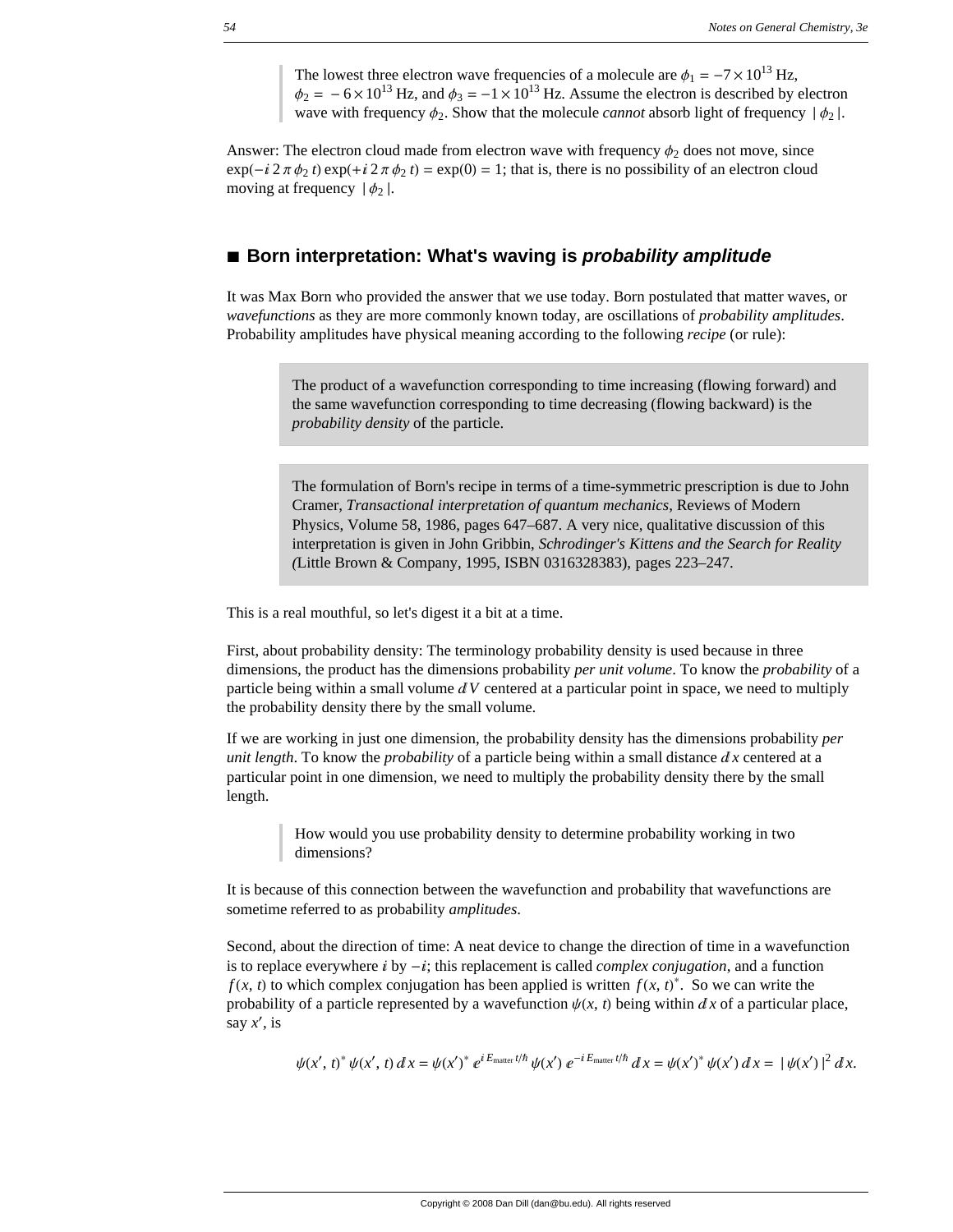> The lowest three electron wave frequencies of a molecule are $\phi_1 = -7 \times 10^{13}$ Hz, $\phi_2 = -6 \times 10^{13}$ Hz, and $\phi_3 = -1 \times 10^{13}$ Hz. Assume the electron is described by electron wave with frequency $\phi_2$. Show that the molecule *cannot* absorb light of frequency $|\phi_2|$.

Answer: The electron cloud made from electron wave with frequency $\phi_2$ does not move, since $\exp(-i\, 2\pi\, \phi_2\, t) \exp(+i\, 2\pi\, \phi_2\, t) = \exp(0) = 1$; that is, there is no possibility of an electron cloud moving at frequency $|\phi_2|$.

## ■ Born interpretation: What's waving is *probability amplitude*

It was Max Born who provided the answer that we use today. Born postulated that matter waves, or *wavefunctions* as they are more commonly known today, are oscillations of *probability amplitudes*. Probability amplitudes have physical meaning according to the following *recipe* (or rule):

> The product of a wavefunction corresponding to time increasing (flowing forward) and the same wavefunction corresponding to time decreasing (flowing backward) is the *probability density* of the particle.

> The formulation of Born's recipe in terms of a time-symmetric prescription is due to John Cramer, *Transactional interpretation of quantum mechanics*, Reviews of Modern Physics, Volume 58, 1986, pages 647–687. A very nice, qualitative discussion of this interpretation is given in John Gribbin, *Schrodinger's Kittens and the Search for Reality (*Little Brown & Company, 1995, ISBN 0316328383), pages 223–247.

This is a real mouthful, so let's digest it a bit at a time.

First, about probability density: The terminology probability density is used because in three dimensions, the product has the dimensions probability *per unit volume*. To know the *probability* of a particle being within a small volume $dV$ centered at a particular point in space, we need to multiply the probability density there by the small volume.

If we are working in just one dimension, the probability density has the dimensions probability *per unit length*. To know the *probability* of a particle being within a small distance $dx$ centered at a particular point in one dimension, we need to multiply the probability density there by the small length.

> How would you use probability density to determine probability working in two dimensions?

It is because of this connection between the wavefunction and probability that wavefunctions are sometime referred to as probability *amplitudes*.

Second, about the direction of time: A neat device to change the direction of time in a wavefunction is to replace everywhere $i$ by $-i$; this replacement is called *complex conjugation*, and a function $f(x, t)$ to which complex conjugation has been applied is written $f(x, t)^*$. So we can write the probability of a particle represented by a wavefunction $\psi(x, t)$ being within $dx$ of a particular place, say $x'$, is

$$\psi(x', t)^* \psi(x', t)\, dx = \psi(x')^* e^{i E_{\text{matter}} t/\hbar} \psi(x')\, e^{-i E_{\text{matter}} t/\hbar}\, dx = \psi(x')^* \psi(x')\, dx = |\psi(x')|^2\, dx.$$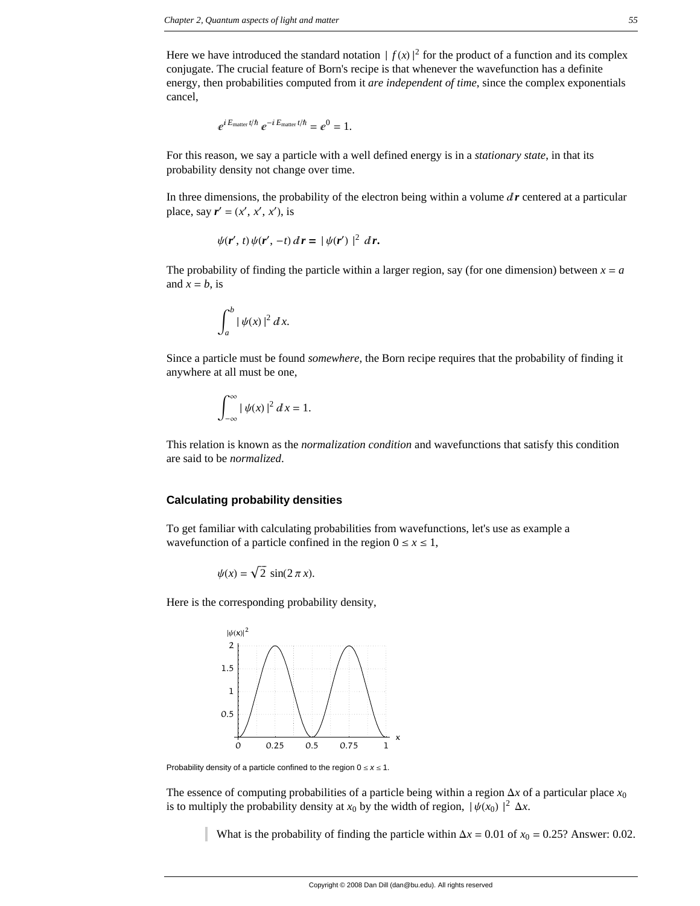Here we have introduced the standard notation $|f(x)|^2$ for the product of a function and its complex conjugate. The crucial feature of Born's recipe is that whenever the wavefunction has a definite energy, then probabilities computed from it *are independent of time*, since the complex exponentials cancel,

$$e^{i E_{\text{matter}} t/\hbar} e^{-i E_{\text{matter}} t/\hbar} = e^0 = 1.$$

For this reason, we say a particle with a well defined energy is in a *stationary state*, in that its probability density not change over time.

In three dimensions, the probability of the electron being within a volume $d\mathbf{r}$ centered at a particular place, say $\mathbf{r}' = (x', x', x')$, is

$$\psi(\mathbf{r}', t)\, \psi(\mathbf{r}', -t)\, d\mathbf{r} = |\psi(\mathbf{r}')|^2\, d\mathbf{r}.$$

The probability of finding the particle within a larger region, say (for one dimension) between $x = a$ and $x = b$, is

$$\int_a^b |\psi(x)|^2\, dx.$$

Since a particle must be found *somewhere*, the Born recipe requires that the probability of finding it anywhere at all must be one,

$$\int_{-\infty}^{\infty} |\psi(x)|^2\, dx = 1.$$

This relation is known as the *normalization condition* and wavefunctions that satisfy this condition are said to be *normalized*.

### Calculating probability densities

To get familiar with calculating probabilities from wavefunctions, let's use as example a wavefunction of a particle confined in the region $0 \le x \le 1$,

$$\psi(x) = \sqrt{2}\, \sin(2\, \pi\, x).$$

Here is the corresponding probability density,

Probability density of a particle confined to the region $0 \le x \le 1$.

The essence of computing probabilities of a particle being within a region $\Delta x$ of a particular place $x_0$ is to multiply the probability density at $x_0$ by the width of region, $|\psi(x_0)|^2\, \Delta x$.

> What is the probability of finding the particle within $\Delta x = 0.01$ of $x_0 = 0.25$? Answer: 0.02.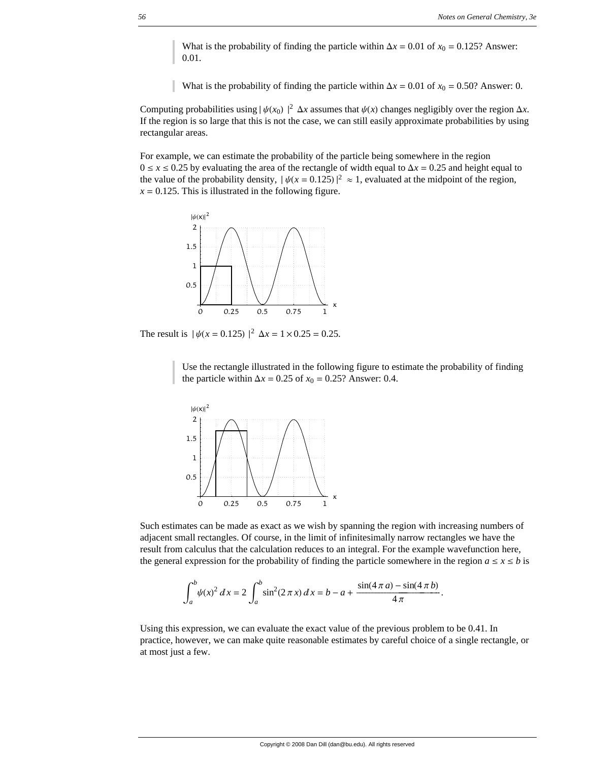> What is the probability of finding the particle within $\Delta x = 0.01$ of $x_0 = 0.125$? Answer: 0.01.

> What is the probability of finding the particle within $\Delta x = 0.01$ of $x_0 = 0.50$? Answer: 0.

Computing probabilities using $|\psi(x_0)|^2 \Delta x$ assumes that $\psi(x)$ changes negligibly over the region $\Delta x$. If the region is so large that this is not the case, we can still easily approximate probabilities by using rectangular areas.

For example, we can estimate the probability of the particle being somewhere in the region $0 \le x \le 0.25$ by evaluating the area of the rectangle of width equal to $\Delta x = 0.25$ and height equal to the value of the probability density, $|\psi(x = 0.125)|^2 \approx 1$, evaluated at the midpoint of the region, $x = 0.125$. This is illustrated in the following figure.

The result is $|\psi(x = 0.125)|^2 \Delta x = 1 \times 0.25 = 0.25$.

> Use the rectangle illustrated in the following figure to estimate the probability of finding the particle within $\Delta x = 0.25$ of $x_0 = 0.25$? Answer: 0.4.

Such estimates can be made as exact as we wish by spanning the region with increasing numbers of adjacent small rectangles. Of course, in the limit of infinitesimally narrow rectangles we have the result from calculus that the calculation reduces to an integral. For the example wavefunction here, the general expression for the probability of finding the particle somewhere in the region $a \le x \le b$ is

$$\int_a^b \psi(x)^2 \, dx = 2 \int_a^b \sin^2(2\pi x) \, dx = b - a + \frac{\sin(4\pi a) - \sin(4\pi b)}{4\pi}.$$

Using this expression, we can evaluate the exact value of the previous problem to be 0.41. In practice, however, we can make quite reasonable estimates by careful choice of a single rectangle, or at most just a few.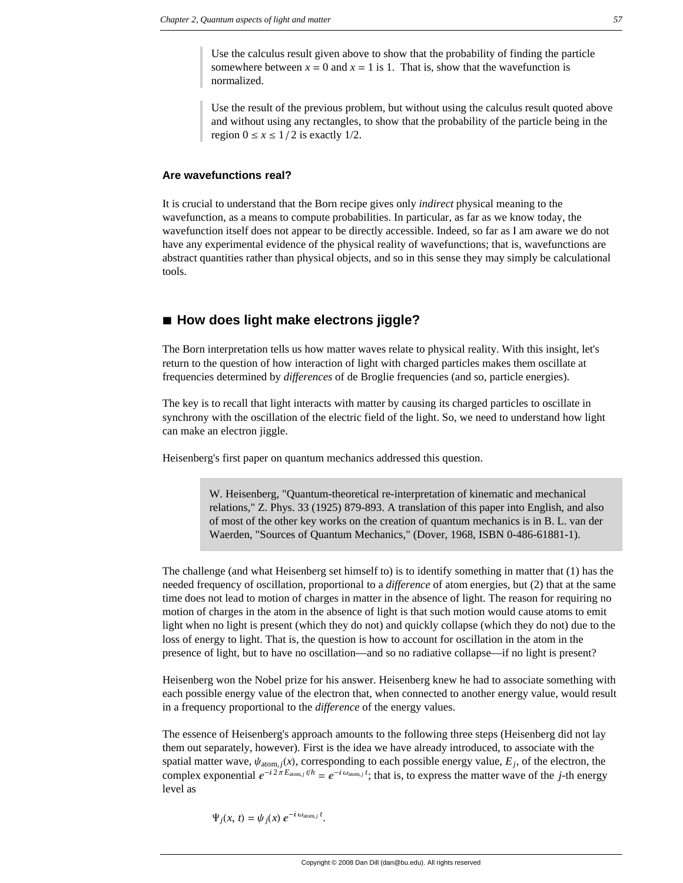> Use the calculus result given above to show that the probability of finding the particle somewhere between $x = 0$ and $x = 1$ is 1. That is, show that the wavefunction is normalized.

> Use the result of the previous problem, but without using the calculus result quoted above and without using any rectangles, to show that the probability of the particle being in the region $0 \leq x \leq 1/2$ is exactly 1/2.

### Are wavefunctions real?

It is crucial to understand that the Born recipe gives only *indirect* physical meaning to the wavefunction, as a means to compute probabilities. In particular, as far as we know today, the wavefunction itself does not appear to be directly accessible. Indeed, so far as I am aware we do not have any experimental evidence of the physical reality of wavefunctions; that is, wavefunctions are abstract quantities rather than physical objects, and so in this sense they may simply be calculational tools.

## ■ How does light make electrons jiggle?

The Born interpretation tells us how matter waves relate to physical reality. With this insight, let's return to the question of how interaction of light with charged particles makes them oscillate at frequencies determined by *differences* of de Broglie frequencies (and so, particle energies).

The key is to recall that light interacts with matter by causing its charged particles to oscillate in synchrony with the oscillation of the electric field of the light. So, we need to understand how light can make an electron jiggle.

Heisenberg's first paper on quantum mechanics addressed this question.

> W. Heisenberg, "Quantum-theoretical re-interpretation of kinematic and mechanical relations," Z. Phys. 33 (1925) 879-893. A translation of this paper into English, and also of most of the other key works on the creation of quantum mechanics is in B. L. van der Waerden, "Sources of Quantum Mechanics," (Dover, 1968, ISBN 0-486-61881-1).

The challenge (and what Heisenberg set himself to) is to identify something in matter that (1) has the needed frequency of oscillation, proportional to a *difference* of atom energies, but (2) that at the same time does not lead to motion of charges in matter in the absence of light. The reason for requiring no motion of charges in the atom in the absence of light is that such motion would cause atoms to emit light when no light is present (which they do not) and quickly collapse (which they do not) due to the loss of energy to light. That is, the question is how to account for oscillation in the atom in the presence of light, but to have no oscillation—and so no radiative collapse—if no light is present?

Heisenberg won the Nobel prize for his answer. Heisenberg knew he had to associate something with each possible energy value of the electron that, when connected to another energy value, would result in a frequency proportional to the *difference* of the energy values.

The essence of Heisenberg's approach amounts to the following three steps (Heisenberg did not lay them out separately, however). First is the idea we have already introduced, to associate with the spatial matter wave, $\psi_{\text{atom},\,j}(x)$, corresponding to each possible energy value, $E_j$, of the electron, the complex exponential $e^{-i\,2\,\pi\,E_{\text{atom},j}\,t/h} = e^{-i\,\omega_{\text{atom},j}\,t}$; that is, to express the matter wave of the $j$-th energy level as

$$\Psi_j(x,\,t) = \psi_j(x)\,e^{-i\,\omega_{\text{atom},j}\,t}.$$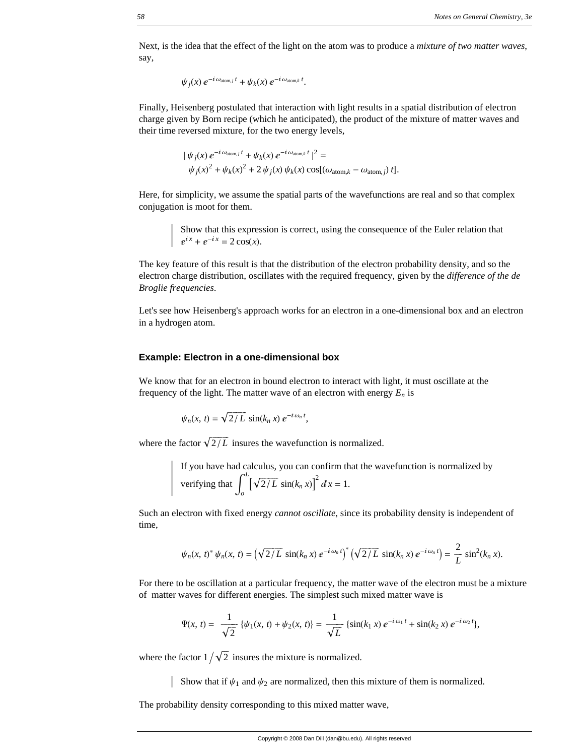Next, is the idea that the effect of the light on the atom was to produce a *mixture of two matter waves*, say,

$$\psi_j(x)\, e^{-i\,\omega_{\text{atom},j}\,t} + \psi_k(x)\, e^{-i\,\omega_{\text{atom},k}\,t}.$$

Finally, Heisenberg postulated that interaction with light results in a spatial distribution of electron charge given by Born recipe (which he anticipated), the product of the mixture of matter waves and their time reversed mixture, for the two energy levels,

$$\begin{aligned}&|\,\psi_j(x)\, e^{-i\,\omega_{\text{atom},j}\,t} + \psi_k(x)\, e^{-i\,\omega_{\text{atom},k}\,t}\,|^2 = \\ &\quad \psi_j(x)^2 + \psi_k(x)^2 + 2\,\psi_j(x)\,\psi_k(x)\cos[(\omega_{\text{atom},k} - \omega_{\text{atom},j})\,t].\end{aligned}$$

Here, for simplicity, we assume the spatial parts of the wavefunctions are real and so that complex conjugation is moot for them.

> Show that this expression is correct, using the consequence of the Euler relation that $e^{i\,x} + e^{-i\,x} = 2\cos(x)$.

The key feature of this result is that the distribution of the electron probability density, and so the electron charge distribution, oscillates with the required frequency, given by the *difference of the de Broglie frequencies*.

Let's see how Heisenberg's approach works for an electron in a one-dimensional box and an electron in a hydrogen atom.

### Example: Electron in a one-dimensional box

We know that for an electron in bound electron to interact with light, it must oscillate at the frequency of the light. The matter wave of an electron with energy $E_n$ is

$$\psi_n(x,\,t) = \sqrt{2/L}\,\sin(k_n\,x)\,e^{-i\,\omega_n\,t},$$

where the factor $\sqrt{2/L}$ insures the wavefunction is normalized.

> If you have had calculus, you can confirm that the wavefunction is normalized by verifying that $\int_o^L \left[\sqrt{2/L}\,\sin(k_n\,x)\right]^2 dx = 1$.

Such an electron with fixed energy *cannot oscillate*, since its probability density is independent of time,

$$\psi_n(x,\,t)^*\,\psi_n(x,\,t) = \left(\sqrt{2/L}\,\sin(k_n\,x)\,e^{-i\,\omega_n\,t}\right)^*\left(\sqrt{2/L}\,\sin(k_n\,x)\,e^{-i\,\omega_n\,t}\right) = \frac{2}{L}\sin^2(k_n\,x).$$

For there to be oscillation at a particular frequency, the matter wave of the electron must be a mixture of matter waves for different energies. The simplest such mixed matter wave is

$$\Psi(x,\,t) = \frac{1}{\sqrt{2}}\{\psi_1(x,\,t) + \psi_2(x,\,t)\} = \frac{1}{\sqrt{L}}\{\sin(k_1\,x)\,e^{-i\,\omega_1\,t} + \sin(k_2\,x)\,e^{-i\,\omega_2\,t}\},$$

where the factor $1/\sqrt{2}$ insures the mixture is normalized.

> Show that if $\psi_1$ and $\psi_2$ are normalized, then this mixture of them is normalized.

The probability density corresponding to this mixed matter wave,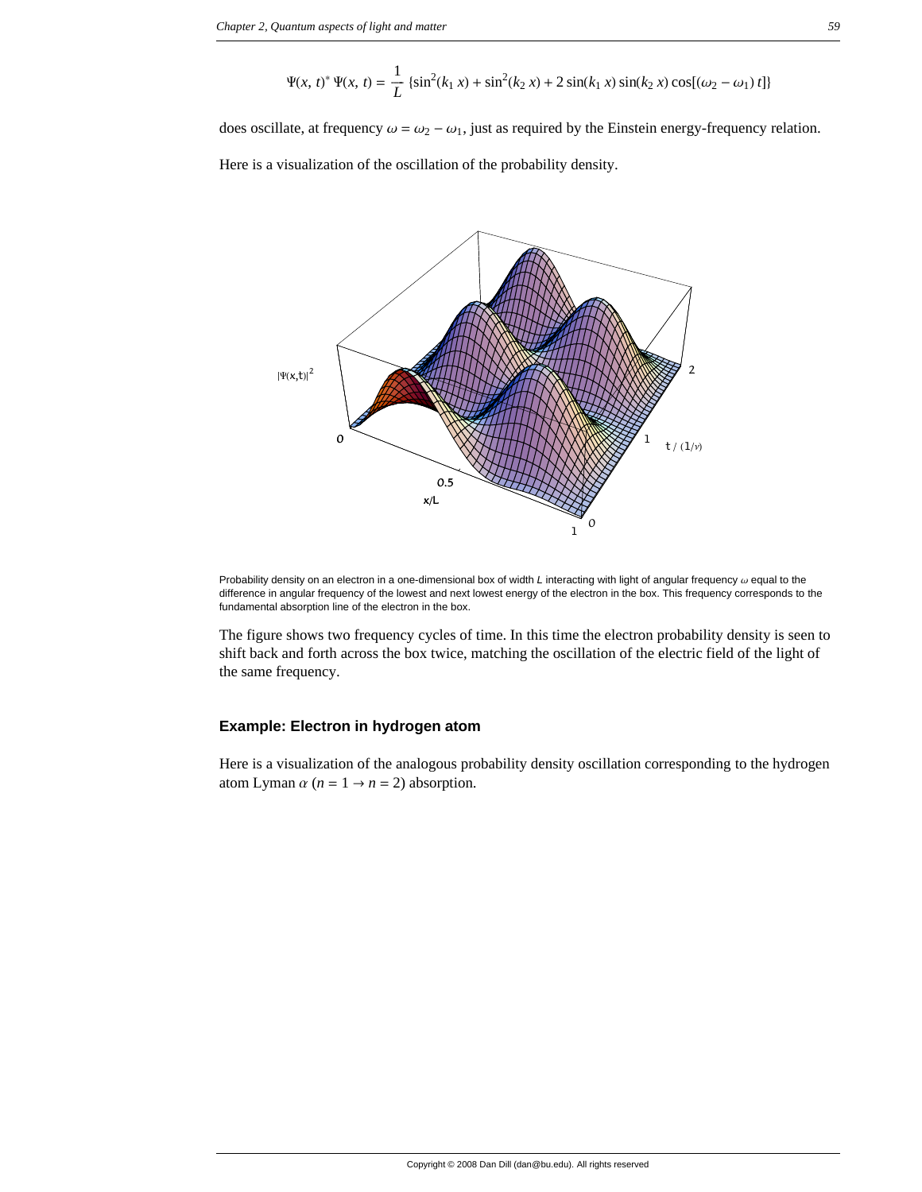$$\Psi(x, t)^* \Psi(x, t) = \frac{1}{L} \{\sin^2(k_1 x) + \sin^2(k_2 x) + 2 \sin(k_1 x) \sin(k_2 x) \cos[(\omega_2 - \omega_1) t]\}$$

does oscillate, at frequency $\omega = \omega_2 - \omega_1$, just as required by the Einstein energy-frequency relation.

Here is a visualization of the oscillation of the probability density.

Probability density on an electron in a one-dimensional box of width $L$ interacting with light of angular frequency $\omega$ equal to the difference in angular frequency of the lowest and next lowest energy of the electron in the box. This frequency corresponds to the fundamental absorption line of the electron in the box.

The figure shows two frequency cycles of time. In this time the electron probability density is seen to shift back and forth across the box twice, matching the oscillation of the electric field of the light of the same frequency.

### Example: Electron in hydrogen atom

Here is a visualization of the analogous probability density oscillation corresponding to the hydrogen atom Lyman $\alpha$ ($n = 1 \rightarrow n = 2$) absorption.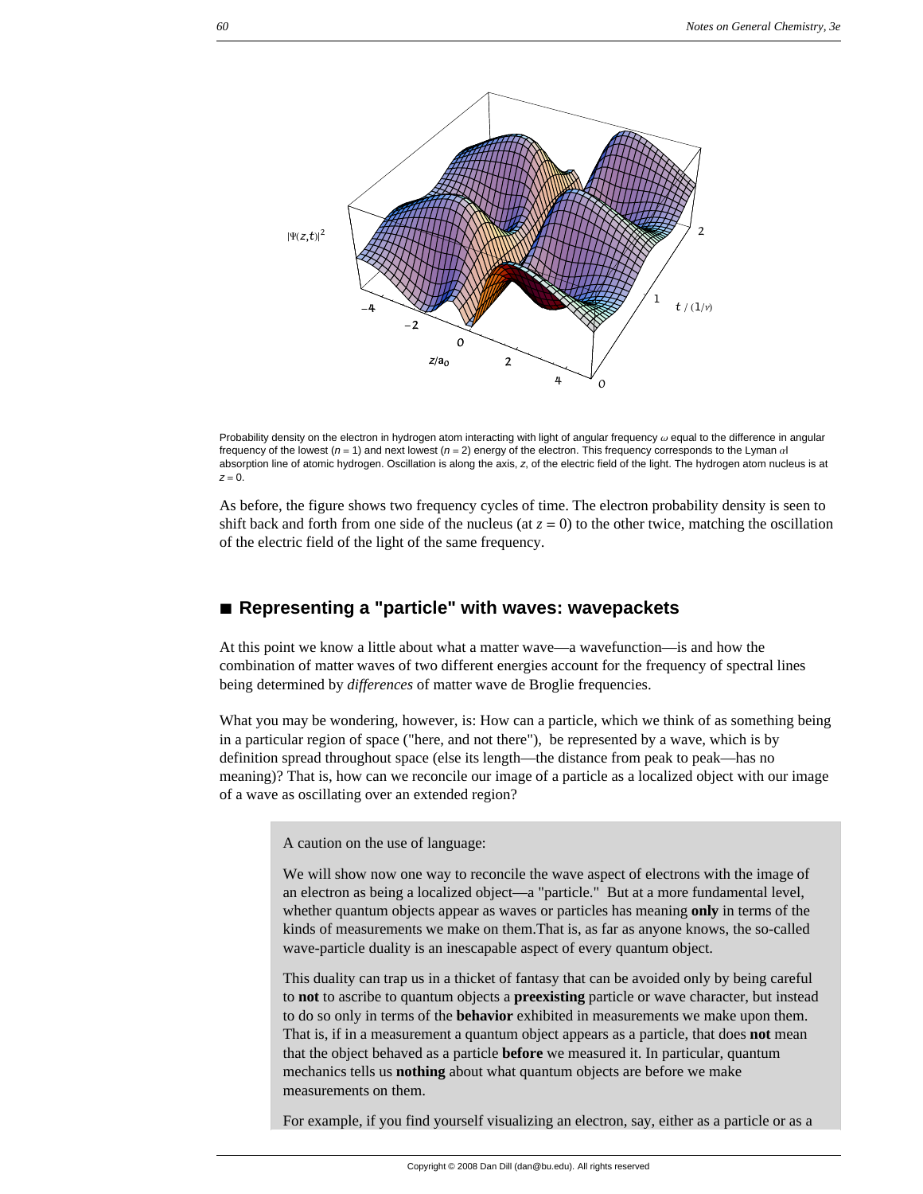Probability density on the electron in hydrogen atom interacting with light of angular frequency $\omega$ equal to the difference in angular frequency of the lowest ($n = 1$) and next lowest ($n = 2$) energy of the electron. This frequency corresponds to the Lyman $\alpha$ absorption line of atomic hydrogen. Oscillation is along the axis, $z$, of the electric field of the light. The hydrogen atom nucleus is at $z = 0$.

As before, the figure shows two frequency cycles of time. The electron probability density is seen to shift back and forth from one side of the nucleus (at $z = 0$) to the other twice, matching the oscillation of the electric field of the light of the same frequency.

## ■ Representing a "particle" with waves: wavepackets

At this point we know a little about what a matter wave—a wavefunction—is and how the combination of matter waves of two different energies account for the frequency of spectral lines being determined by *differences* of matter wave de Broglie frequencies.

What you may be wondering, however, is: How can a particle, which we think of as something being in a particular region of space ("here, and not there"), be represented by a wave, which is by definition spread throughout space (else its length—the distance from peak to peak—has no meaning)? That is, how can we reconcile our image of a particle as a localized object with our image of a wave as oscillating over an extended region?

> A caution on the use of language:
>
> We will show now one way to reconcile the wave aspect of electrons with the image of an electron as being a localized object—a "particle." But at a more fundamental level, whether quantum objects appear as waves or particles has meaning **only** in terms of the kinds of measurements we make on them.That is, as far as anyone knows, the so-called wave-particle duality is an inescapable aspect of every quantum object.
>
> This duality can trap us in a thicket of fantasy that can be avoided only by being careful to **not** to ascribe to quantum objects a **preexisting** particle or wave character, but instead to do so only in terms of the **behavior** exhibited in measurements we make upon them. That is, if in a measurement a quantum object appears as a particle, that does **not** mean that the object behaved as a particle **before** we measured it. In particular, quantum mechanics tells us **nothing** about what quantum objects are before we make measurements on them.
>
> For example, if you find yourself visualizing an electron, say, either as a particle or as a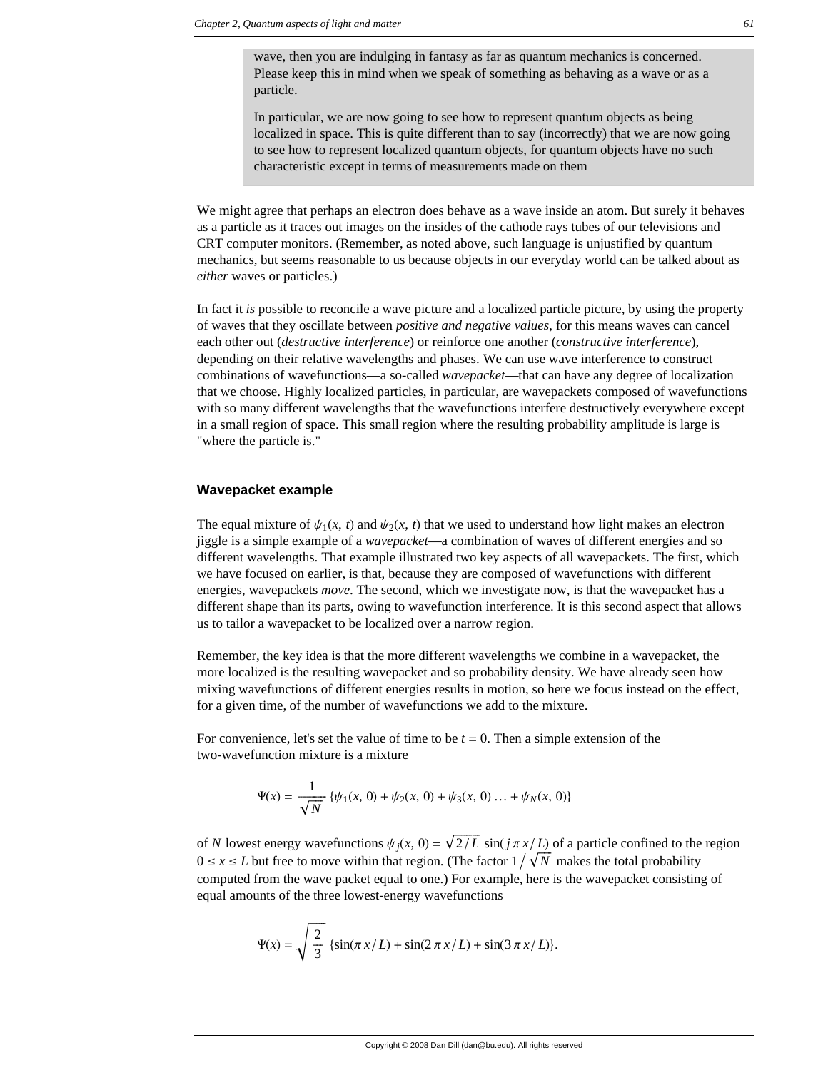wave, then you are indulging in fantasy as far as quantum mechanics is concerned. Please keep this in mind when we speak of something as behaving as a wave or as a particle.

In particular, we are now going to see how to represent quantum objects as being localized in space. This is quite different than to say (incorrectly) that we are now going to see how to represent localized quantum objects, for quantum objects have no such characteristic except in terms of measurements made on them

We might agree that perhaps an electron does behave as a wave inside an atom. But surely it behaves as a particle as it traces out images on the insides of the cathode rays tubes of our televisions and CRT computer monitors. (Remember, as noted above, such language is unjustified by quantum mechanics, but seems reasonable to us because objects in our everyday world can be talked about as *either* waves or particles.)

In fact it *is* possible to reconcile a wave picture and a localized particle picture, by using the property of waves that they oscillate between *positive and negative values*, for this means waves can cancel each other out (*destructive interference*) or reinforce one another (*constructive interference*), depending on their relative wavelengths and phases. We can use wave interference to construct combinations of wavefunctions—a so-called *wavepacket*—that can have any degree of localization that we choose. Highly localized particles, in particular, are wavepackets composed of wavefunctions with so many different wavelengths that the wavefunctions interfere destructively everywhere except in a small region of space. This small region where the resulting probability amplitude is large is "where the particle is."

### Wavepacket example

The equal mixture of $\psi_1(x, t)$ and $\psi_2(x, t)$ that we used to understand how light makes an electron jiggle is a simple example of a *wavepacket*—a combination of waves of different energies and so different wavelengths. That example illustrated two key aspects of all wavepackets. The first, which we have focused on earlier, is that, because they are composed of wavefunctions with different energies, wavepackets *move*. The second, which we investigate now, is that the wavepacket has a different shape than its parts, owing to wavefunction interference. It is this second aspect that allows us to tailor a wavepacket to be localized over a narrow region.

Remember, the key idea is that the more different wavelengths we combine in a wavepacket, the more localized is the resulting wavepacket and so probability density. We have already seen how mixing wavefunctions of different energies results in motion, so here we focus instead on the effect, for a given time, of the number of wavefunctions we add to the mixture.

For convenience, let's set the value of time to be $t = 0$. Then a simple extension of the two-wavefunction mixture is a mixture

$$\Psi(x) = \frac{1}{\sqrt{N}} \{\psi_1(x, 0) + \psi_2(x, 0) + \psi_3(x, 0) \ldots + \psi_N(x, 0)\}$$

of $N$ lowest energy wavefunctions $\psi_j(x, 0) = \sqrt{2/L}\,\sin(j\,\pi\,x/L)$ of a particle confined to the region $0 \le x \le L$ but free to move within that region. (The factor $1/\sqrt{N}$ makes the total probability computed from the wave packet equal to one.) For example, here is the wavepacket consisting of equal amounts of the three lowest-energy wavefunctions

$$\Psi(x) = \sqrt{\frac{2}{3}}\, \{\sin(\pi\,x/L) + \sin(2\,\pi\,x/L) + \sin(3\,\pi\,x/L)\}.$$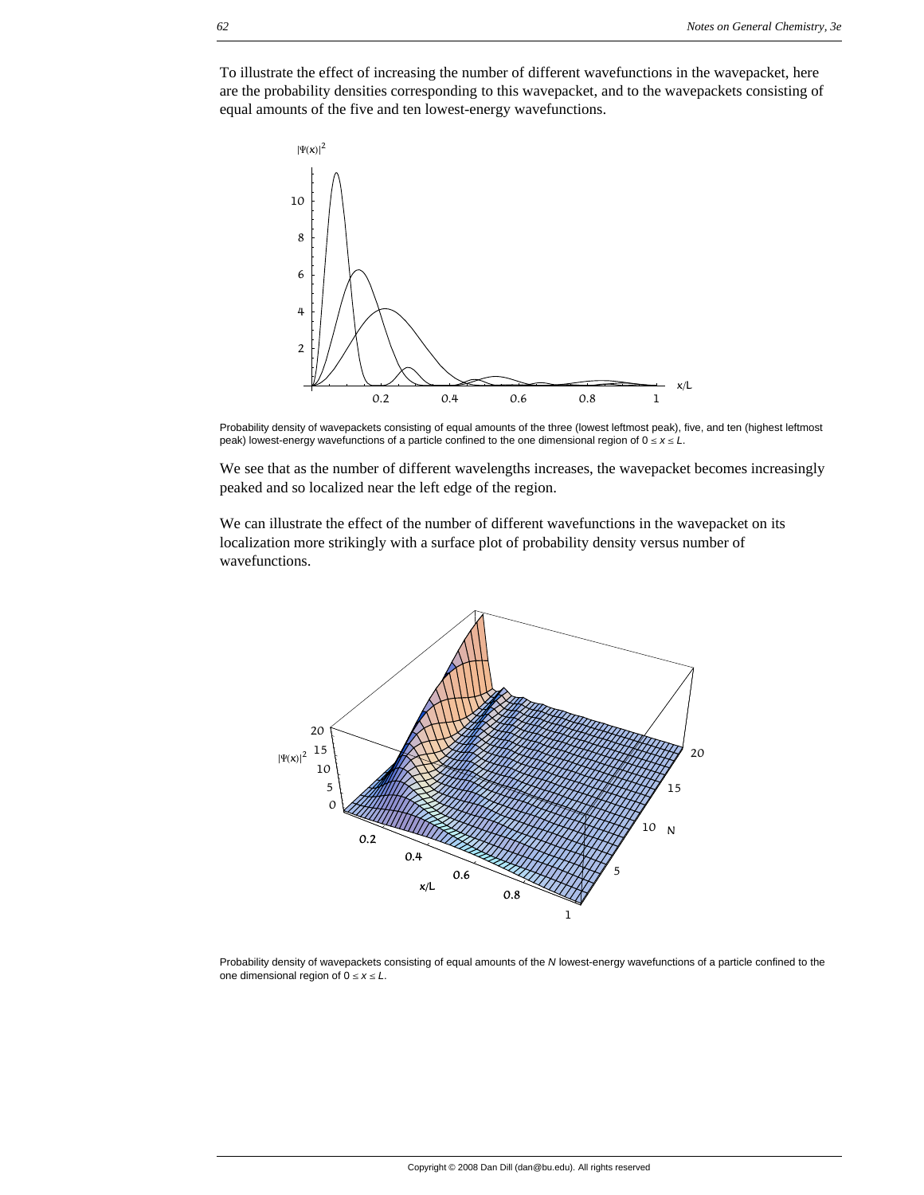To illustrate the effect of increasing the number of different wavefunctions in the wavepacket, here are the probability densities corresponding to this wavepacket, and to the wavepackets consisting of equal amounts of the five and ten lowest-energy wavefunctions.

Probability density of wavepackets consisting of equal amounts of the three (lowest leftmost peak), five, and ten (highest leftmost peak) lowest-energy wavefunctions of a particle confined to the one dimensional region of $0 \leq x \leq L$.

We see that as the number of different wavelengths increases, the wavepacket becomes increasingly peaked and so localized near the left edge of the region.

We can illustrate the effect of the number of different wavefunctions in the wavepacket on its localization more strikingly with a surface plot of probability density versus number of wavefunctions.

Probability density of wavepackets consisting of equal amounts of the $N$ lowest-energy wavefunctions of a particle confined to the one dimensional region of $0 \leq x \leq L$.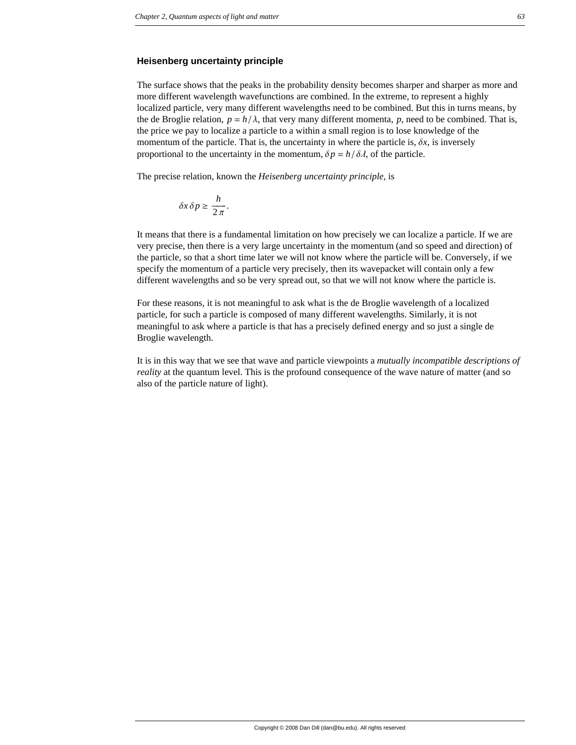### Heisenberg uncertainty principle

The surface shows that the peaks in the probability density becomes sharper and sharper as more and more different wavelength wavefunctions are combined. In the extreme, to represent a highly localized particle, very many different wavelengths need to be combined. But this in turns means, by the de Broglie relation, $p = h / \lambda$, that very many different momenta, $p$, need to be combined. That is, the price we pay to localize a particle to a within a small region is to lose knowledge of the momentum of the particle. That is, the uncertainty in where the particle is, $\delta x$, is inversely proportional to the uncertainty in the momentum, $\delta p = h / \delta\lambda$, of the particle.

The precise relation, known the *Heisenberg uncertainty principle*, is

$$\delta x \, \delta p \geq \frac{h}{2\pi}.$$

It means that there is a fundamental limitation on how precisely we can localize a particle. If we are very precise, then there is a very large uncertainty in the momentum (and so speed and direction) of the particle, so that a short time later we will not know where the particle will be. Conversely, if we specify the momentum of a particle very precisely, then its wavepacket will contain only a few different wavelengths and so be very spread out, so that we will not know where the particle is.

For these reasons, it is not meaningful to ask what is the de Broglie wavelength of a localized particle, for such a particle is composed of many different wavelengths. Similarly, it is not meaningful to ask where a particle is that has a precisely defined energy and so just a single de Broglie wavelength.

It is in this way that we see that wave and particle viewpoints a *mutually incompatible descriptions of reality* at the quantum level. This is the profound consequence of the wave nature of matter (and so also of the particle nature of light).